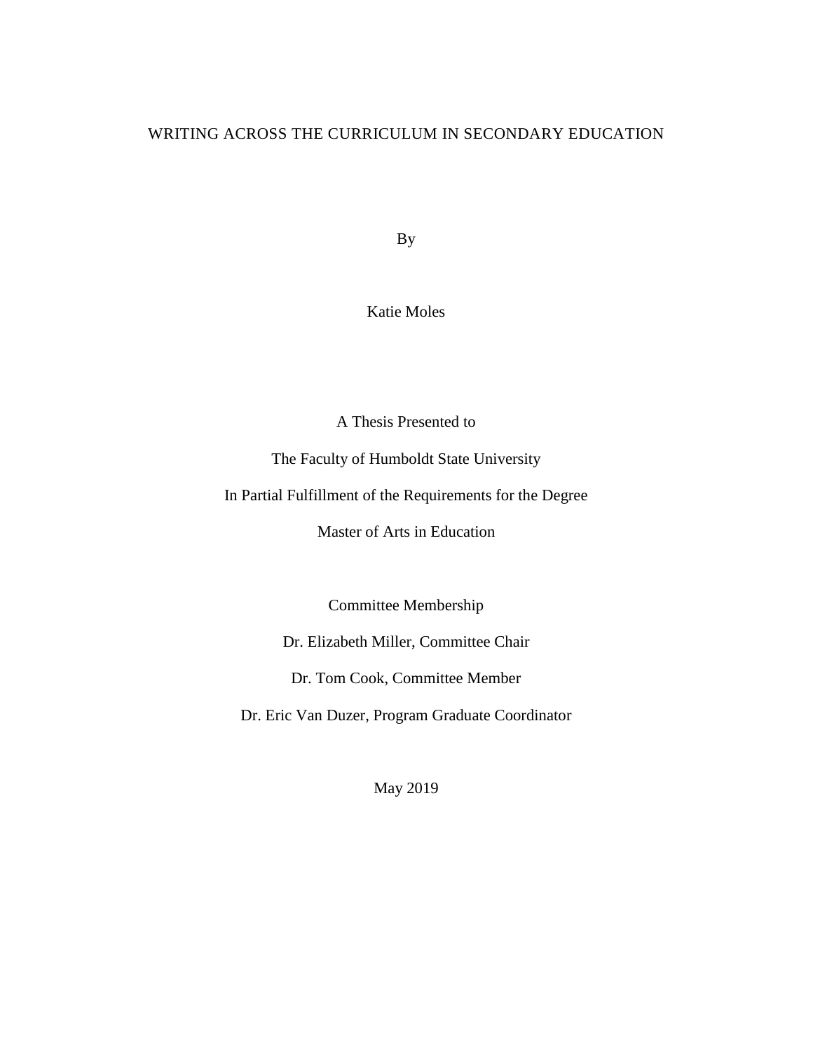# WRITING ACROSS THE CURRICULUM IN SECONDARY EDUCATION

By

Katie Moles

A Thesis Presented to

The Faculty of Humboldt State University

In Partial Fulfillment of the Requirements for the Degree

Master of Arts in Education

Committee Membership

Dr. Elizabeth Miller, Committee Chair

Dr. Tom Cook, Committee Member

Dr. Eric Van Duzer, Program Graduate Coordinator

May 2019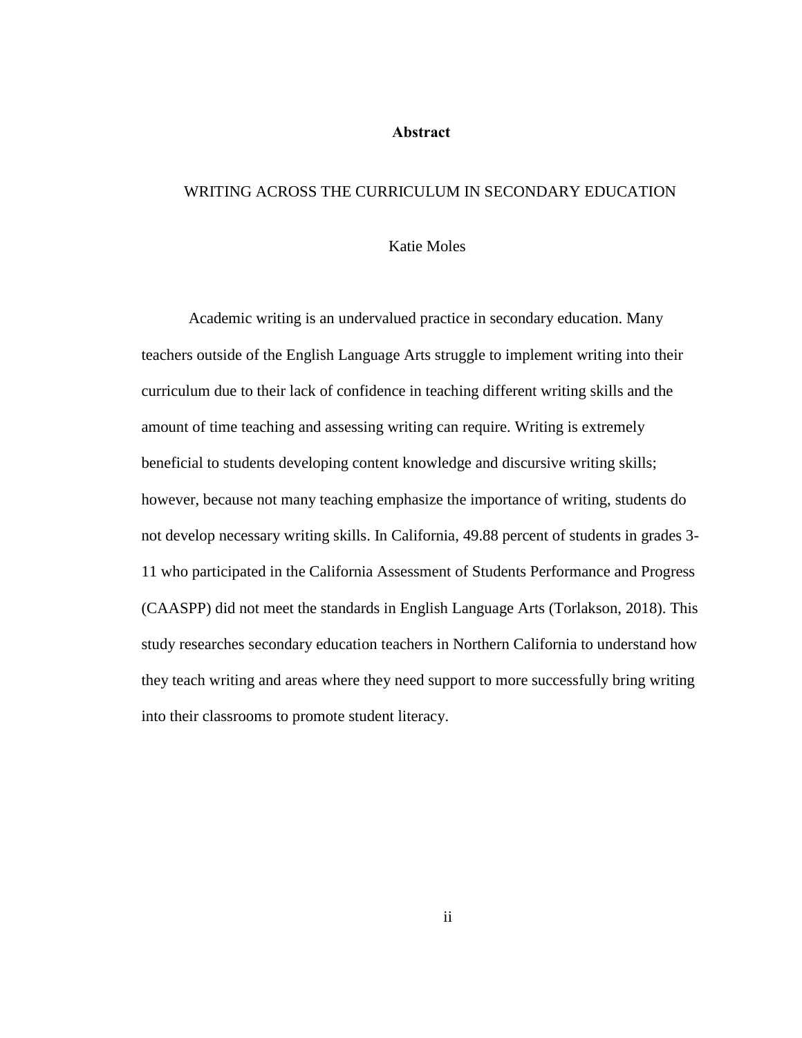# Abstract

WRITING ACROSS THE CURRICULUM IN SECONDARY EDUCATION

Katie Moles

Academic writing is an undervalued practice in secondary education. Many teachers outside of the English Language Arts struggle to implement writing into their curriculum due to their lack of confidence in teaching different writing skills and the amount of time teaching and assessing writing can require. Writing is extremely beneficial to students developing content knowledge and discursive writing skills; however, because not many teaching emphasize the importance of writing, students do not develop necessary writing skills. In California, 49.88 percent of students in grades 3-11 who participated in the California Assessment of Students Performance and Progress (CAASPP) did not meet the standards in English Language Arts (Torlakson, 2018). This study researches secondary education teachers in Northern California to understand how they teach writing and areas where they need support to more successfully bring writing into their classrooms to promote student literacy.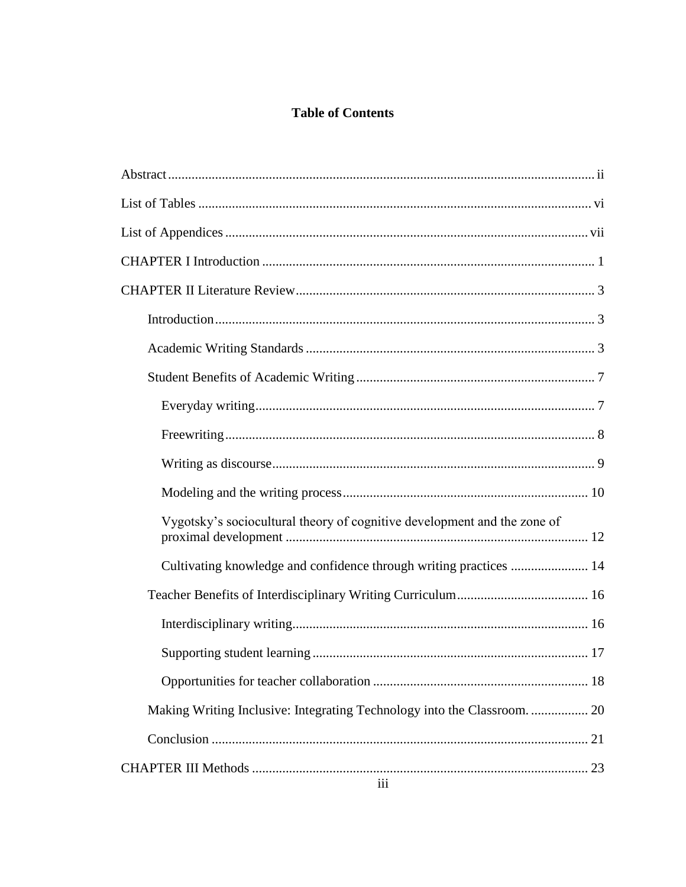# Table of Contents

Abstract ..... ii

List of Tables ..... vi

List of Appendices ..... vii

CHAPTER I Introduction ..... 1

CHAPTER II Literature Review ..... 3

- Introduction ..... 3
- Academic Writing Standards ..... 3
- Student Benefits of Academic Writing ..... 7
  - Everyday writing ..... 7
  - Freewriting ..... 8
  - Writing as discourse ..... 9
  - Modeling and the writing process ..... 10
  - Vygotsky's sociocultural theory of cognitive development and the zone of proximal development ..... 12
  - Cultivating knowledge and confidence through writing practices ..... 14
- Teacher Benefits of Interdisciplinary Writing Curriculum ..... 16
  - Interdisciplinary writing ..... 16
  - Supporting student learning ..... 17
  - Opportunities for teacher collaboration ..... 18
- Making Writing Inclusive: Integrating Technology into the Classroom. ..... 20
- Conclusion ..... 21

CHAPTER III Methods ..... 23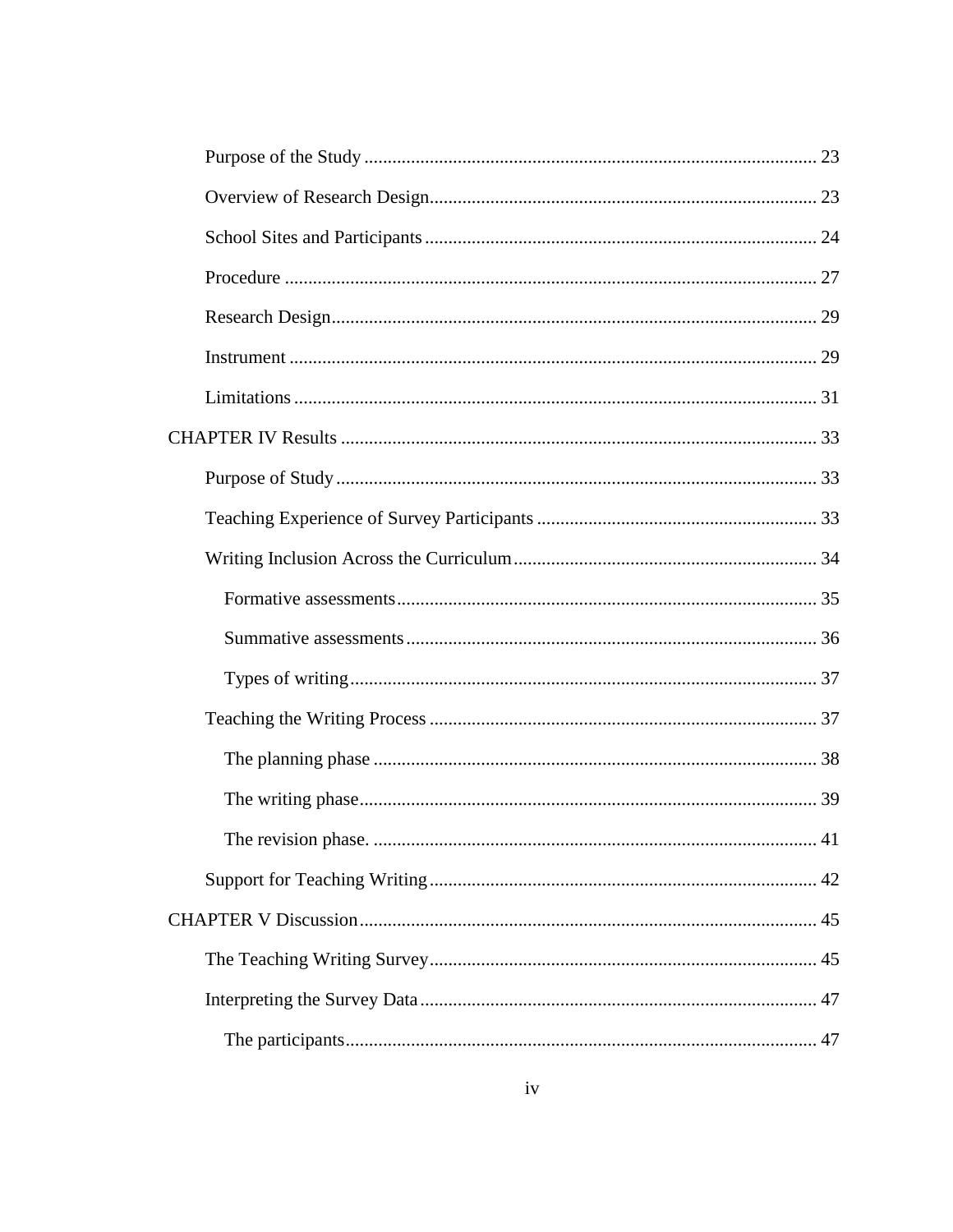Purpose of the Study ..................................................................................................... 23

Overview of Research Design........................................................................................ 23

School Sites and Participants ......................................................................................... 24

Procedure ...................................................................................................................... 27

Research Design............................................................................................................ 29

Instrument ..................................................................................................................... 29

Limitations .................................................................................................................... 31

CHAPTER IV Results ....................................................................................................... 33

Purpose of Study ........................................................................................................... 33

Teaching Experience of Survey Participants ................................................................ 33

Writing Inclusion Across the Curriculum ..................................................................... 34

Formative assessments ............................................................................................... 35

Summative assessments ............................................................................................. 36

Types of writing ......................................................................................................... 37

Teaching the Writing Process ........................................................................................ 37

The planning phase .................................................................................................... 38

The writing phase ....................................................................................................... 39

The revision phase. .................................................................................................... 41

Support for Teaching Writing ........................................................................................ 42

CHAPTER V Discussion ................................................................................................... 45

The Teaching Writing Survey ........................................................................................ 45

Interpreting the Survey Data .......................................................................................... 47

The participants ......................................................................................................... 47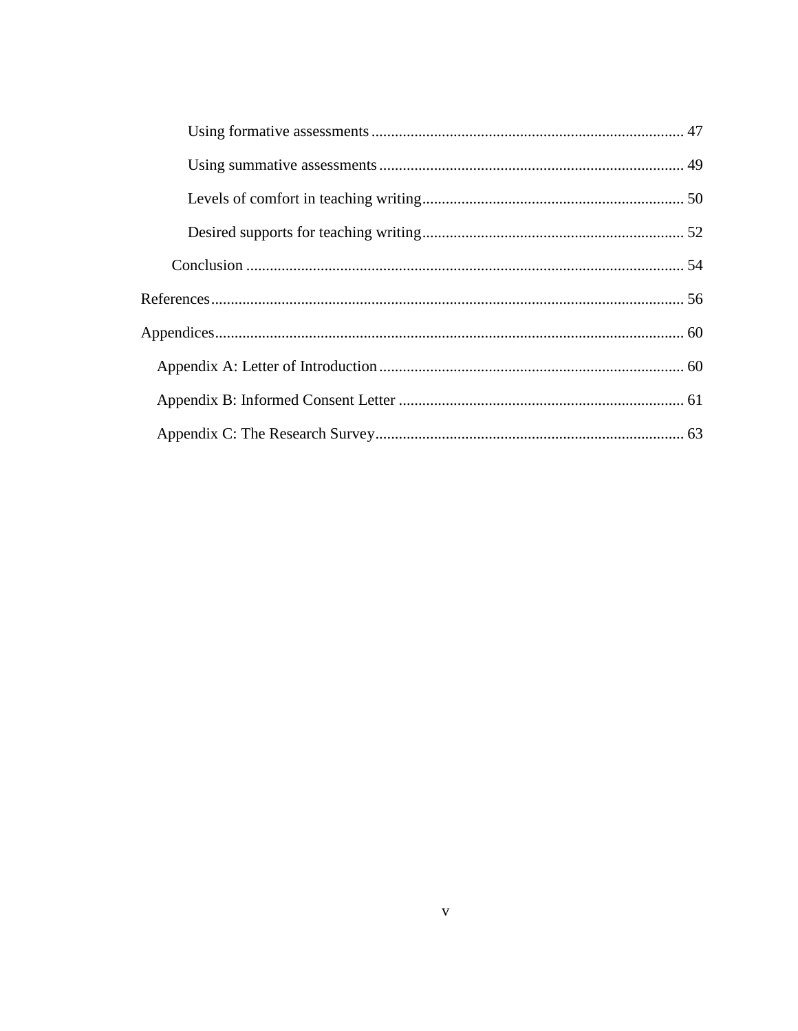Using formative assessments ................................................................................ 47

Using summative assessments ............................................................................. 49

Levels of comfort in teaching writing ................................................................... 50

Desired supports for teaching writing ................................................................... 52

Conclusion ................................................................................................................ 54

References ......................................................................................................................... 56

Appendices ........................................................................................................................ 60

Appendix A: Letter of Introduction ............................................................................. 60

Appendix B: Informed Consent Letter ......................................................................... 61

Appendix C: The Research Survey ............................................................................... 63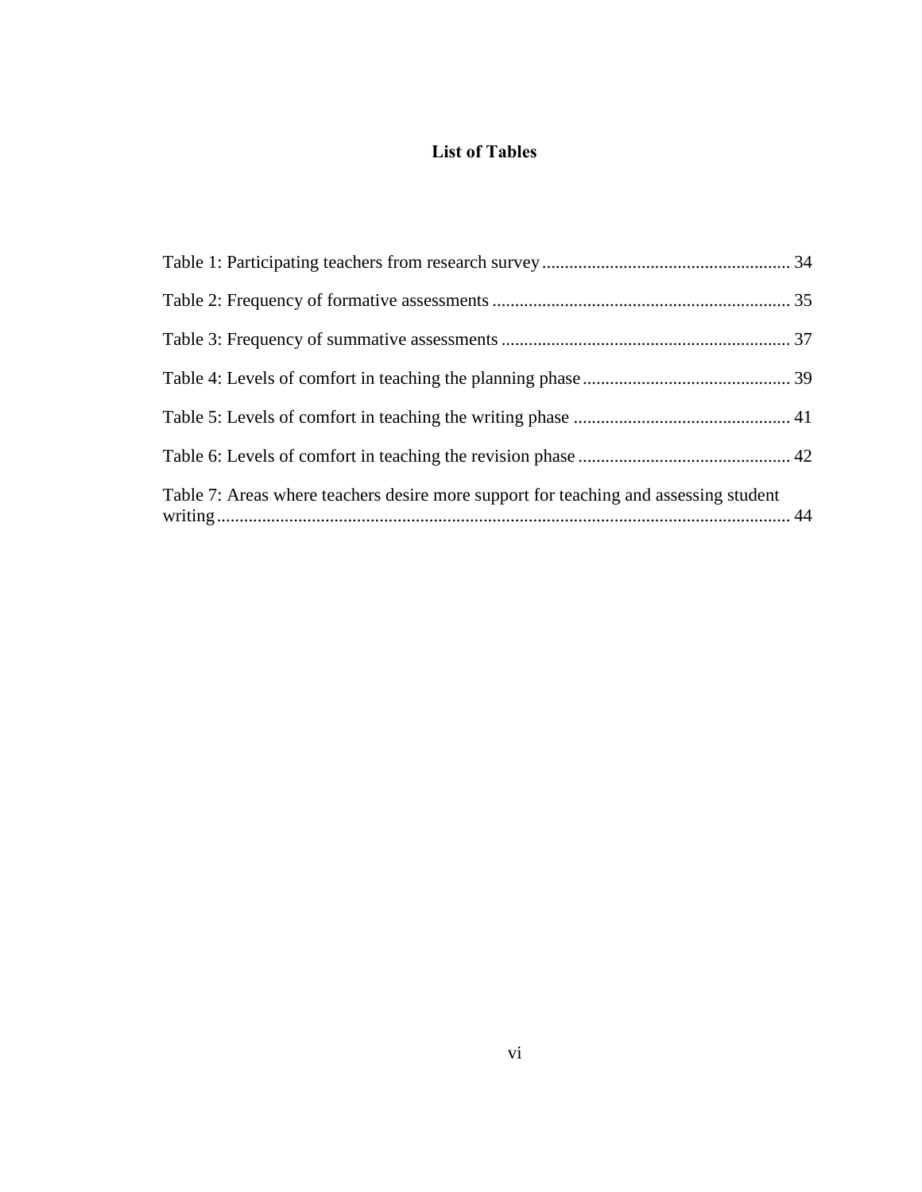## List of Tables

Table 1: Participating teachers from research survey ....................................................... 34

Table 2: Frequency of formative assessments ................................................................. 35

Table 3: Frequency of summative assessments ................................................................ 37

Table 4: Levels of comfort in teaching the planning phase .............................................. 39

Table 5: Levels of comfort in teaching the writing phase ................................................ 41

Table 6: Levels of comfort in teaching the revision phase ............................................... 42

Table 7: Areas where teachers desire more support for teaching and assessing student writing ............................................................................................................................ 44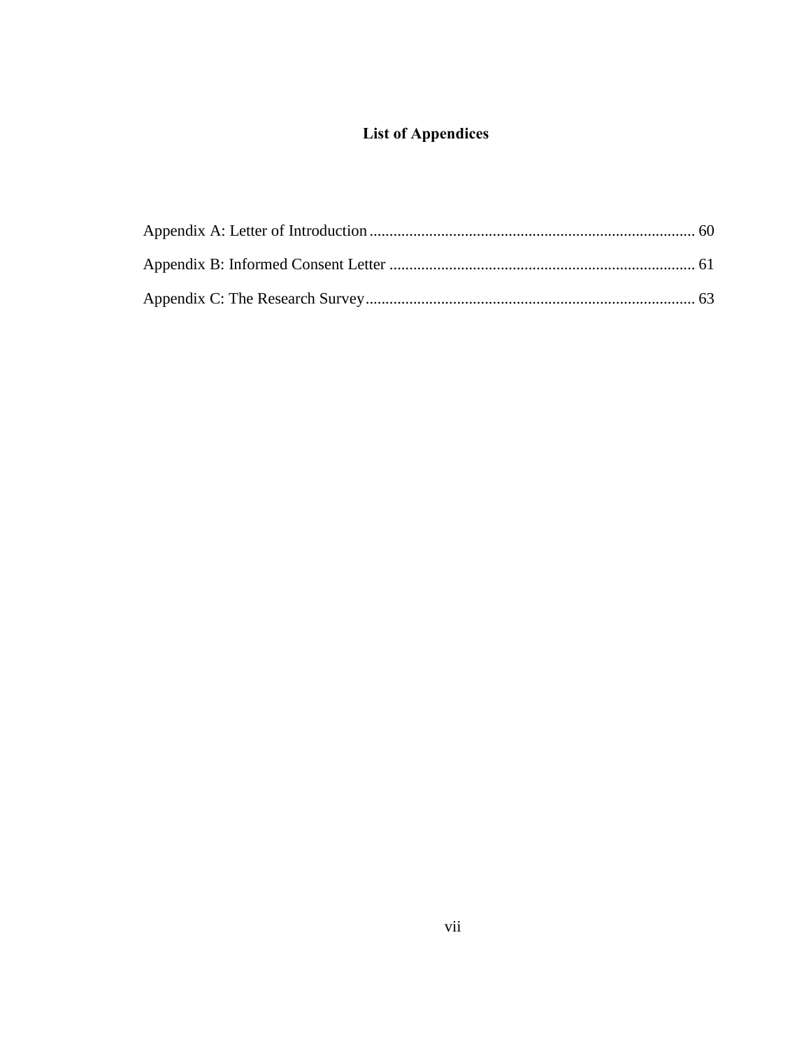## List of Appendices

Appendix A: Letter of Introduction .................................................................................. 60

Appendix B: Informed Consent Letter ............................................................................. 61

Appendix C: The Research Survey.................................................................................. 63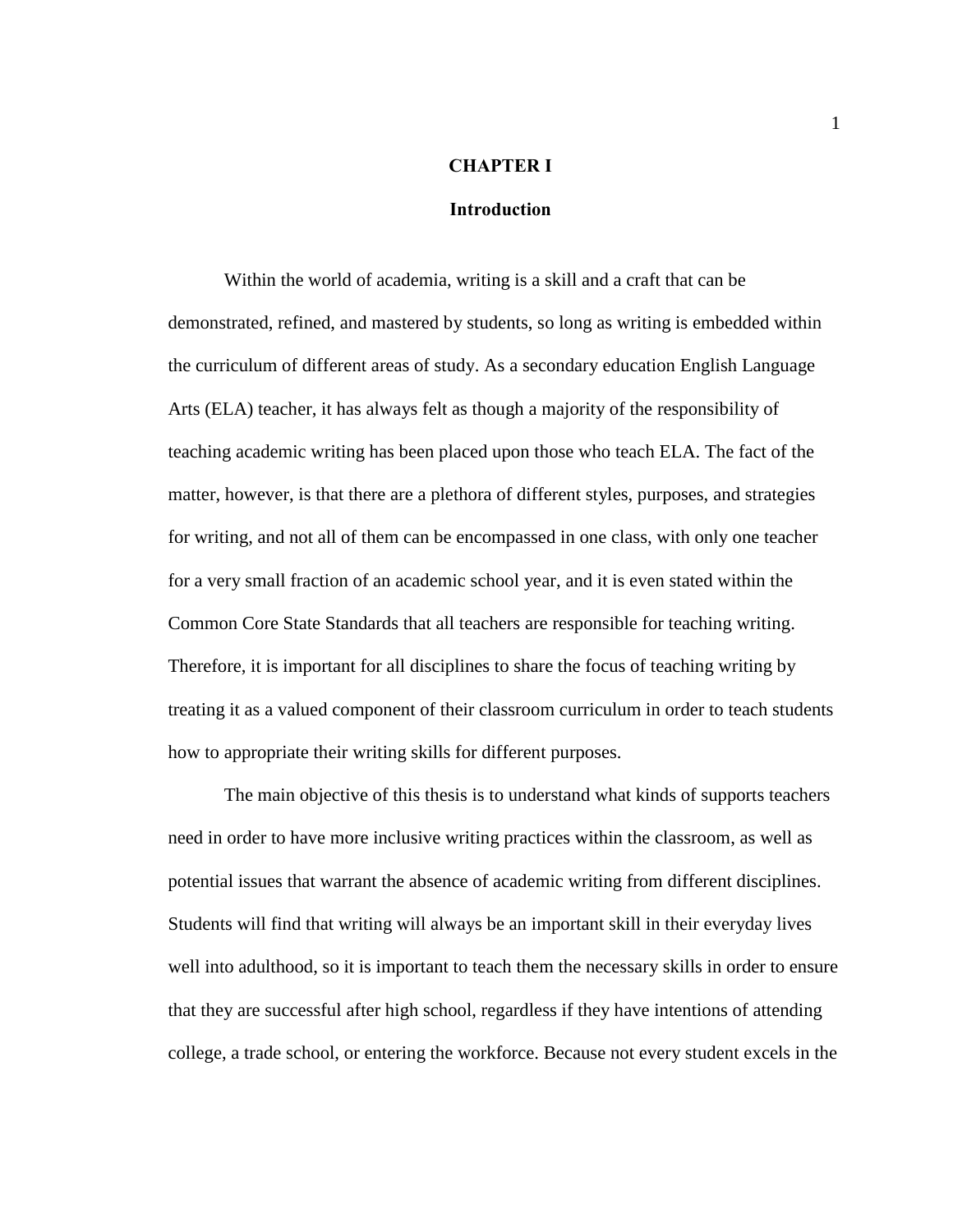# CHAPTER I

## Introduction

Within the world of academia, writing is a skill and a craft that can be demonstrated, refined, and mastered by students, so long as writing is embedded within the curriculum of different areas of study. As a secondary education English Language Arts (ELA) teacher, it has always felt as though a majority of the responsibility of teaching academic writing has been placed upon those who teach ELA. The fact of the matter, however, is that there are a plethora of different styles, purposes, and strategies for writing, and not all of them can be encompassed in one class, with only one teacher for a very small fraction of an academic school year, and it is even stated within the Common Core State Standards that all teachers are responsible for teaching writing. Therefore, it is important for all disciplines to share the focus of teaching writing by treating it as a valued component of their classroom curriculum in order to teach students how to appropriate their writing skills for different purposes.

The main objective of this thesis is to understand what kinds of supports teachers need in order to have more inclusive writing practices within the classroom, as well as potential issues that warrant the absence of academic writing from different disciplines. Students will find that writing will always be an important skill in their everyday lives well into adulthood, so it is important to teach them the necessary skills in order to ensure that they are successful after high school, regardless if they have intentions of attending college, a trade school, or entering the workforce. Because not every student excels in the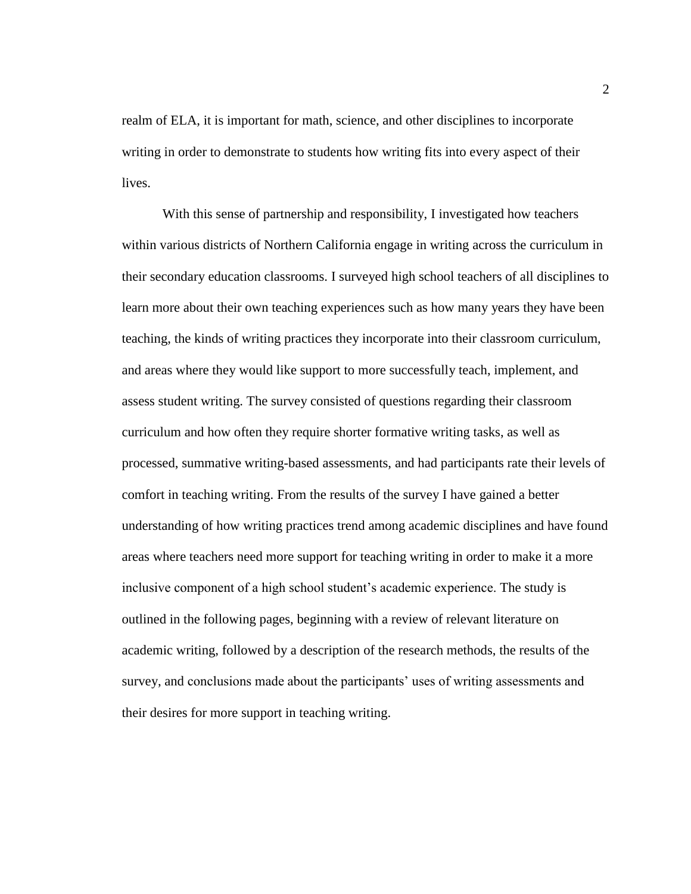realm of ELA, it is important for math, science, and other disciplines to incorporate writing in order to demonstrate to students how writing fits into every aspect of their lives.

With this sense of partnership and responsibility, I investigated how teachers within various districts of Northern California engage in writing across the curriculum in their secondary education classrooms. I surveyed high school teachers of all disciplines to learn more about their own teaching experiences such as how many years they have been teaching, the kinds of writing practices they incorporate into their classroom curriculum, and areas where they would like support to more successfully teach, implement, and assess student writing. The survey consisted of questions regarding their classroom curriculum and how often they require shorter formative writing tasks, as well as processed, summative writing-based assessments, and had participants rate their levels of comfort in teaching writing. From the results of the survey I have gained a better understanding of how writing practices trend among academic disciplines and have found areas where teachers need more support for teaching writing in order to make it a more inclusive component of a high school student's academic experience. The study is outlined in the following pages, beginning with a review of relevant literature on academic writing, followed by a description of the research methods, the results of the survey, and conclusions made about the participants' uses of writing assessments and their desires for more support in teaching writing.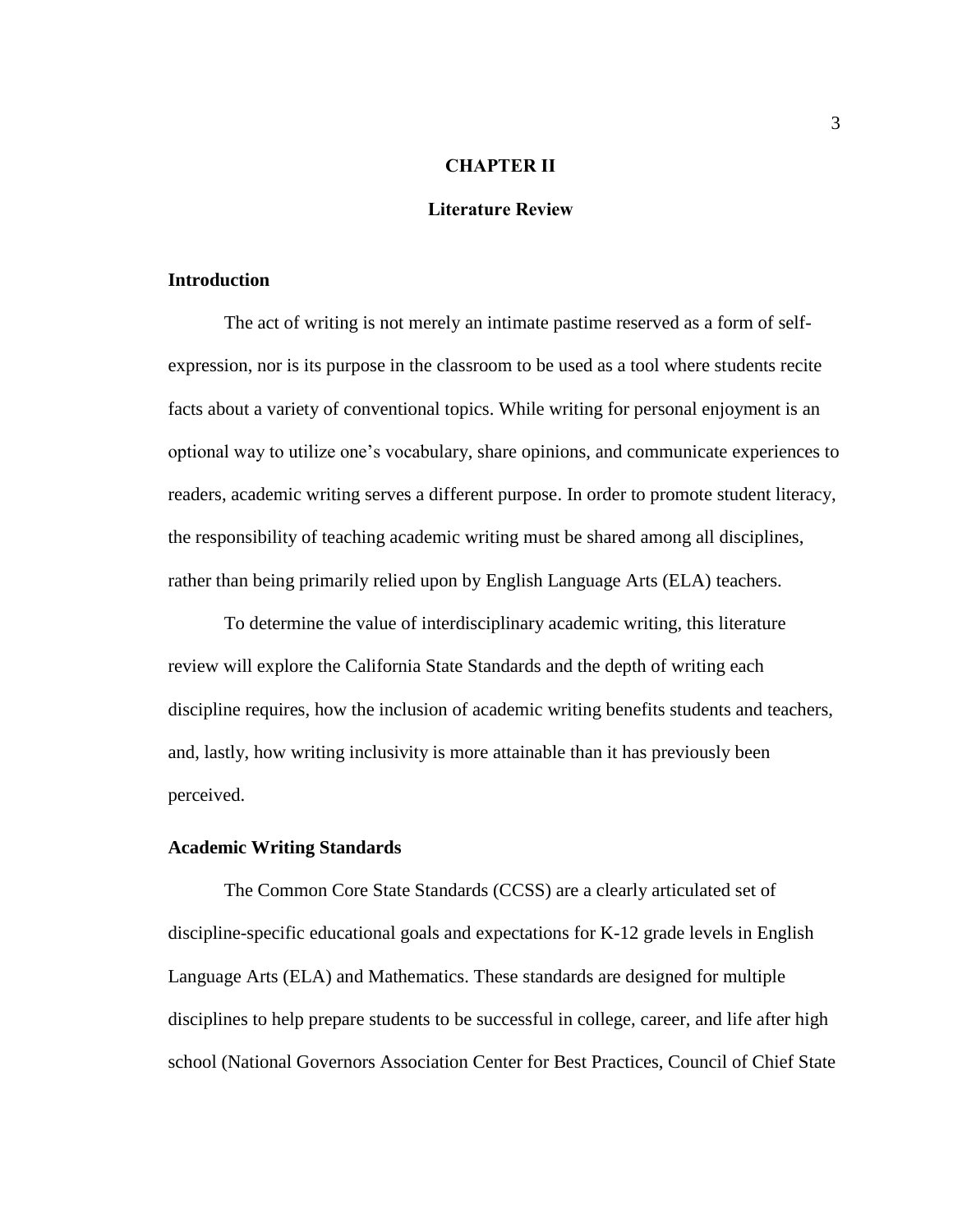# CHAPTER II

# Literature Review

## Introduction

The act of writing is not merely an intimate pastime reserved as a form of self-expression, nor is its purpose in the classroom to be used as a tool where students recite facts about a variety of conventional topics. While writing for personal enjoyment is an optional way to utilize one's vocabulary, share opinions, and communicate experiences to readers, academic writing serves a different purpose. In order to promote student literacy, the responsibility of teaching academic writing must be shared among all disciplines, rather than being primarily relied upon by English Language Arts (ELA) teachers.

To determine the value of interdisciplinary academic writing, this literature review will explore the California State Standards and the depth of writing each discipline requires, how the inclusion of academic writing benefits students and teachers, and, lastly, how writing inclusivity is more attainable than it has previously been perceived.

## Academic Writing Standards

The Common Core State Standards (CCSS) are a clearly articulated set of discipline-specific educational goals and expectations for K-12 grade levels in English Language Arts (ELA) and Mathematics. These standards are designed for multiple disciplines to help prepare students to be successful in college, career, and life after high school (National Governors Association Center for Best Practices, Council of Chief State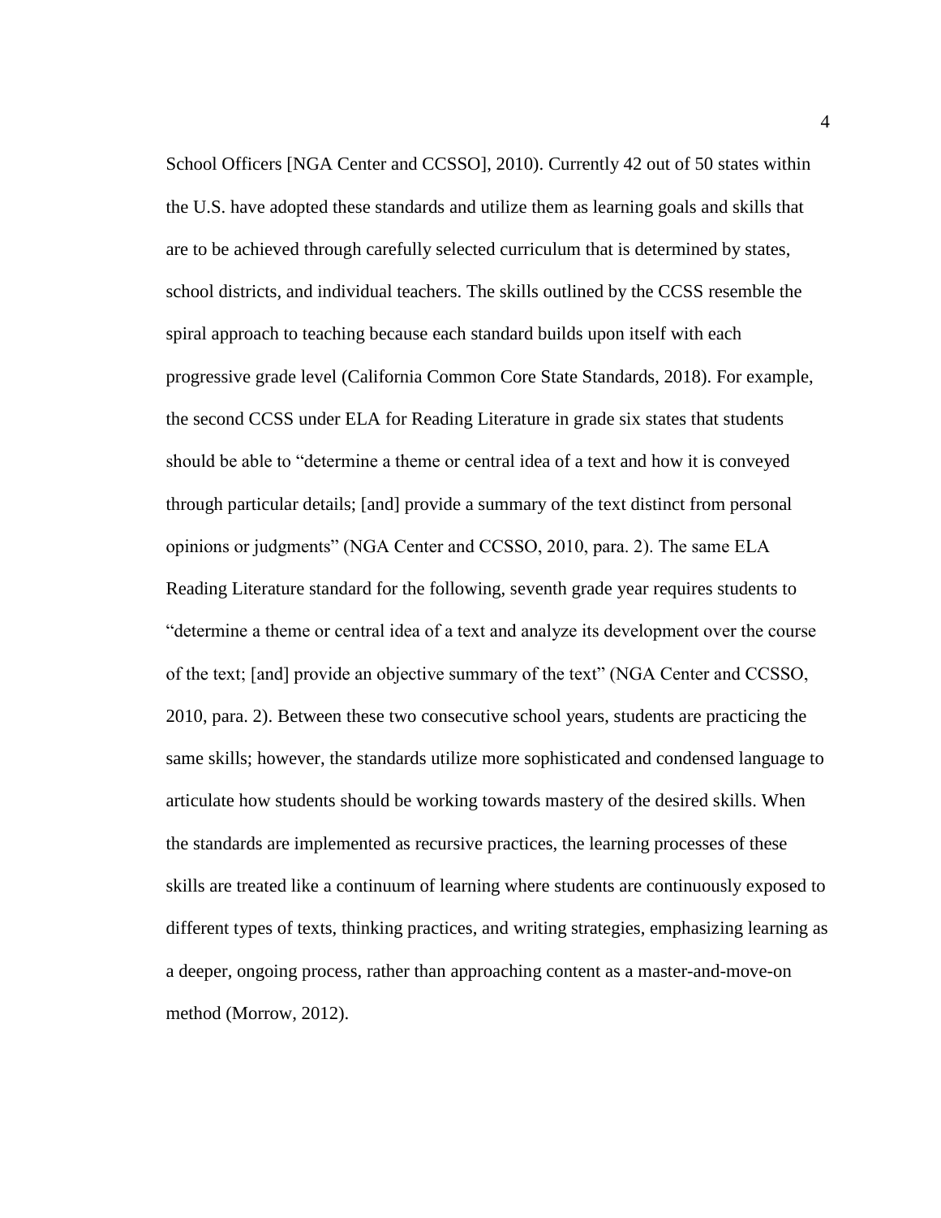School Officers [NGA Center and CCSSO], 2010). Currently 42 out of 50 states within the U.S. have adopted these standards and utilize them as learning goals and skills that are to be achieved through carefully selected curriculum that is determined by states, school districts, and individual teachers. The skills outlined by the CCSS resemble the spiral approach to teaching because each standard builds upon itself with each progressive grade level (California Common Core State Standards, 2018). For example, the second CCSS under ELA for Reading Literature in grade six states that students should be able to "determine a theme or central idea of a text and how it is conveyed through particular details; [and] provide a summary of the text distinct from personal opinions or judgments" (NGA Center and CCSSO, 2010, para. 2). The same ELA Reading Literature standard for the following, seventh grade year requires students to "determine a theme or central idea of a text and analyze its development over the course of the text; [and] provide an objective summary of the text" (NGA Center and CCSSO, 2010, para. 2). Between these two consecutive school years, students are practicing the same skills; however, the standards utilize more sophisticated and condensed language to articulate how students should be working towards mastery of the desired skills. When the standards are implemented as recursive practices, the learning processes of these skills are treated like a continuum of learning where students are continuously exposed to different types of texts, thinking practices, and writing strategies, emphasizing learning as a deeper, ongoing process, rather than approaching content as a master-and-move-on method (Morrow, 2012).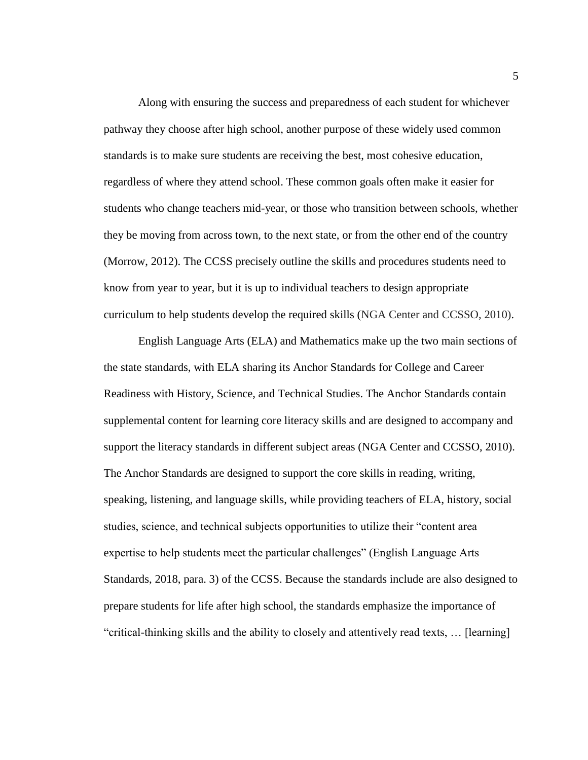Along with ensuring the success and preparedness of each student for whichever pathway they choose after high school, another purpose of these widely used common standards is to make sure students are receiving the best, most cohesive education, regardless of where they attend school. These common goals often make it easier for students who change teachers mid-year, or those who transition between schools, whether they be moving from across town, to the next state, or from the other end of the country (Morrow, 2012). The CCSS precisely outline the skills and procedures students need to know from year to year, but it is up to individual teachers to design appropriate curriculum to help students develop the required skills (NGA Center and CCSSO, 2010).

English Language Arts (ELA) and Mathematics make up the two main sections of the state standards, with ELA sharing its Anchor Standards for College and Career Readiness with History, Science, and Technical Studies. The Anchor Standards contain supplemental content for learning core literacy skills and are designed to accompany and support the literacy standards in different subject areas (NGA Center and CCSSO, 2010). The Anchor Standards are designed to support the core skills in reading, writing, speaking, listening, and language skills, while providing teachers of ELA, history, social studies, science, and technical subjects opportunities to utilize their "content area expertise to help students meet the particular challenges" (English Language Arts Standards, 2018, para. 3) of the CCSS. Because the standards include are also designed to prepare students for life after high school, the standards emphasize the importance of "critical-thinking skills and the ability to closely and attentively read texts, … [learning]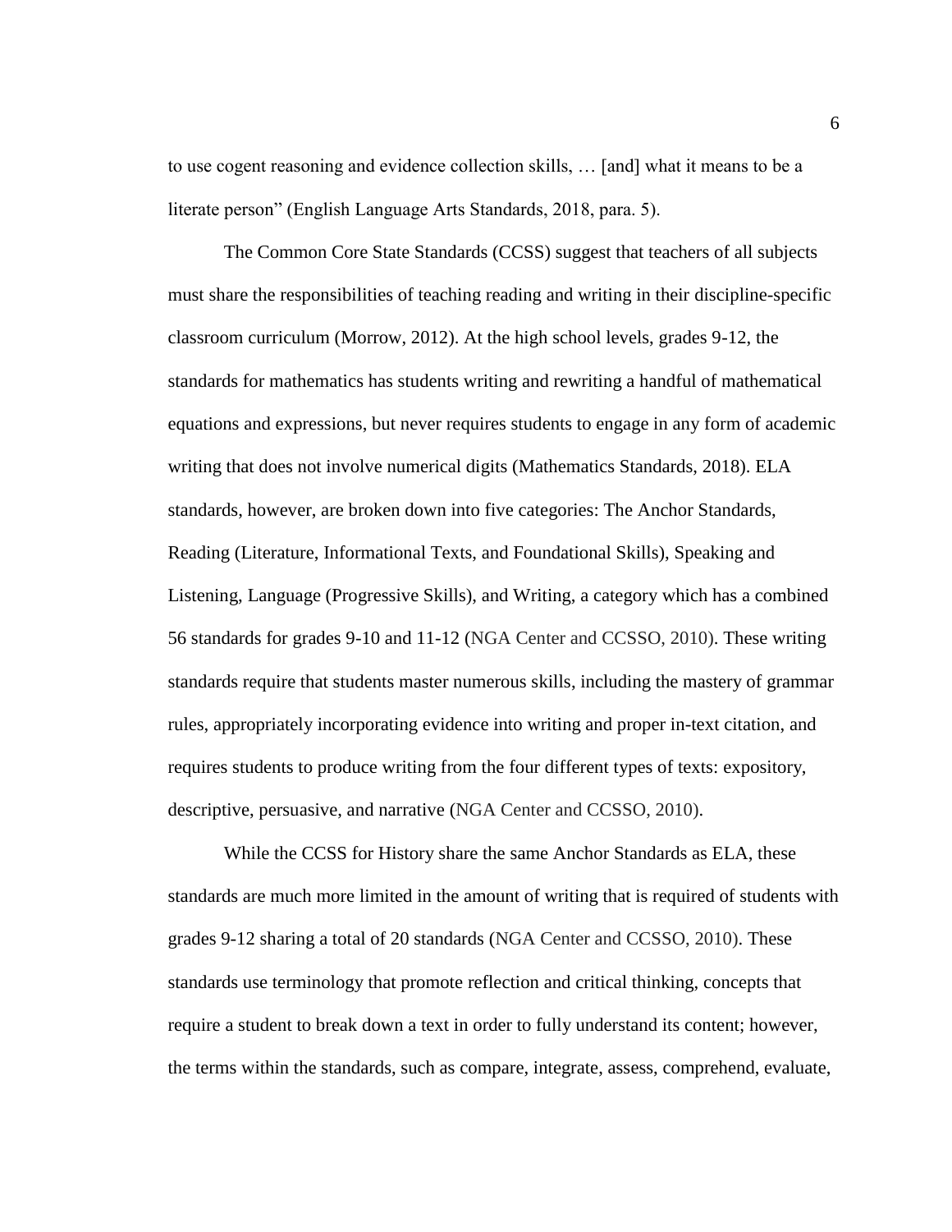to use cogent reasoning and evidence collection skills, … [and] what it means to be a literate person" (English Language Arts Standards, 2018, para. 5).

The Common Core State Standards (CCSS) suggest that teachers of all subjects must share the responsibilities of teaching reading and writing in their discipline-specific classroom curriculum (Morrow, 2012). At the high school levels, grades 9-12, the standards for mathematics has students writing and rewriting a handful of mathematical equations and expressions, but never requires students to engage in any form of academic writing that does not involve numerical digits (Mathematics Standards, 2018). ELA standards, however, are broken down into five categories: The Anchor Standards, Reading (Literature, Informational Texts, and Foundational Skills), Speaking and Listening, Language (Progressive Skills), and Writing, a category which has a combined 56 standards for grades 9-10 and 11-12 (NGA Center and CCSSO, 2010). These writing standards require that students master numerous skills, including the mastery of grammar rules, appropriately incorporating evidence into writing and proper in-text citation, and requires students to produce writing from the four different types of texts: expository, descriptive, persuasive, and narrative (NGA Center and CCSSO, 2010).

While the CCSS for History share the same Anchor Standards as ELA, these standards are much more limited in the amount of writing that is required of students with grades 9-12 sharing a total of 20 standards (NGA Center and CCSSO, 2010). These standards use terminology that promote reflection and critical thinking, concepts that require a student to break down a text in order to fully understand its content; however, the terms within the standards, such as compare, integrate, assess, comprehend, evaluate,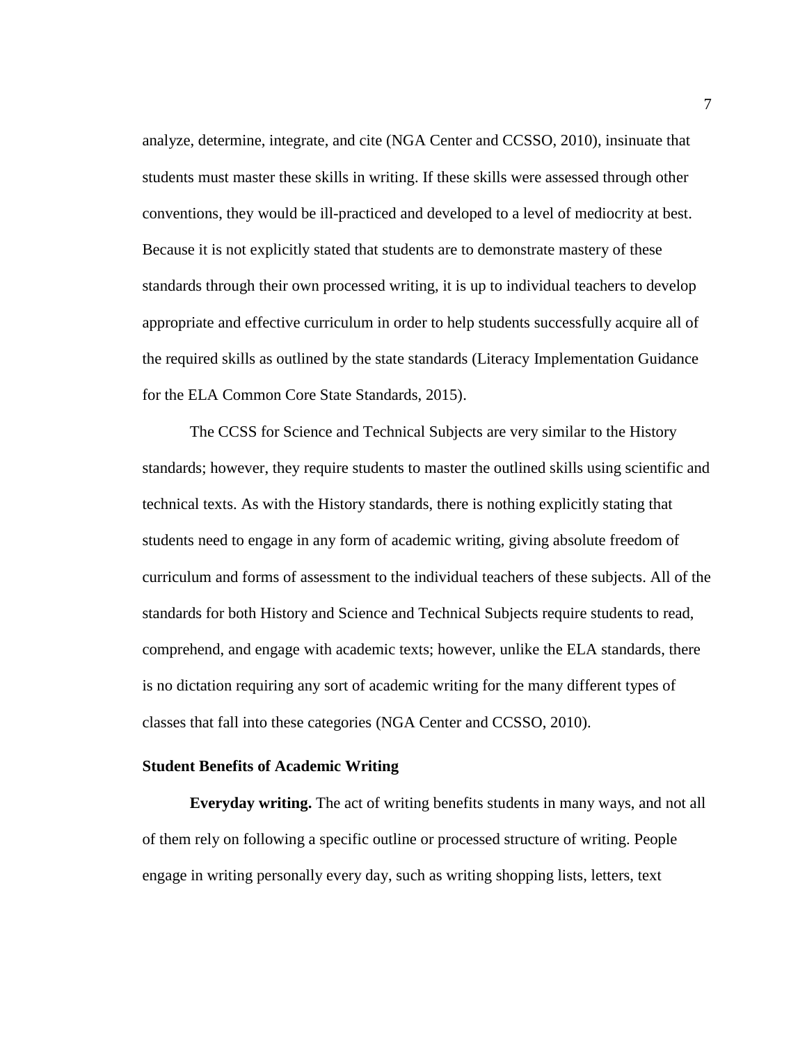analyze, determine, integrate, and cite (NGA Center and CCSSO, 2010), insinuate that students must master these skills in writing. If these skills were assessed through other conventions, they would be ill-practiced and developed to a level of mediocrity at best. Because it is not explicitly stated that students are to demonstrate mastery of these standards through their own processed writing, it is up to individual teachers to develop appropriate and effective curriculum in order to help students successfully acquire all of the required skills as outlined by the state standards (Literacy Implementation Guidance for the ELA Common Core State Standards, 2015).

The CCSS for Science and Technical Subjects are very similar to the History standards; however, they require students to master the outlined skills using scientific and technical texts. As with the History standards, there is nothing explicitly stating that students need to engage in any form of academic writing, giving absolute freedom of curriculum and forms of assessment to the individual teachers of these subjects. All of the standards for both History and Science and Technical Subjects require students to read, comprehend, and engage with academic texts; however, unlike the ELA standards, there is no dictation requiring any sort of academic writing for the many different types of classes that fall into these categories (NGA Center and CCSSO, 2010).

## Student Benefits of Academic Writing

**Everyday writing.** The act of writing benefits students in many ways, and not all of them rely on following a specific outline or processed structure of writing. People engage in writing personally every day, such as writing shopping lists, letters, text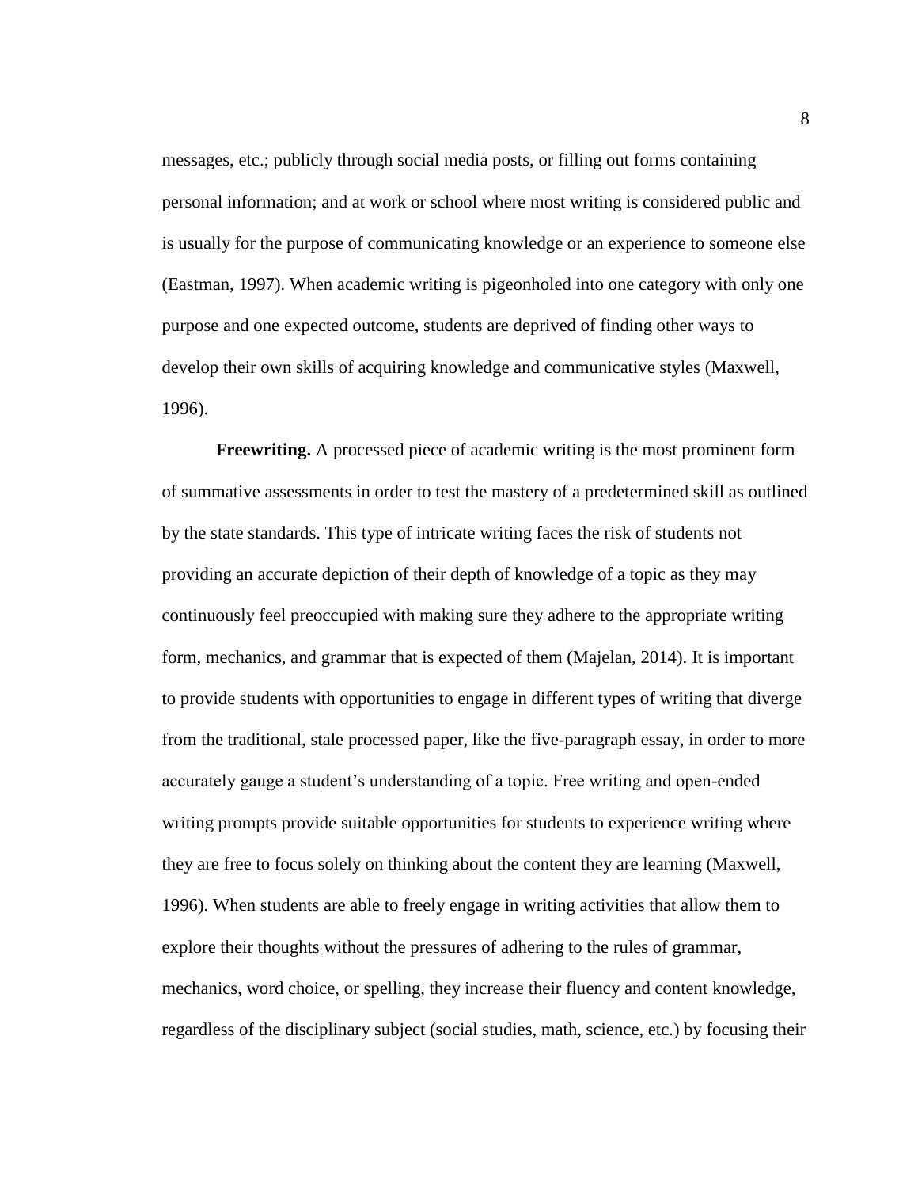messages, etc.; publicly through social media posts, or filling out forms containing personal information; and at work or school where most writing is considered public and is usually for the purpose of communicating knowledge or an experience to someone else (Eastman, 1997). When academic writing is pigeonholed into one category with only one purpose and one expected outcome, students are deprived of finding other ways to develop their own skills of acquiring knowledge and communicative styles (Maxwell, 1996).

**Freewriting.** A processed piece of academic writing is the most prominent form of summative assessments in order to test the mastery of a predetermined skill as outlined by the state standards. This type of intricate writing faces the risk of students not providing an accurate depiction of their depth of knowledge of a topic as they may continuously feel preoccupied with making sure they adhere to the appropriate writing form, mechanics, and grammar that is expected of them (Majelan, 2014). It is important to provide students with opportunities to engage in different types of writing that diverge from the traditional, stale processed paper, like the five-paragraph essay, in order to more accurately gauge a student's understanding of a topic. Free writing and open-ended writing prompts provide suitable opportunities for students to experience writing where they are free to focus solely on thinking about the content they are learning (Maxwell, 1996). When students are able to freely engage in writing activities that allow them to explore their thoughts without the pressures of adhering to the rules of grammar, mechanics, word choice, or spelling, they increase their fluency and content knowledge, regardless of the disciplinary subject (social studies, math, science, etc.) by focusing their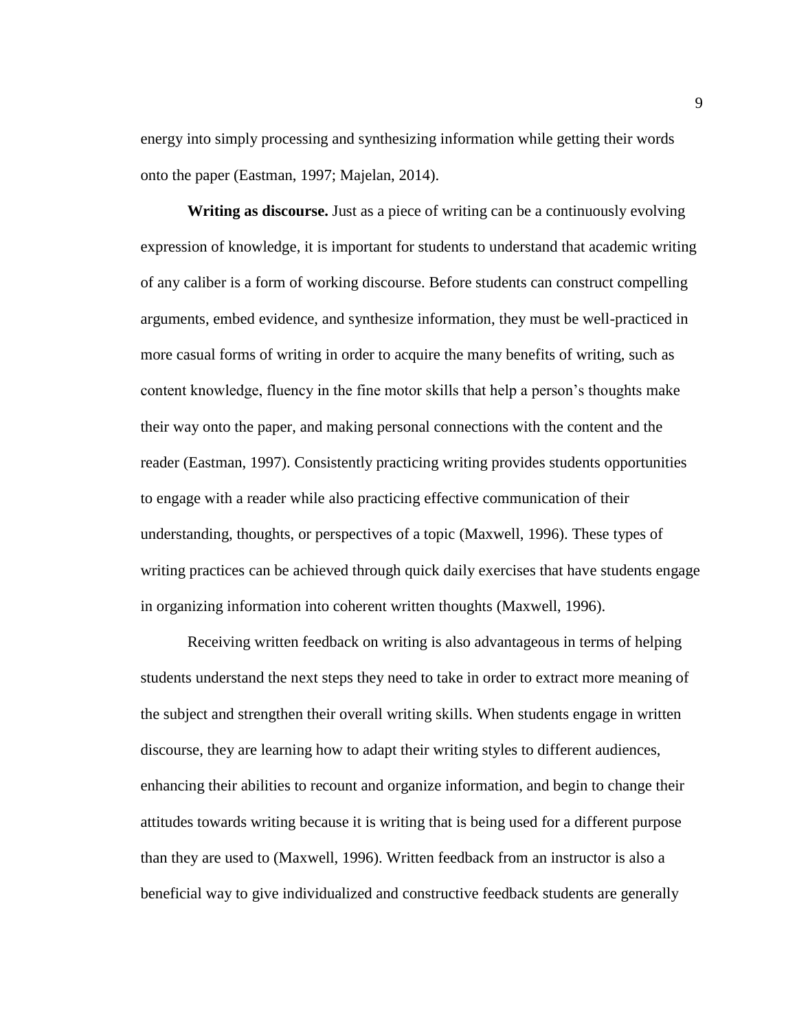energy into simply processing and synthesizing information while getting their words onto the paper (Eastman, 1997; Majelan, 2014).

**Writing as discourse.** Just as a piece of writing can be a continuously evolving expression of knowledge, it is important for students to understand that academic writing of any caliber is a form of working discourse. Before students can construct compelling arguments, embed evidence, and synthesize information, they must be well-practiced in more casual forms of writing in order to acquire the many benefits of writing, such as content knowledge, fluency in the fine motor skills that help a person's thoughts make their way onto the paper, and making personal connections with the content and the reader (Eastman, 1997). Consistently practicing writing provides students opportunities to engage with a reader while also practicing effective communication of their understanding, thoughts, or perspectives of a topic (Maxwell, 1996). These types of writing practices can be achieved through quick daily exercises that have students engage in organizing information into coherent written thoughts (Maxwell, 1996).

Receiving written feedback on writing is also advantageous in terms of helping students understand the next steps they need to take in order to extract more meaning of the subject and strengthen their overall writing skills. When students engage in written discourse, they are learning how to adapt their writing styles to different audiences, enhancing their abilities to recount and organize information, and begin to change their attitudes towards writing because it is writing that is being used for a different purpose than they are used to (Maxwell, 1996). Written feedback from an instructor is also a beneficial way to give individualized and constructive feedback students are generally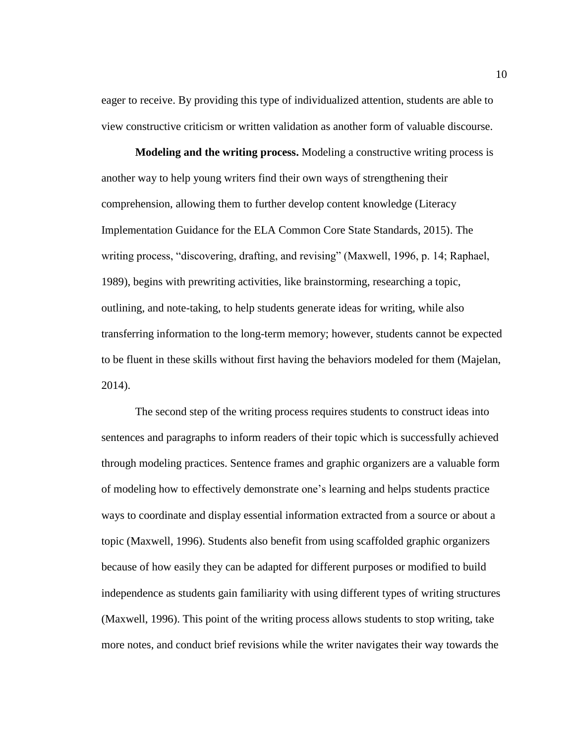eager to receive. By providing this type of individualized attention, students are able to view constructive criticism or written validation as another form of valuable discourse.

**Modeling and the writing process.** Modeling a constructive writing process is another way to help young writers find their own ways of strengthening their comprehension, allowing them to further develop content knowledge (Literacy Implementation Guidance for the ELA Common Core State Standards, 2015). The writing process, "discovering, drafting, and revising" (Maxwell, 1996, p. 14; Raphael, 1989), begins with prewriting activities, like brainstorming, researching a topic, outlining, and note-taking, to help students generate ideas for writing, while also transferring information to the long-term memory; however, students cannot be expected to be fluent in these skills without first having the behaviors modeled for them (Majelan, 2014).

The second step of the writing process requires students to construct ideas into sentences and paragraphs to inform readers of their topic which is successfully achieved through modeling practices. Sentence frames and graphic organizers are a valuable form of modeling how to effectively demonstrate one's learning and helps students practice ways to coordinate and display essential information extracted from a source or about a topic (Maxwell, 1996). Students also benefit from using scaffolded graphic organizers because of how easily they can be adapted for different purposes or modified to build independence as students gain familiarity with using different types of writing structures (Maxwell, 1996). This point of the writing process allows students to stop writing, take more notes, and conduct brief revisions while the writer navigates their way towards the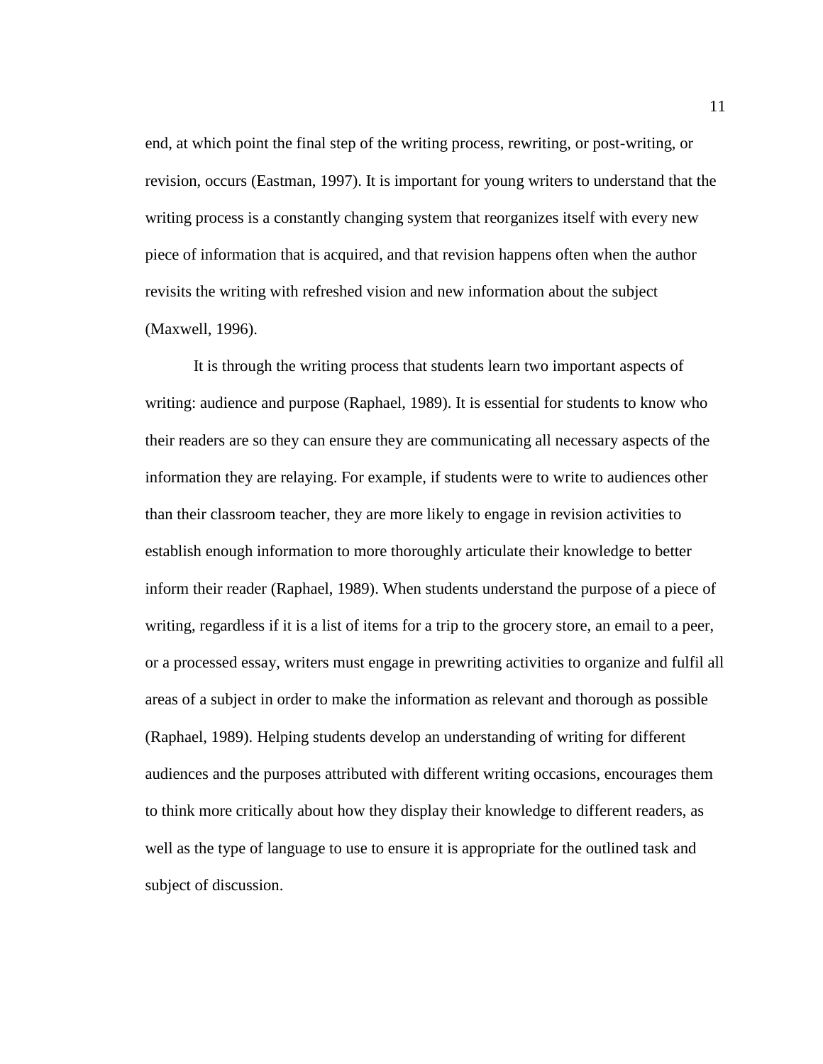end, at which point the final step of the writing process, rewriting, or post-writing, or revision, occurs (Eastman, 1997). It is important for young writers to understand that the writing process is a constantly changing system that reorganizes itself with every new piece of information that is acquired, and that revision happens often when the author revisits the writing with refreshed vision and new information about the subject (Maxwell, 1996).

It is through the writing process that students learn two important aspects of writing: audience and purpose (Raphael, 1989). It is essential for students to know who their readers are so they can ensure they are communicating all necessary aspects of the information they are relaying. For example, if students were to write to audiences other than their classroom teacher, they are more likely to engage in revision activities to establish enough information to more thoroughly articulate their knowledge to better inform their reader (Raphael, 1989). When students understand the purpose of a piece of writing, regardless if it is a list of items for a trip to the grocery store, an email to a peer, or a processed essay, writers must engage in prewriting activities to organize and fulfil all areas of a subject in order to make the information as relevant and thorough as possible (Raphael, 1989). Helping students develop an understanding of writing for different audiences and the purposes attributed with different writing occasions, encourages them to think more critically about how they display their knowledge to different readers, as well as the type of language to use to ensure it is appropriate for the outlined task and subject of discussion.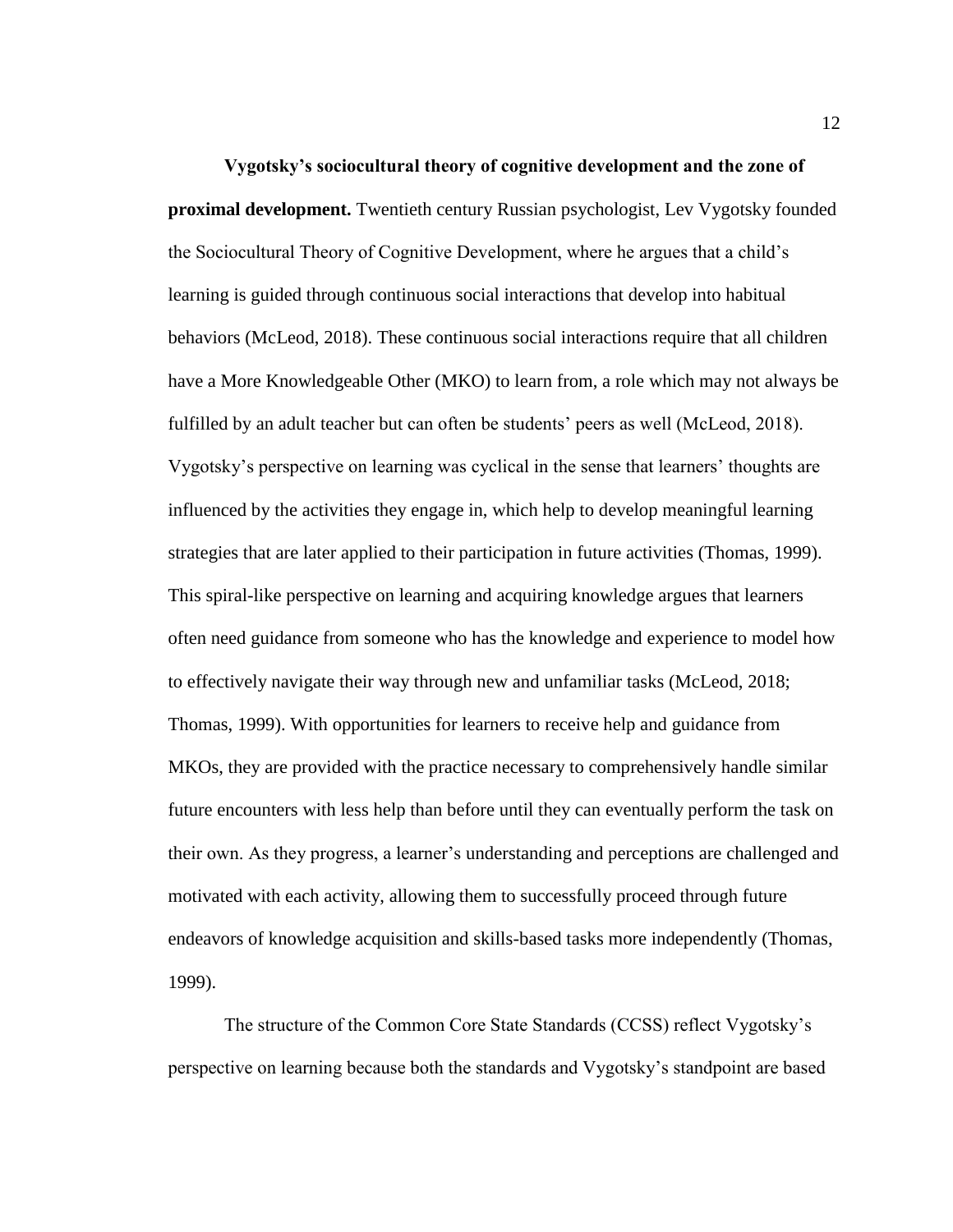**Vygotsky's sociocultural theory of cognitive development and the zone of proximal development.** Twentieth century Russian psychologist, Lev Vygotsky founded the Sociocultural Theory of Cognitive Development, where he argues that a child's learning is guided through continuous social interactions that develop into habitual behaviors (McLeod, 2018). These continuous social interactions require that all children have a More Knowledgeable Other (MKO) to learn from, a role which may not always be fulfilled by an adult teacher but can often be students' peers as well (McLeod, 2018). Vygotsky's perspective on learning was cyclical in the sense that learners' thoughts are influenced by the activities they engage in, which help to develop meaningful learning strategies that are later applied to their participation in future activities (Thomas, 1999). This spiral-like perspective on learning and acquiring knowledge argues that learners often need guidance from someone who has the knowledge and experience to model how to effectively navigate their way through new and unfamiliar tasks (McLeod, 2018; Thomas, 1999). With opportunities for learners to receive help and guidance from MKOs, they are provided with the practice necessary to comprehensively handle similar future encounters with less help than before until they can eventually perform the task on their own. As they progress, a learner's understanding and perceptions are challenged and motivated with each activity, allowing them to successfully proceed through future endeavors of knowledge acquisition and skills-based tasks more independently (Thomas, 1999).

The structure of the Common Core State Standards (CCSS) reflect Vygotsky's perspective on learning because both the standards and Vygotsky's standpoint are based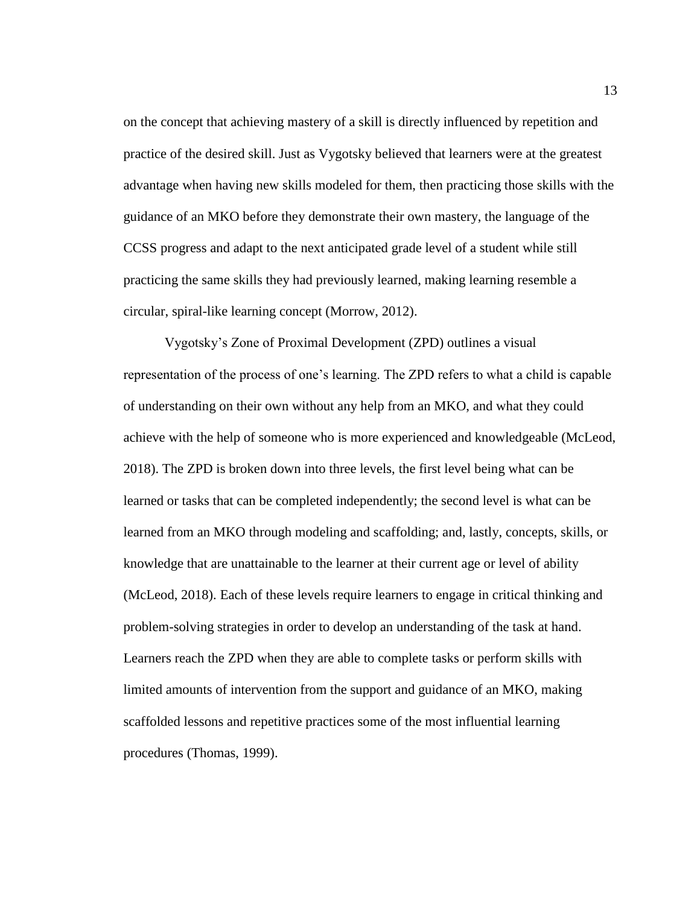on the concept that achieving mastery of a skill is directly influenced by repetition and practice of the desired skill. Just as Vygotsky believed that learners were at the greatest advantage when having new skills modeled for them, then practicing those skills with the guidance of an MKO before they demonstrate their own mastery, the language of the CCSS progress and adapt to the next anticipated grade level of a student while still practicing the same skills they had previously learned, making learning resemble a circular, spiral-like learning concept (Morrow, 2012).

Vygotsky's Zone of Proximal Development (ZPD) outlines a visual representation of the process of one's learning. The ZPD refers to what a child is capable of understanding on their own without any help from an MKO, and what they could achieve with the help of someone who is more experienced and knowledgeable (McLeod, 2018). The ZPD is broken down into three levels, the first level being what can be learned or tasks that can be completed independently; the second level is what can be learned from an MKO through modeling and scaffolding; and, lastly, concepts, skills, or knowledge that are unattainable to the learner at their current age or level of ability (McLeod, 2018). Each of these levels require learners to engage in critical thinking and problem-solving strategies in order to develop an understanding of the task at hand. Learners reach the ZPD when they are able to complete tasks or perform skills with limited amounts of intervention from the support and guidance of an MKO, making scaffolded lessons and repetitive practices some of the most influential learning procedures (Thomas, 1999).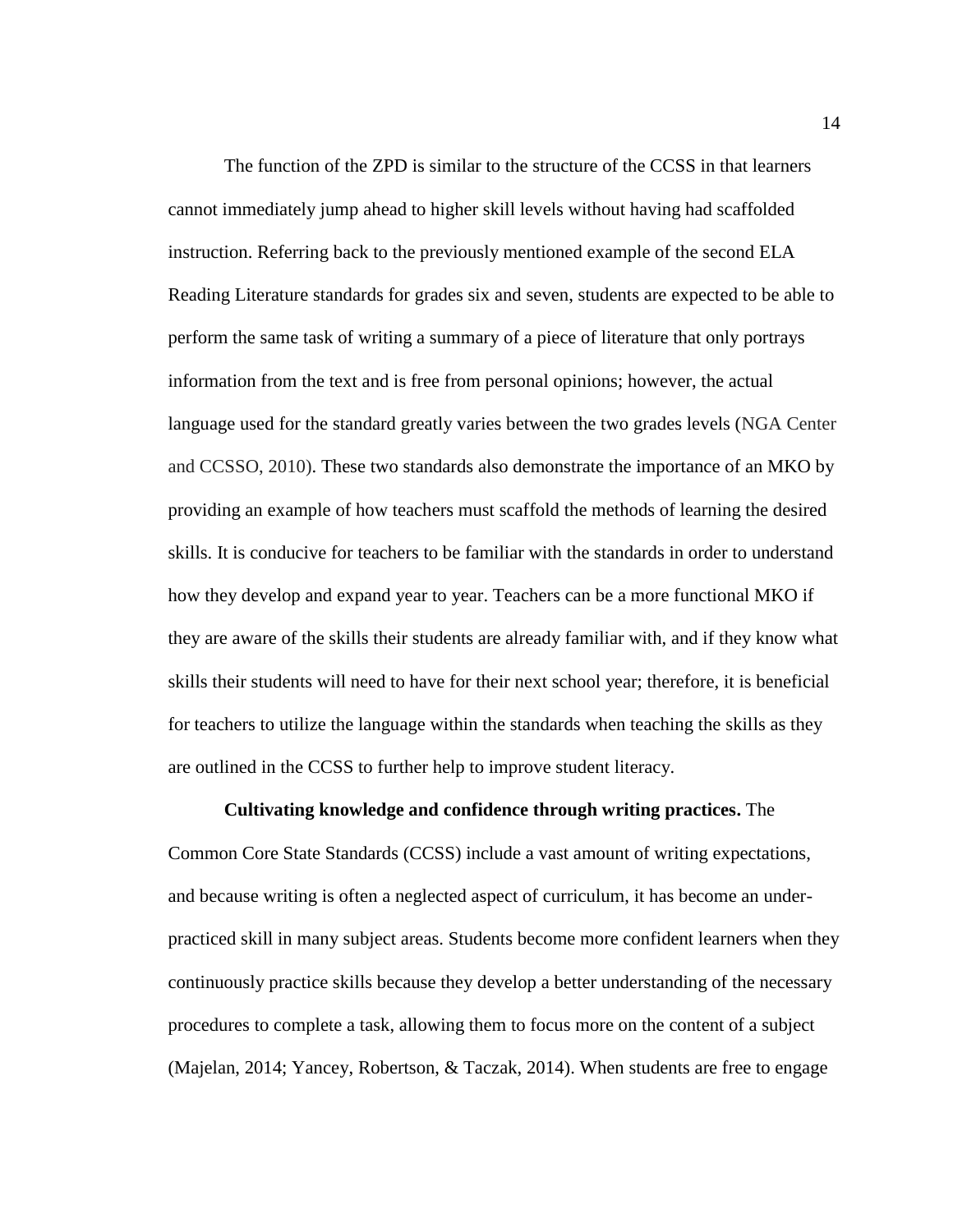The function of the ZPD is similar to the structure of the CCSS in that learners cannot immediately jump ahead to higher skill levels without having had scaffolded instruction. Referring back to the previously mentioned example of the second ELA Reading Literature standards for grades six and seven, students are expected to be able to perform the same task of writing a summary of a piece of literature that only portrays information from the text and is free from personal opinions; however, the actual language used for the standard greatly varies between the two grades levels (NGA Center and CCSSO, 2010). These two standards also demonstrate the importance of an MKO by providing an example of how teachers must scaffold the methods of learning the desired skills. It is conducive for teachers to be familiar with the standards in order to understand how they develop and expand year to year. Teachers can be a more functional MKO if they are aware of the skills their students are already familiar with, and if they know what skills their students will need to have for their next school year; therefore, it is beneficial for teachers to utilize the language within the standards when teaching the skills as they are outlined in the CCSS to further help to improve student literacy.

**Cultivating knowledge and confidence through writing practices.** The Common Core State Standards (CCSS) include a vast amount of writing expectations, and because writing is often a neglected aspect of curriculum, it has become an under-practiced skill in many subject areas. Students become more confident learners when they continuously practice skills because they develop a better understanding of the necessary procedures to complete a task, allowing them to focus more on the content of a subject (Majelan, 2014; Yancey, Robertson, & Taczak, 2014). When students are free to engage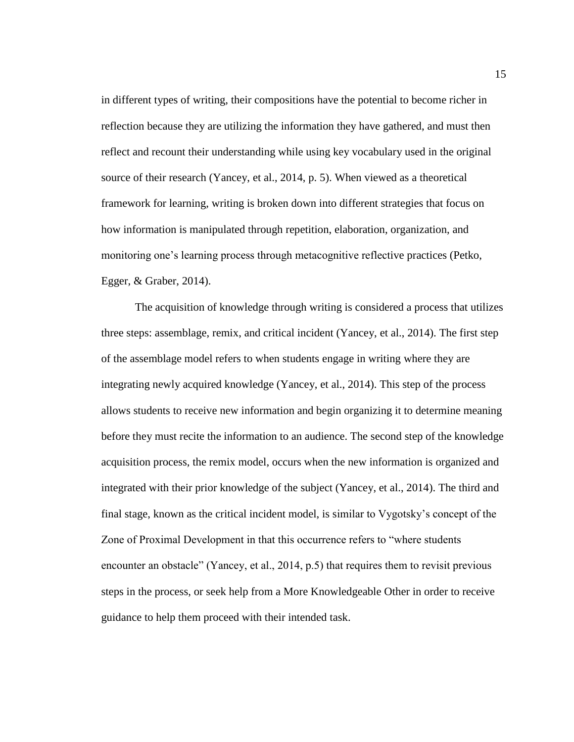in different types of writing, their compositions have the potential to become richer in reflection because they are utilizing the information they have gathered, and must then reflect and recount their understanding while using key vocabulary used in the original source of their research (Yancey, et al., 2014, p. 5). When viewed as a theoretical framework for learning, writing is broken down into different strategies that focus on how information is manipulated through repetition, elaboration, organization, and monitoring one's learning process through metacognitive reflective practices (Petko, Egger, & Graber, 2014).

The acquisition of knowledge through writing is considered a process that utilizes three steps: assemblage, remix, and critical incident (Yancey, et al., 2014). The first step of the assemblage model refers to when students engage in writing where they are integrating newly acquired knowledge (Yancey, et al., 2014). This step of the process allows students to receive new information and begin organizing it to determine meaning before they must recite the information to an audience. The second step of the knowledge acquisition process, the remix model, occurs when the new information is organized and integrated with their prior knowledge of the subject (Yancey, et al., 2014). The third and final stage, known as the critical incident model, is similar to Vygotsky's concept of the Zone of Proximal Development in that this occurrence refers to "where students encounter an obstacle" (Yancey, et al., 2014, p.5) that requires them to revisit previous steps in the process, or seek help from a More Knowledgeable Other in order to receive guidance to help them proceed with their intended task.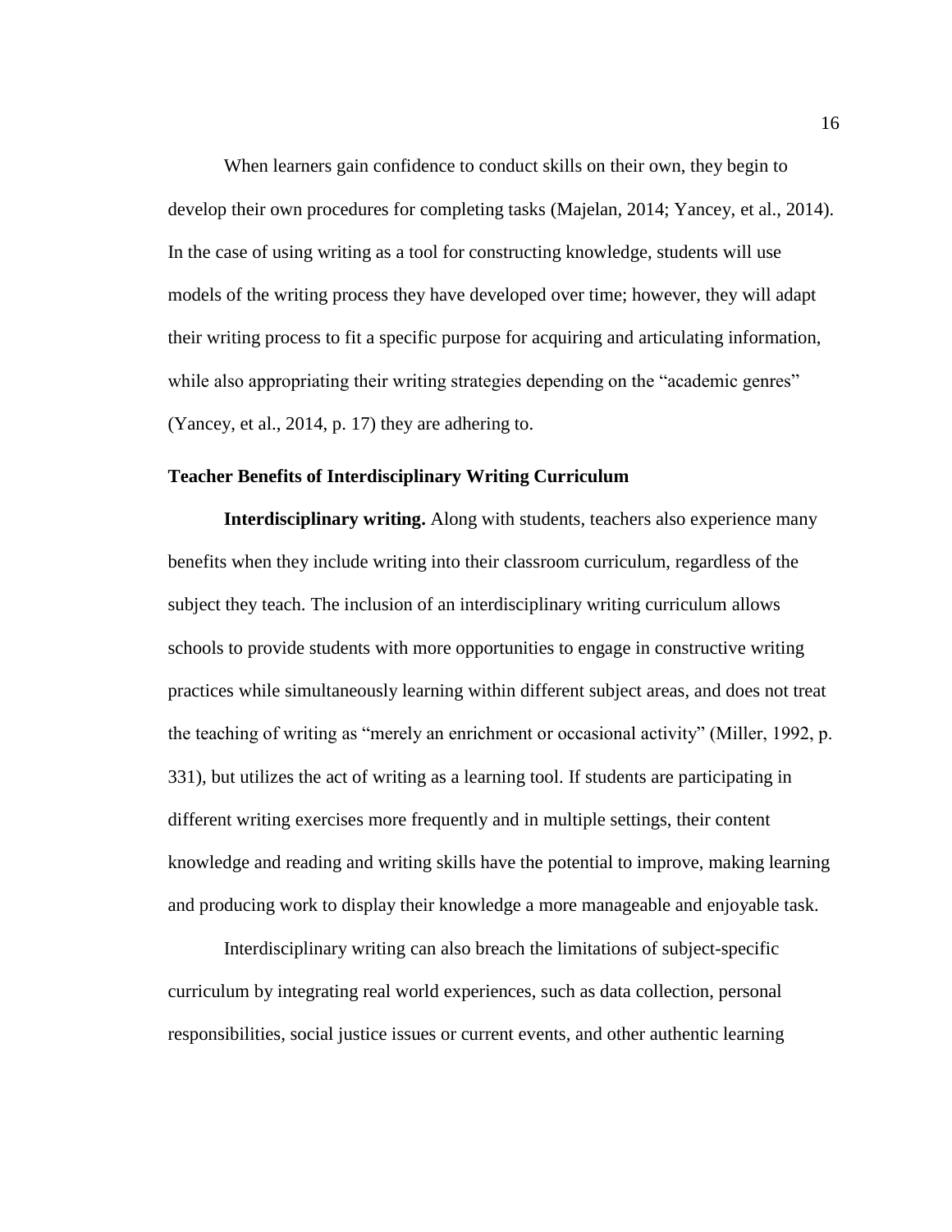When learners gain confidence to conduct skills on their own, they begin to develop their own procedures for completing tasks (Majelan, 2014; Yancey, et al., 2014). In the case of using writing as a tool for constructing knowledge, students will use models of the writing process they have developed over time; however, they will adapt their writing process to fit a specific purpose for acquiring and articulating information, while also appropriating their writing strategies depending on the "academic genres" (Yancey, et al., 2014, p. 17) they are adhering to.

## Teacher Benefits of Interdisciplinary Writing Curriculum

**Interdisciplinary writing.** Along with students, teachers also experience many benefits when they include writing into their classroom curriculum, regardless of the subject they teach. The inclusion of an interdisciplinary writing curriculum allows schools to provide students with more opportunities to engage in constructive writing practices while simultaneously learning within different subject areas, and does not treat the teaching of writing as "merely an enrichment or occasional activity" (Miller, 1992, p. 331), but utilizes the act of writing as a learning tool. If students are participating in different writing exercises more frequently and in multiple settings, their content knowledge and reading and writing skills have the potential to improve, making learning and producing work to display their knowledge a more manageable and enjoyable task.

Interdisciplinary writing can also breach the limitations of subject-specific curriculum by integrating real world experiences, such as data collection, personal responsibilities, social justice issues or current events, and other authentic learning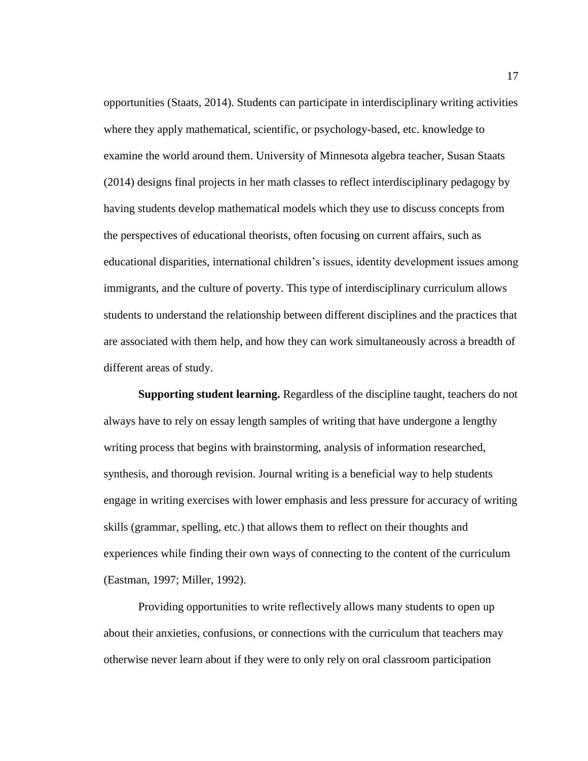opportunities (Staats, 2014). Students can participate in interdisciplinary writing activities where they apply mathematical, scientific, or psychology-based, etc. knowledge to examine the world around them. University of Minnesota algebra teacher, Susan Staats (2014) designs final projects in her math classes to reflect interdisciplinary pedagogy by having students develop mathematical models which they use to discuss concepts from the perspectives of educational theorists, often focusing on current affairs, such as educational disparities, international children's issues, identity development issues among immigrants, and the culture of poverty. This type of interdisciplinary curriculum allows students to understand the relationship between different disciplines and the practices that are associated with them help, and how they can work simultaneously across a breadth of different areas of study.

**Supporting student learning.** Regardless of the discipline taught, teachers do not always have to rely on essay length samples of writing that have undergone a lengthy writing process that begins with brainstorming, analysis of information researched, synthesis, and thorough revision. Journal writing is a beneficial way to help students engage in writing exercises with lower emphasis and less pressure for accuracy of writing skills (grammar, spelling, etc.) that allows them to reflect on their thoughts and experiences while finding their own ways of connecting to the content of the curriculum (Eastman, 1997; Miller, 1992).

Providing opportunities to write reflectively allows many students to open up about their anxieties, confusions, or connections with the curriculum that teachers may otherwise never learn about if they were to only rely on oral classroom participation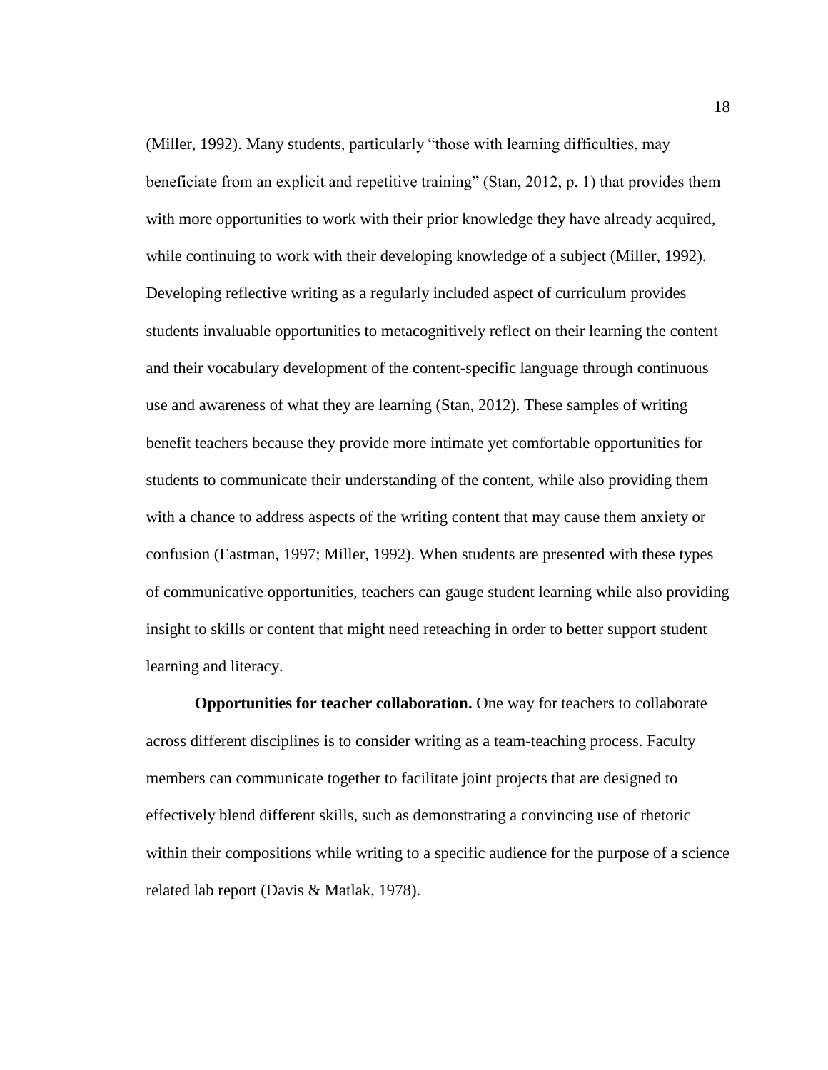(Miller, 1992). Many students, particularly "those with learning difficulties, may beneficiate from an explicit and repetitive training" (Stan, 2012, p. 1) that provides them with more opportunities to work with their prior knowledge they have already acquired, while continuing to work with their developing knowledge of a subject (Miller, 1992). Developing reflective writing as a regularly included aspect of curriculum provides students invaluable opportunities to metacognitively reflect on their learning the content and their vocabulary development of the content-specific language through continuous use and awareness of what they are learning (Stan, 2012). These samples of writing benefit teachers because they provide more intimate yet comfortable opportunities for students to communicate their understanding of the content, while also providing them with a chance to address aspects of the writing content that may cause them anxiety or confusion (Eastman, 1997; Miller, 1992). When students are presented with these types of communicative opportunities, teachers can gauge student learning while also providing insight to skills or content that might need reteaching in order to better support student learning and literacy.

**Opportunities for teacher collaboration.** One way for teachers to collaborate across different disciplines is to consider writing as a team-teaching process. Faculty members can communicate together to facilitate joint projects that are designed to effectively blend different skills, such as demonstrating a convincing use of rhetoric within their compositions while writing to a specific audience for the purpose of a science related lab report (Davis & Matlak, 1978).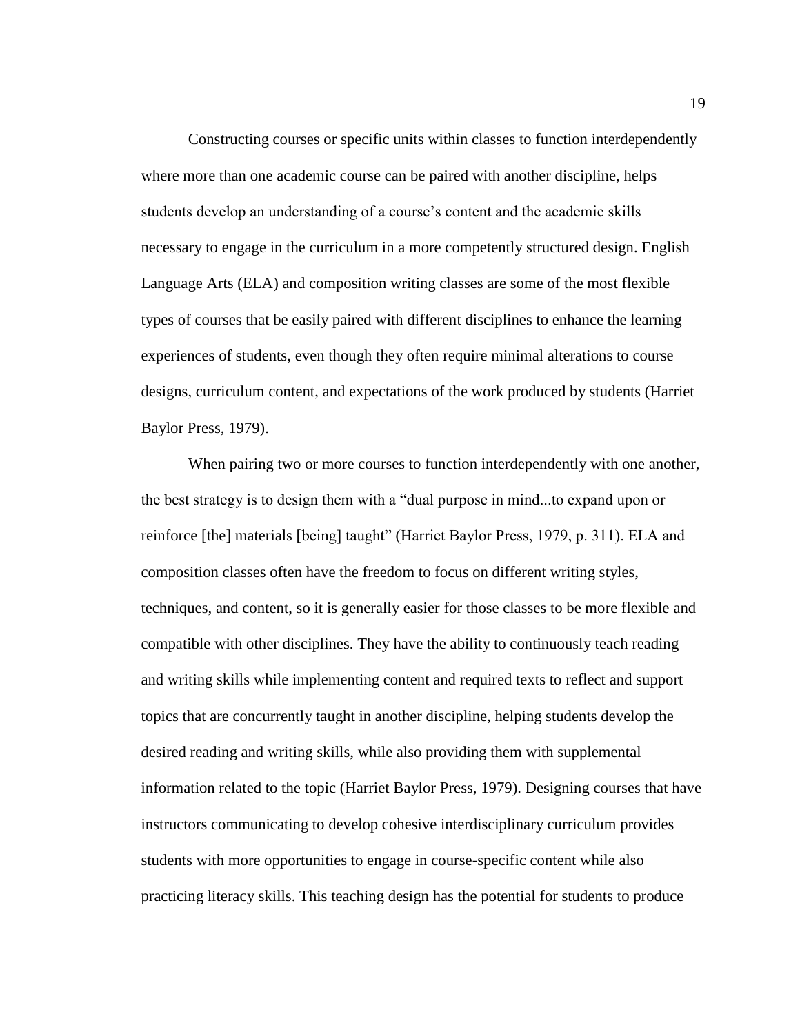Constructing courses or specific units within classes to function interdependently where more than one academic course can be paired with another discipline, helps students develop an understanding of a course's content and the academic skills necessary to engage in the curriculum in a more competently structured design. English Language Arts (ELA) and composition writing classes are some of the most flexible types of courses that be easily paired with different disciplines to enhance the learning experiences of students, even though they often require minimal alterations to course designs, curriculum content, and expectations of the work produced by students (Harriet Baylor Press, 1979).

When pairing two or more courses to function interdependently with one another, the best strategy is to design them with a "dual purpose in mind...to expand upon or reinforce [the] materials [being] taught" (Harriet Baylor Press, 1979, p. 311). ELA and composition classes often have the freedom to focus on different writing styles, techniques, and content, so it is generally easier for those classes to be more flexible and compatible with other disciplines. They have the ability to continuously teach reading and writing skills while implementing content and required texts to reflect and support topics that are concurrently taught in another discipline, helping students develop the desired reading and writing skills, while also providing them with supplemental information related to the topic (Harriet Baylor Press, 1979). Designing courses that have instructors communicating to develop cohesive interdisciplinary curriculum provides students with more opportunities to engage in course-specific content while also practicing literacy skills. This teaching design has the potential for students to produce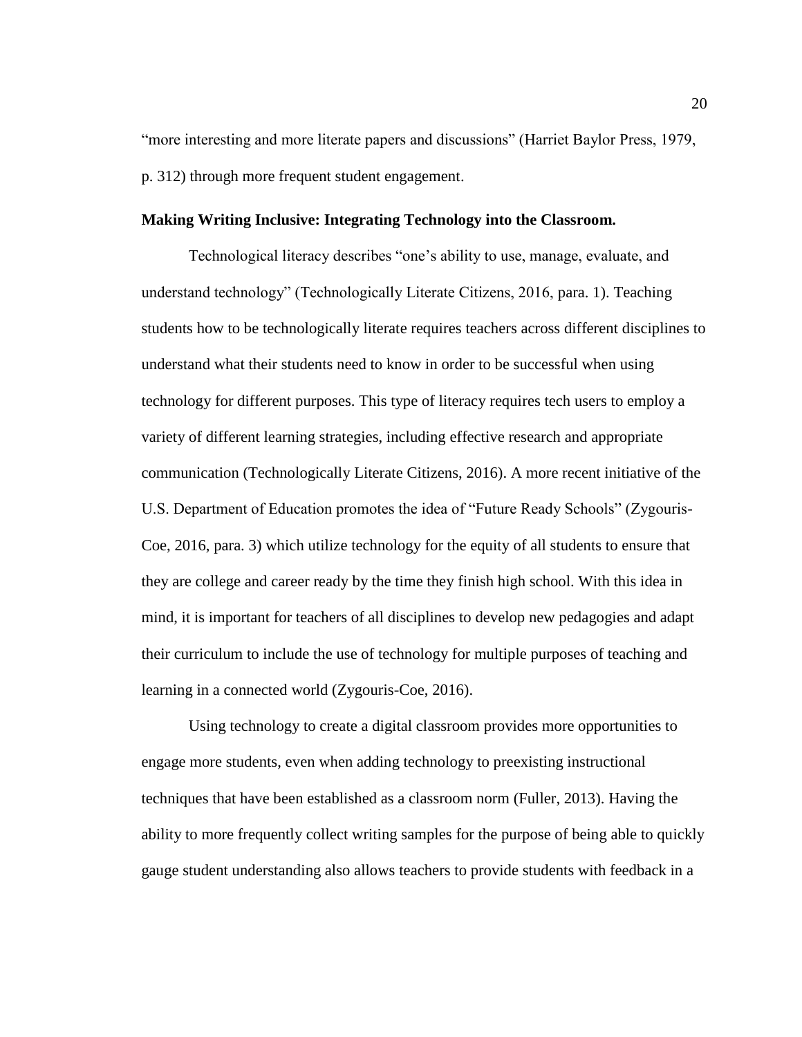"more interesting and more literate papers and discussions" (Harriet Baylor Press, 1979, p. 312) through more frequent student engagement.

**Making Writing Inclusive: Integrating Technology into the Classroom.**

Technological literacy describes "one's ability to use, manage, evaluate, and understand technology" (Technologically Literate Citizens, 2016, para. 1). Teaching students how to be technologically literate requires teachers across different disciplines to understand what their students need to know in order to be successful when using technology for different purposes. This type of literacy requires tech users to employ a variety of different learning strategies, including effective research and appropriate communication (Technologically Literate Citizens, 2016). A more recent initiative of the U.S. Department of Education promotes the idea of "Future Ready Schools" (Zygouris-Coe, 2016, para. 3) which utilize technology for the equity of all students to ensure that they are college and career ready by the time they finish high school. With this idea in mind, it is important for teachers of all disciplines to develop new pedagogies and adapt their curriculum to include the use of technology for multiple purposes of teaching and learning in a connected world (Zygouris-Coe, 2016).

Using technology to create a digital classroom provides more opportunities to engage more students, even when adding technology to preexisting instructional techniques that have been established as a classroom norm (Fuller, 2013). Having the ability to more frequently collect writing samples for the purpose of being able to quickly gauge student understanding also allows teachers to provide students with feedback in a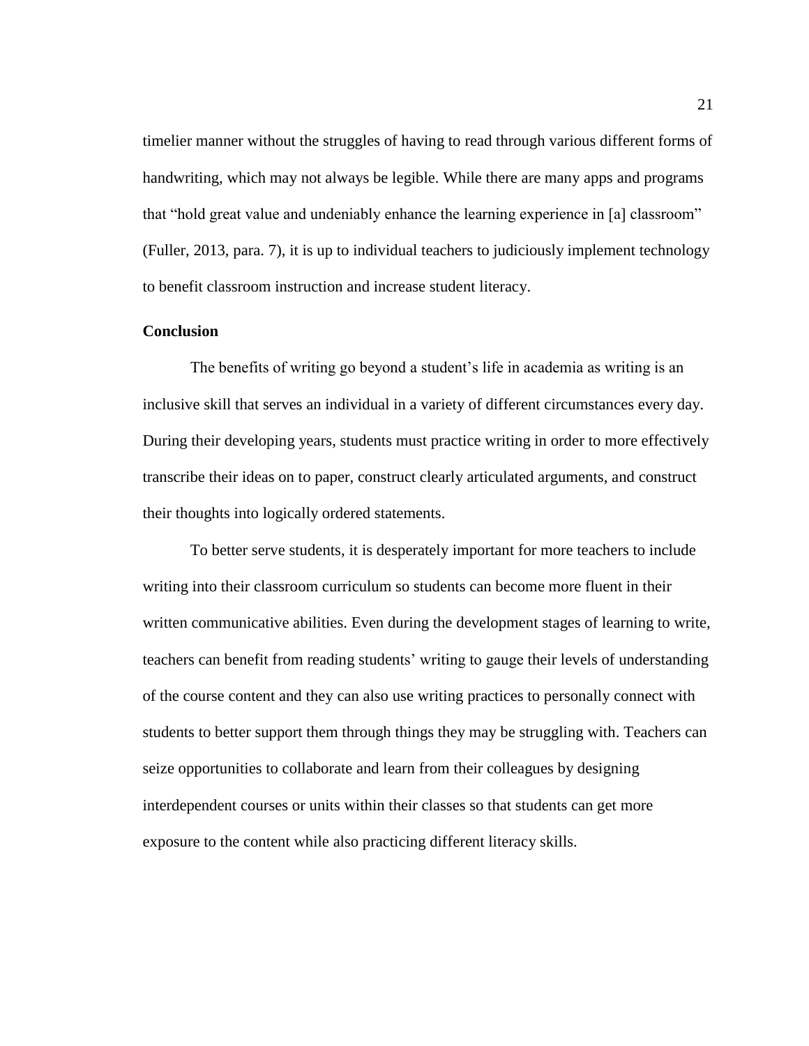timelier manner without the struggles of having to read through various different forms of handwriting, which may not always be legible. While there are many apps and programs that "hold great value and undeniably enhance the learning experience in [a] classroom" (Fuller, 2013, para. 7), it is up to individual teachers to judiciously implement technology to benefit classroom instruction and increase student literacy.

**Conclusion**

The benefits of writing go beyond a student's life in academia as writing is an inclusive skill that serves an individual in a variety of different circumstances every day. During their developing years, students must practice writing in order to more effectively transcribe their ideas on to paper, construct clearly articulated arguments, and construct their thoughts into logically ordered statements.

To better serve students, it is desperately important for more teachers to include writing into their classroom curriculum so students can become more fluent in their written communicative abilities. Even during the development stages of learning to write, teachers can benefit from reading students' writing to gauge their levels of understanding of the course content and they can also use writing practices to personally connect with students to better support them through things they may be struggling with. Teachers can seize opportunities to collaborate and learn from their colleagues by designing interdependent courses or units within their classes so that students can get more exposure to the content while also practicing different literacy skills.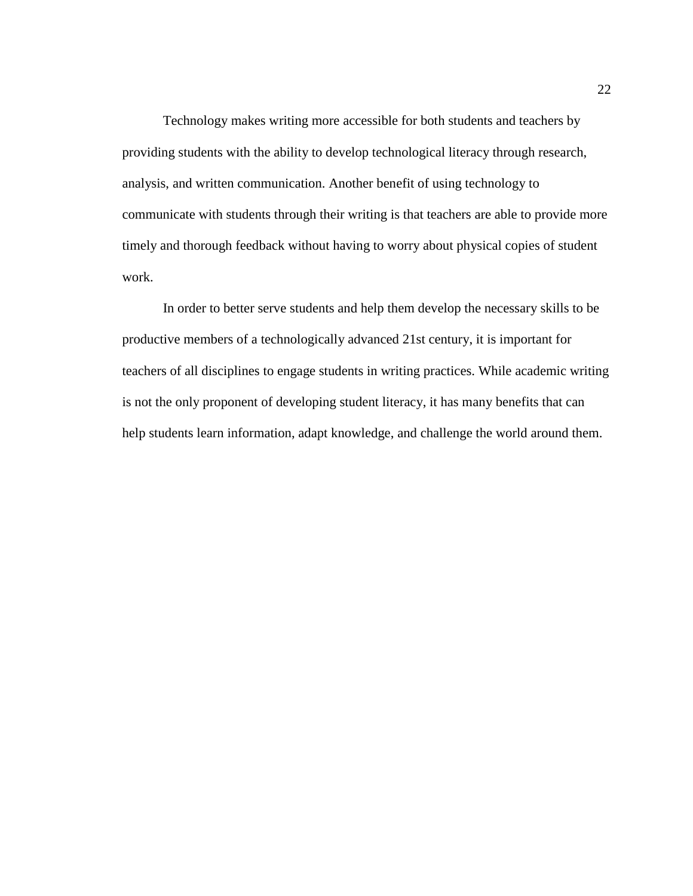Technology makes writing more accessible for both students and teachers by providing students with the ability to develop technological literacy through research, analysis, and written communication. Another benefit of using technology to communicate with students through their writing is that teachers are able to provide more timely and thorough feedback without having to worry about physical copies of student work.

In order to better serve students and help them develop the necessary skills to be productive members of a technologically advanced 21st century, it is important for teachers of all disciplines to engage students in writing practices. While academic writing is not the only proponent of developing student literacy, it has many benefits that can help students learn information, adapt knowledge, and challenge the world around them.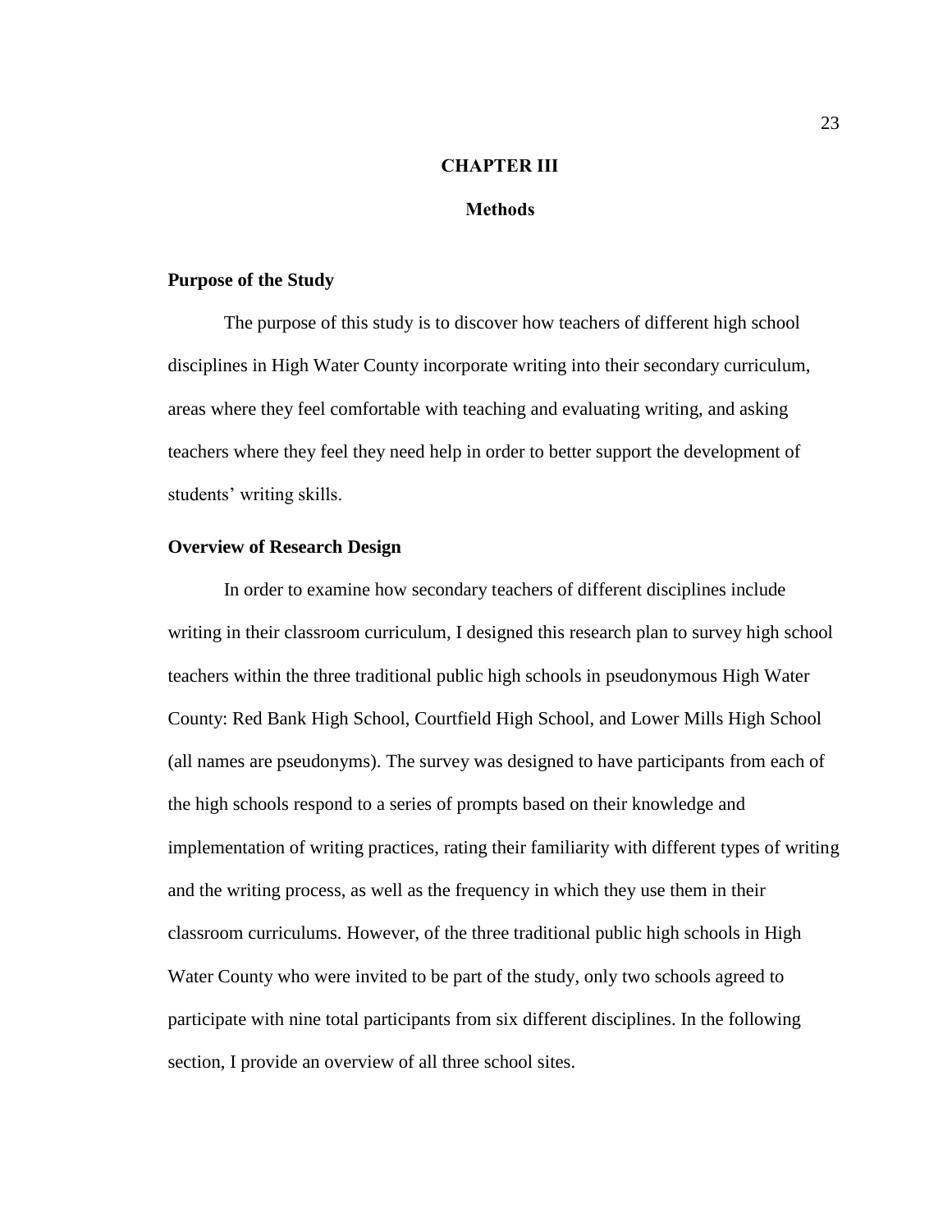# CHAPTER III

## Methods

### Purpose of the Study

The purpose of this study is to discover how teachers of different high school disciplines in High Water County incorporate writing into their secondary curriculum, areas where they feel comfortable with teaching and evaluating writing, and asking teachers where they feel they need help in order to better support the development of students' writing skills.

### Overview of Research Design

In order to examine how secondary teachers of different disciplines include writing in their classroom curriculum, I designed this research plan to survey high school teachers within the three traditional public high schools in pseudonymous High Water County: Red Bank High School, Courtfield High School, and Lower Mills High School (all names are pseudonyms). The survey was designed to have participants from each of the high schools respond to a series of prompts based on their knowledge and implementation of writing practices, rating their familiarity with different types of writing and the writing process, as well as the frequency in which they use them in their classroom curriculums. However, of the three traditional public high schools in High Water County who were invited to be part of the study, only two schools agreed to participate with nine total participants from six different disciplines. In the following section, I provide an overview of all three school sites.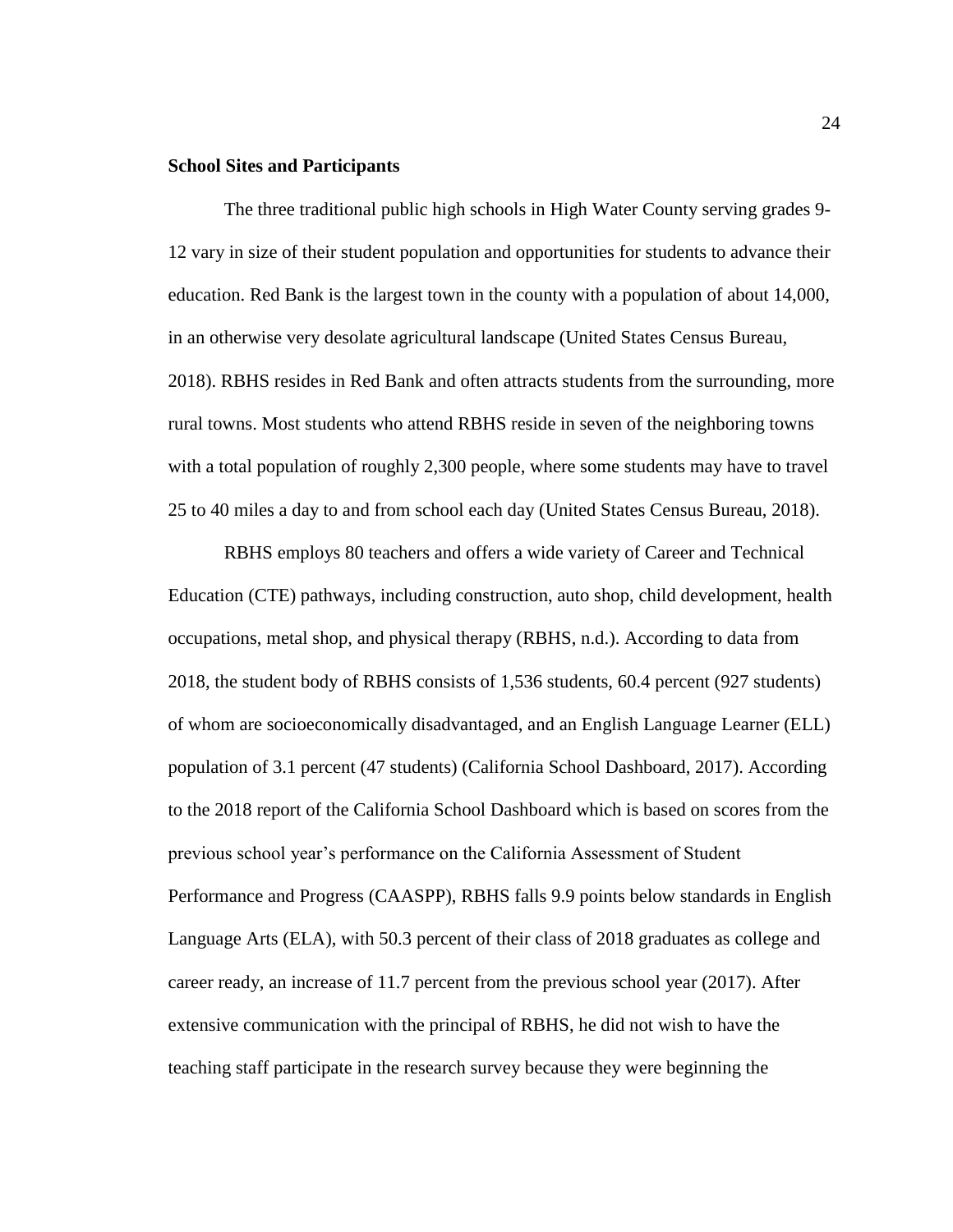**School Sites and Participants**

The three traditional public high schools in High Water County serving grades 9-12 vary in size of their student population and opportunities for students to advance their education. Red Bank is the largest town in the county with a population of about 14,000, in an otherwise very desolate agricultural landscape (United States Census Bureau, 2018). RBHS resides in Red Bank and often attracts students from the surrounding, more rural towns. Most students who attend RBHS reside in seven of the neighboring towns with a total population of roughly 2,300 people, where some students may have to travel 25 to 40 miles a day to and from school each day (United States Census Bureau, 2018).

RBHS employs 80 teachers and offers a wide variety of Career and Technical Education (CTE) pathways, including construction, auto shop, child development, health occupations, metal shop, and physical therapy (RBHS, n.d.). According to data from 2018, the student body of RBHS consists of 1,536 students, 60.4 percent (927 students) of whom are socioeconomically disadvantaged, and an English Language Learner (ELL) population of 3.1 percent (47 students) (California School Dashboard, 2017). According to the 2018 report of the California School Dashboard which is based on scores from the previous school year's performance on the California Assessment of Student Performance and Progress (CAASPP), RBHS falls 9.9 points below standards in English Language Arts (ELA), with 50.3 percent of their class of 2018 graduates as college and career ready, an increase of 11.7 percent from the previous school year (2017). After extensive communication with the principal of RBHS, he did not wish to have the teaching staff participate in the research survey because they were beginning the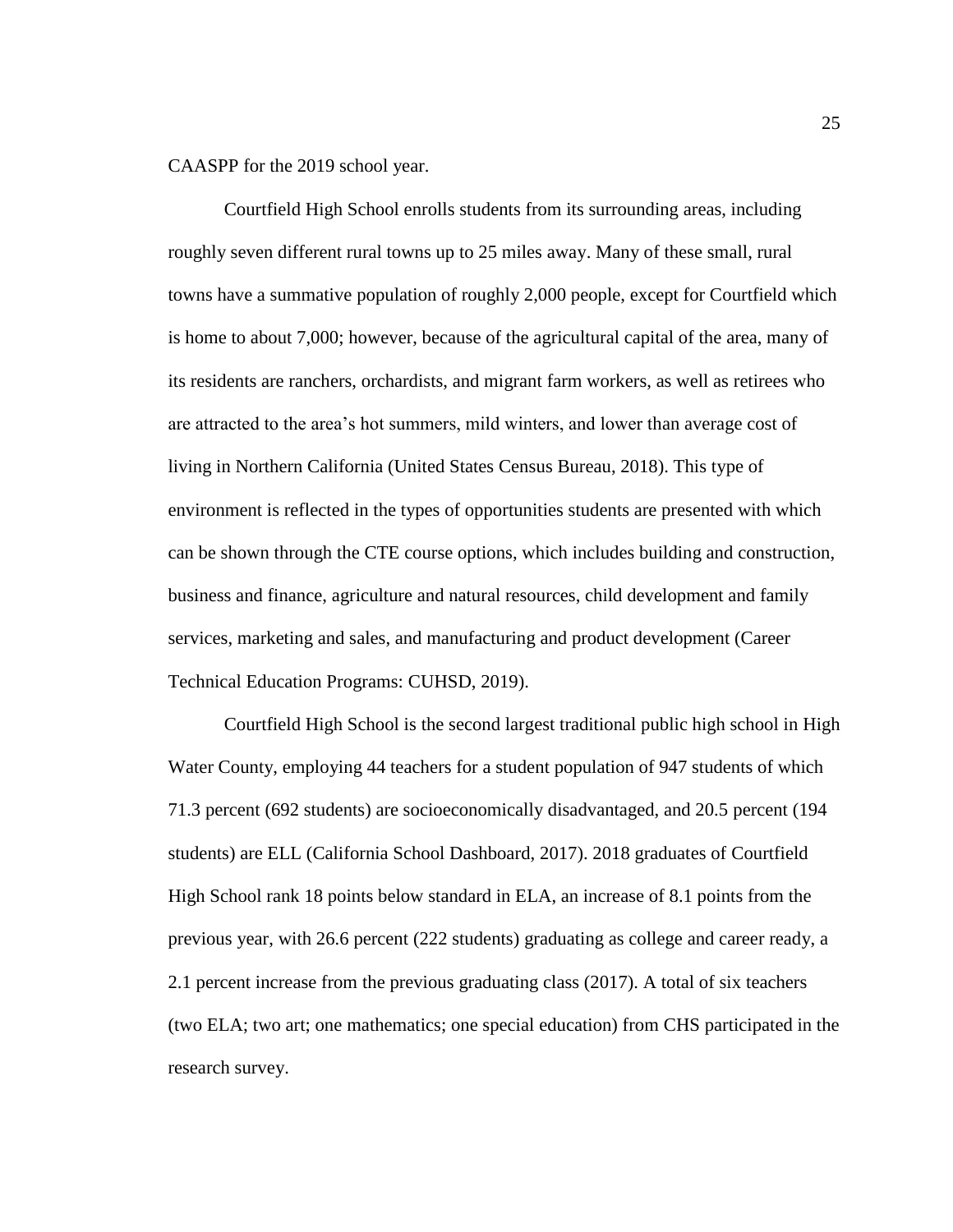CAASPP for the 2019 school year.

Courtfield High School enrolls students from its surrounding areas, including roughly seven different rural towns up to 25 miles away. Many of these small, rural towns have a summative population of roughly 2,000 people, except for Courtfield which is home to about 7,000; however, because of the agricultural capital of the area, many of its residents are ranchers, orchardists, and migrant farm workers, as well as retirees who are attracted to the area's hot summers, mild winters, and lower than average cost of living in Northern California (United States Census Bureau, 2018). This type of environment is reflected in the types of opportunities students are presented with which can be shown through the CTE course options, which includes building and construction, business and finance, agriculture and natural resources, child development and family services, marketing and sales, and manufacturing and product development (Career Technical Education Programs: CUHSD, 2019).

Courtfield High School is the second largest traditional public high school in High Water County, employing 44 teachers for a student population of 947 students of which 71.3 percent (692 students) are socioeconomically disadvantaged, and 20.5 percent (194 students) are ELL (California School Dashboard, 2017). 2018 graduates of Courtfield High School rank 18 points below standard in ELA, an increase of 8.1 points from the previous year, with 26.6 percent (222 students) graduating as college and career ready, a 2.1 percent increase from the previous graduating class (2017). A total of six teachers (two ELA; two art; one mathematics; one special education) from CHS participated in the research survey.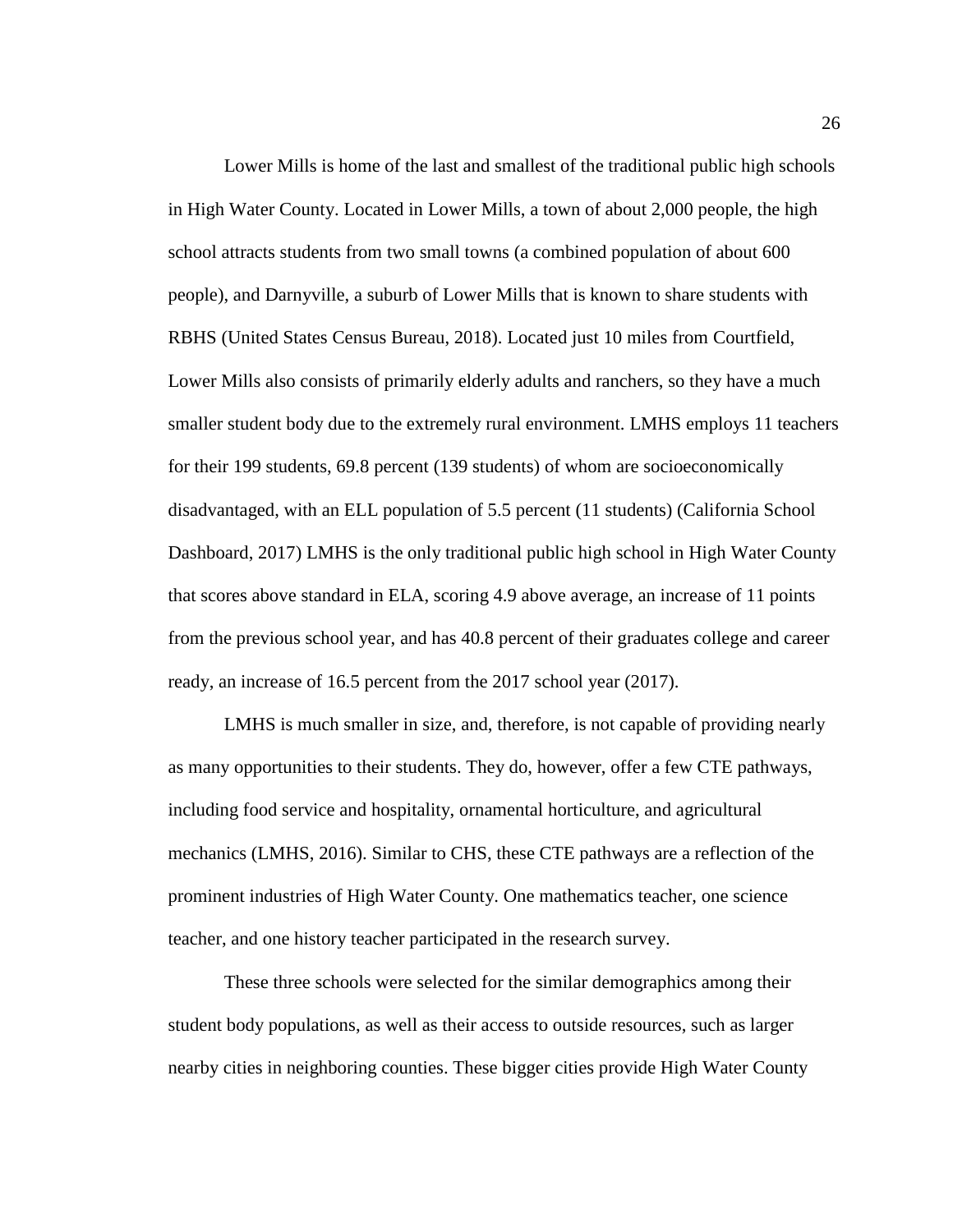Lower Mills is home of the last and smallest of the traditional public high schools in High Water County. Located in Lower Mills, a town of about 2,000 people, the high school attracts students from two small towns (a combined population of about 600 people), and Darnyville, a suburb of Lower Mills that is known to share students with RBHS (United States Census Bureau, 2018). Located just 10 miles from Courtfield, Lower Mills also consists of primarily elderly adults and ranchers, so they have a much smaller student body due to the extremely rural environment. LMHS employs 11 teachers for their 199 students, 69.8 percent (139 students) of whom are socioeconomically disadvantaged, with an ELL population of 5.5 percent (11 students) (California School Dashboard, 2017) LMHS is the only traditional public high school in High Water County that scores above standard in ELA, scoring 4.9 above average, an increase of 11 points from the previous school year, and has 40.8 percent of their graduates college and career ready, an increase of 16.5 percent from the 2017 school year (2017).

LMHS is much smaller in size, and, therefore, is not capable of providing nearly as many opportunities to their students. They do, however, offer a few CTE pathways, including food service and hospitality, ornamental horticulture, and agricultural mechanics (LMHS, 2016). Similar to CHS, these CTE pathways are a reflection of the prominent industries of High Water County. One mathematics teacher, one science teacher, and one history teacher participated in the research survey.

These three schools were selected for the similar demographics among their student body populations, as well as their access to outside resources, such as larger nearby cities in neighboring counties. These bigger cities provide High Water County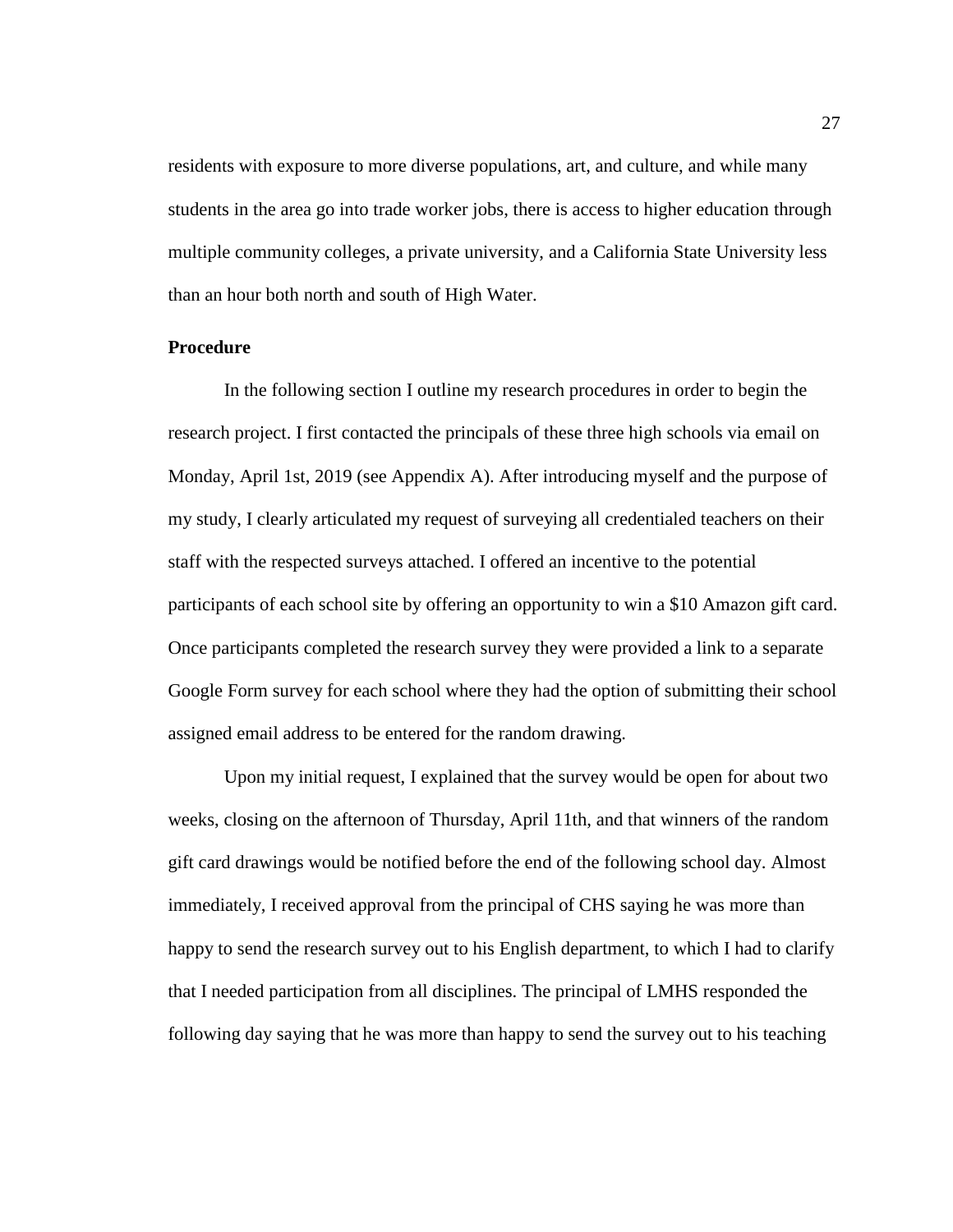residents with exposure to more diverse populations, art, and culture, and while many students in the area go into trade worker jobs, there is access to higher education through multiple community colleges, a private university, and a California State University less than an hour both north and south of High Water.

**Procedure**

In the following section I outline my research procedures in order to begin the research project. I first contacted the principals of these three high schools via email on Monday, April 1st, 2019 (see Appendix A). After introducing myself and the purpose of my study, I clearly articulated my request of surveying all credentialed teachers on their staff with the respected surveys attached. I offered an incentive to the potential participants of each school site by offering an opportunity to win a $10 Amazon gift card. Once participants completed the research survey they were provided a link to a separate Google Form survey for each school where they had the option of submitting their school assigned email address to be entered for the random drawing.

Upon my initial request, I explained that the survey would be open for about two weeks, closing on the afternoon of Thursday, April 11th, and that winners of the random gift card drawings would be notified before the end of the following school day. Almost immediately, I received approval from the principal of CHS saying he was more than happy to send the research survey out to his English department, to which I had to clarify that I needed participation from all disciplines. The principal of LMHS responded the following day saying that he was more than happy to send the survey out to his teaching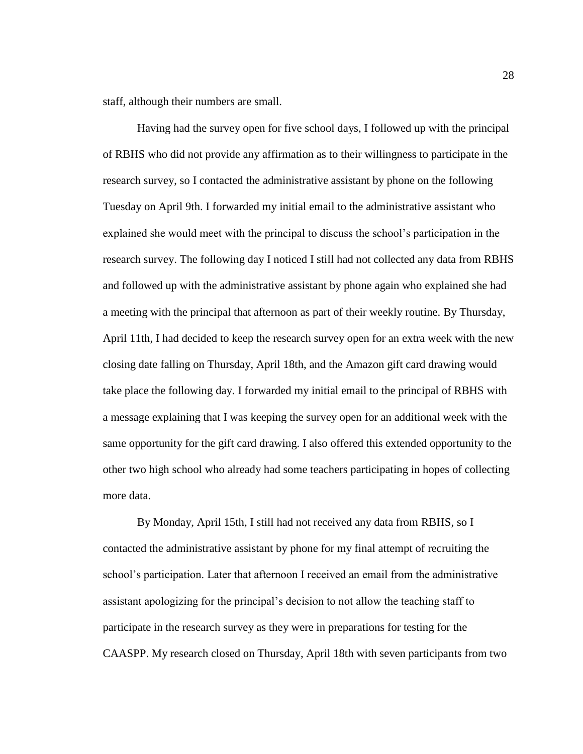staff, although their numbers are small.

Having had the survey open for five school days, I followed up with the principal of RBHS who did not provide any affirmation as to their willingness to participate in the research survey, so I contacted the administrative assistant by phone on the following Tuesday on April 9th. I forwarded my initial email to the administrative assistant who explained she would meet with the principal to discuss the school's participation in the research survey. The following day I noticed I still had not collected any data from RBHS and followed up with the administrative assistant by phone again who explained she had a meeting with the principal that afternoon as part of their weekly routine. By Thursday, April 11th, I had decided to keep the research survey open for an extra week with the new closing date falling on Thursday, April 18th, and the Amazon gift card drawing would take place the following day. I forwarded my initial email to the principal of RBHS with a message explaining that I was keeping the survey open for an additional week with the same opportunity for the gift card drawing. I also offered this extended opportunity to the other two high school who already had some teachers participating in hopes of collecting more data.

By Monday, April 15th, I still had not received any data from RBHS, so I contacted the administrative assistant by phone for my final attempt of recruiting the school's participation. Later that afternoon I received an email from the administrative assistant apologizing for the principal's decision to not allow the teaching staff to participate in the research survey as they were in preparations for testing for the CAASPP. My research closed on Thursday, April 18th with seven participants from two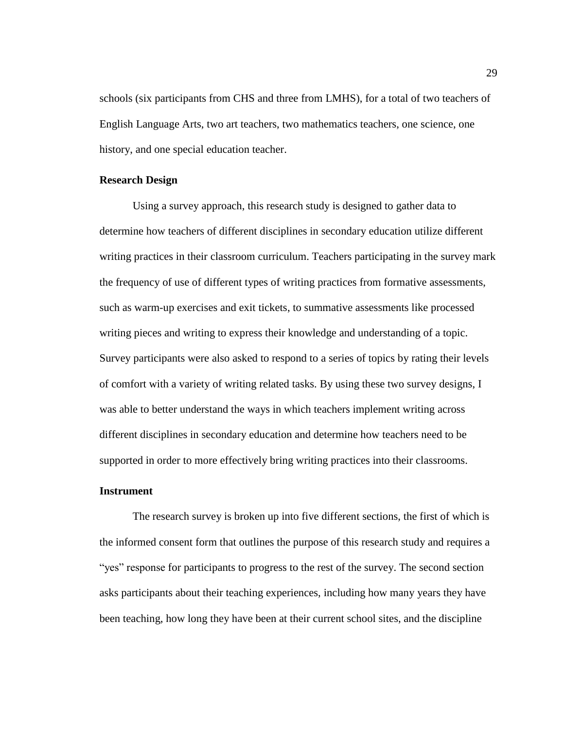schools (six participants from CHS and three from LMHS), for a total of two teachers of English Language Arts, two art teachers, two mathematics teachers, one science, one history, and one special education teacher.

## Research Design

Using a survey approach, this research study is designed to gather data to determine how teachers of different disciplines in secondary education utilize different writing practices in their classroom curriculum. Teachers participating in the survey mark the frequency of use of different types of writing practices from formative assessments, such as warm-up exercises and exit tickets, to summative assessments like processed writing pieces and writing to express their knowledge and understanding of a topic. Survey participants were also asked to respond to a series of topics by rating their levels of comfort with a variety of writing related tasks. By using these two survey designs, I was able to better understand the ways in which teachers implement writing across different disciplines in secondary education and determine how teachers need to be supported in order to more effectively bring writing practices into their classrooms.

## Instrument

The research survey is broken up into five different sections, the first of which is the informed consent form that outlines the purpose of this research study and requires a "yes" response for participants to progress to the rest of the survey. The second section asks participants about their teaching experiences, including how many years they have been teaching, how long they have been at their current school sites, and the discipline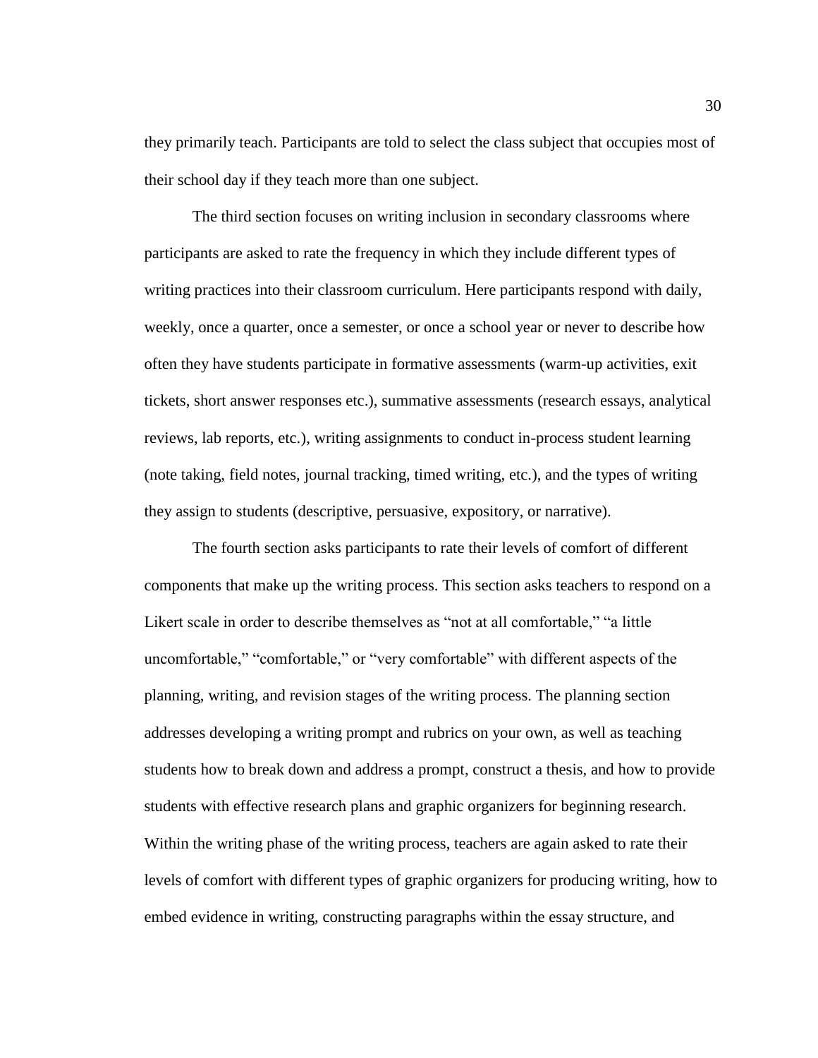they primarily teach. Participants are told to select the class subject that occupies most of their school day if they teach more than one subject.

The third section focuses on writing inclusion in secondary classrooms where participants are asked to rate the frequency in which they include different types of writing practices into their classroom curriculum. Here participants respond with daily, weekly, once a quarter, once a semester, or once a school year or never to describe how often they have students participate in formative assessments (warm-up activities, exit tickets, short answer responses etc.), summative assessments (research essays, analytical reviews, lab reports, etc.), writing assignments to conduct in-process student learning (note taking, field notes, journal tracking, timed writing, etc.), and the types of writing they assign to students (descriptive, persuasive, expository, or narrative).

The fourth section asks participants to rate their levels of comfort of different components that make up the writing process. This section asks teachers to respond on a Likert scale in order to describe themselves as "not at all comfortable," "a little uncomfortable," "comfortable," or "very comfortable" with different aspects of the planning, writing, and revision stages of the writing process. The planning section addresses developing a writing prompt and rubrics on your own, as well as teaching students how to break down and address a prompt, construct a thesis, and how to provide students with effective research plans and graphic organizers for beginning research. Within the writing phase of the writing process, teachers are again asked to rate their levels of comfort with different types of graphic organizers for producing writing, how to embed evidence in writing, constructing paragraphs within the essay structure, and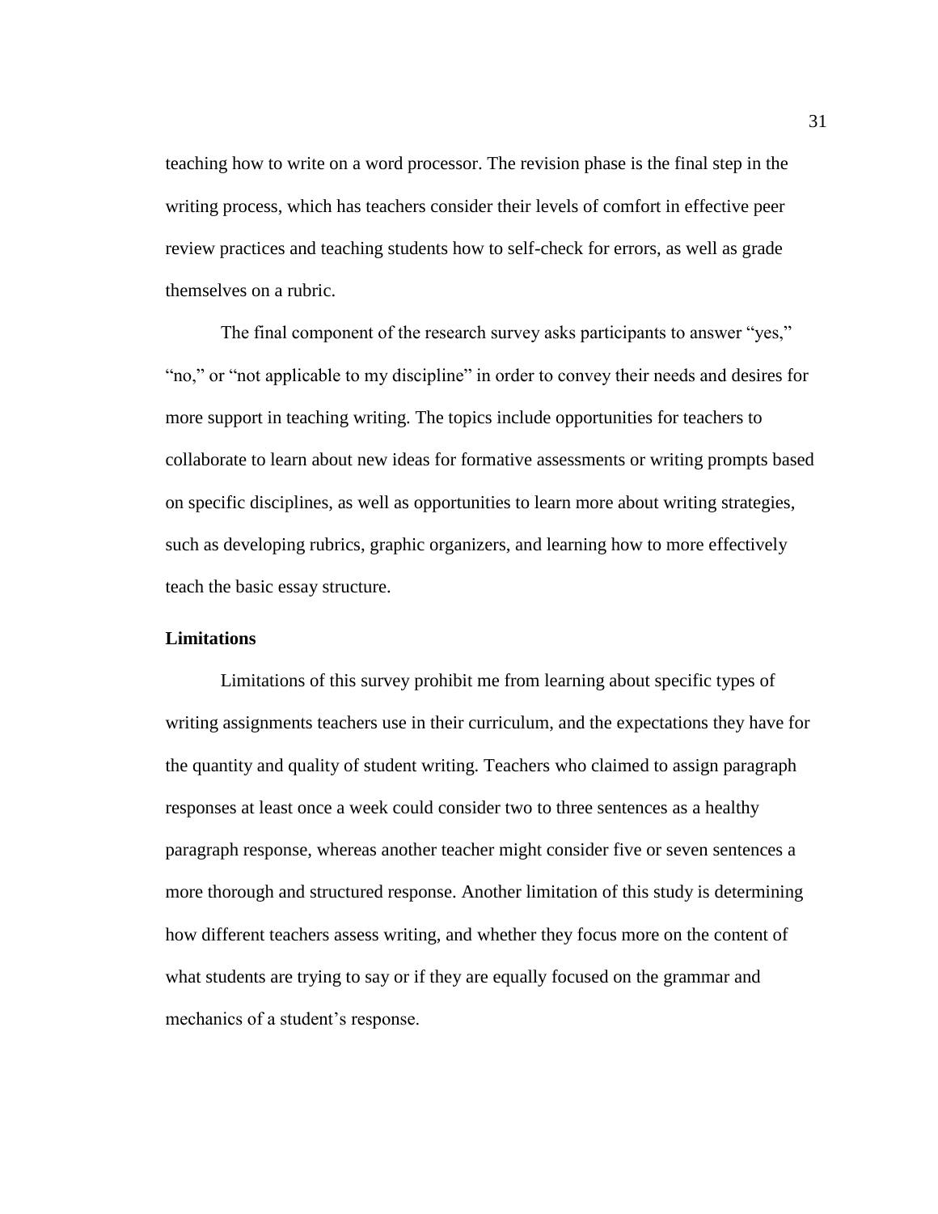teaching how to write on a word processor. The revision phase is the final step in the writing process, which has teachers consider their levels of comfort in effective peer review practices and teaching students how to self-check for errors, as well as grade themselves on a rubric.

The final component of the research survey asks participants to answer "yes," "no," or "not applicable to my discipline" in order to convey their needs and desires for more support in teaching writing. The topics include opportunities for teachers to collaborate to learn about new ideas for formative assessments or writing prompts based on specific disciplines, as well as opportunities to learn more about writing strategies, such as developing rubrics, graphic organizers, and learning how to more effectively teach the basic essay structure.

**Limitations**

Limitations of this survey prohibit me from learning about specific types of writing assignments teachers use in their curriculum, and the expectations they have for the quantity and quality of student writing. Teachers who claimed to assign paragraph responses at least once a week could consider two to three sentences as a healthy paragraph response, whereas another teacher might consider five or seven sentences a more thorough and structured response. Another limitation of this study is determining how different teachers assess writing, and whether they focus more on the content of what students are trying to say or if they are equally focused on the grammar and mechanics of a student's response.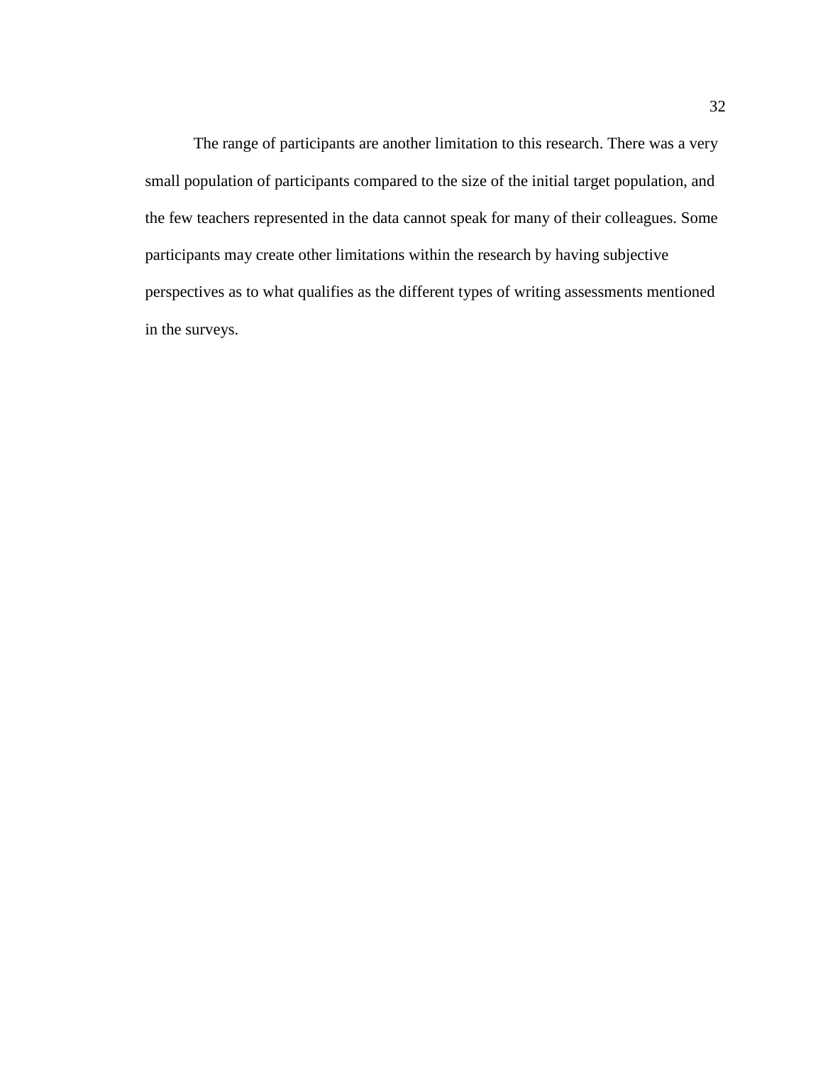The range of participants are another limitation to this research. There was a very small population of participants compared to the size of the initial target population, and the few teachers represented in the data cannot speak for many of their colleagues. Some participants may create other limitations within the research by having subjective perspectives as to what qualifies as the different types of writing assessments mentioned in the surveys.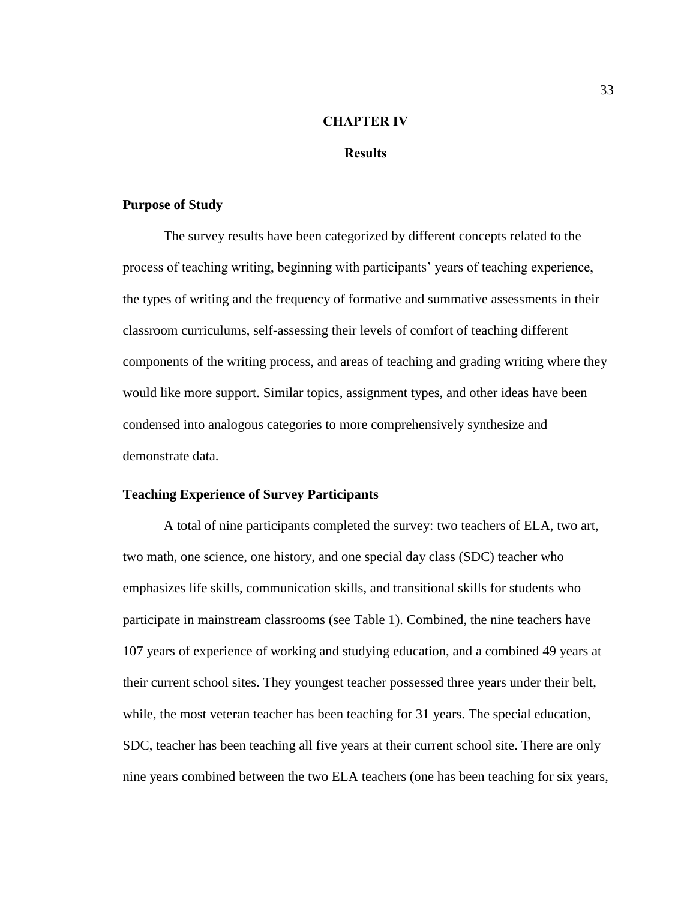# CHAPTER IV

## Results

### Purpose of Study

The survey results have been categorized by different concepts related to the process of teaching writing, beginning with participants' years of teaching experience, the types of writing and the frequency of formative and summative assessments in their classroom curriculums, self-assessing their levels of comfort of teaching different components of the writing process, and areas of teaching and grading writing where they would like more support. Similar topics, assignment types, and other ideas have been condensed into analogous categories to more comprehensively synthesize and demonstrate data.

### Teaching Experience of Survey Participants

A total of nine participants completed the survey: two teachers of ELA, two art, two math, one science, one history, and one special day class (SDC) teacher who emphasizes life skills, communication skills, and transitional skills for students who participate in mainstream classrooms (see Table 1). Combined, the nine teachers have 107 years of experience of working and studying education, and a combined 49 years at their current school sites. They youngest teacher possessed three years under their belt, while, the most veteran teacher has been teaching for 31 years. The special education, SDC, teacher has been teaching all five years at their current school site. There are only nine years combined between the two ELA teachers (one has been teaching for six years,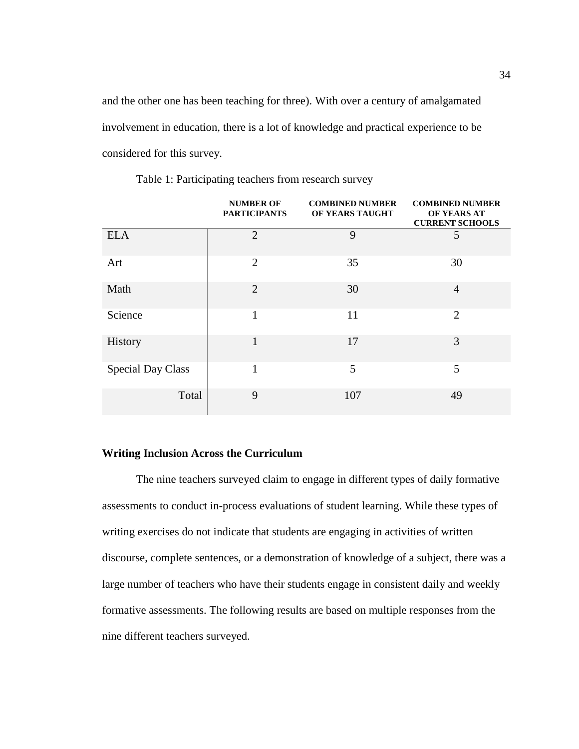and the other one has been teaching for three). With over a century of amalgamated involvement in education, there is a lot of knowledge and practical experience to be considered for this survey.

Table 1: Participating teachers from research survey

| | NUMBER OF PARTICIPANTS | COMBINED NUMBER OF YEARS TAUGHT | COMBINED NUMBER OF YEARS AT CURRENT SCHOOLS |
|---|---|---|---|
| ELA | 2 | 9 | 5 |
| Art | 2 | 35 | 30 |
| Math | 2 | 30 | 4 |
| Science | 1 | 11 | 2 |
| History | 1 | 17 | 3 |
| Special Day Class | 1 | 5 | 5 |
| Total | 9 | 107 | 49 |

**Writing Inclusion Across the Curriculum**

The nine teachers surveyed claim to engage in different types of daily formative assessments to conduct in-process evaluations of student learning. While these types of writing exercises do not indicate that students are engaging in activities of written discourse, complete sentences, or a demonstration of knowledge of a subject, there was a large number of teachers who have their students engage in consistent daily and weekly formative assessments. The following results are based on multiple responses from the nine different teachers surveyed.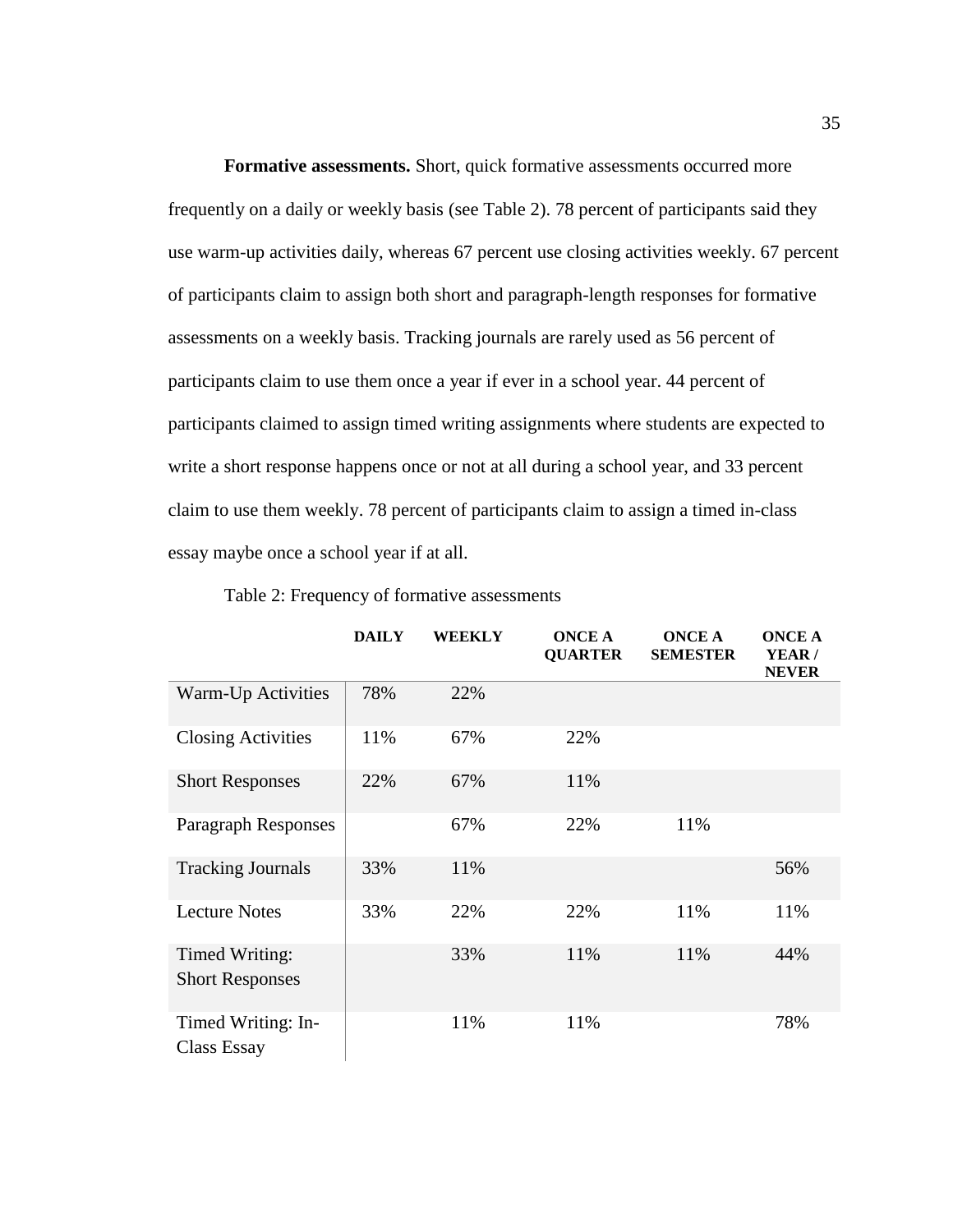**Formative assessments.** Short, quick formative assessments occurred more frequently on a daily or weekly basis (see Table 2). 78 percent of participants said they use warm-up activities daily, whereas 67 percent use closing activities weekly. 67 percent of participants claim to assign both short and paragraph-length responses for formative assessments on a weekly basis. Tracking journals are rarely used as 56 percent of participants claim to use them once a year if ever in a school year. 44 percent of participants claimed to assign timed writing assignments where students are expected to write a short response happens once or not at all during a school year, and 33 percent claim to use them weekly. 78 percent of participants claim to assign a timed in-class essay maybe once a school year if at all.

Table 2: Frequency of formative assessments

| | **DAILY** | **WEEKLY** | **ONCE A QUARTER** | **ONCE A SEMESTER** | **ONCE A YEAR / NEVER** |
|---|---|---|---|---|---|
| Warm-Up Activities | 78% | 22% | | | |
| Closing Activities | 11% | 67% | 22% | | |
| Short Responses | 22% | 67% | 11% | | |
| Paragraph Responses | | 67% | 22% | 11% | |
| Tracking Journals | 33% | 11% | | | 56% |
| Lecture Notes | 33% | 22% | 22% | 11% | 11% |
| Timed Writing: Short Responses | | 33% | 11% | 11% | 44% |
| Timed Writing: In-Class Essay | | 11% | 11% | | 78% |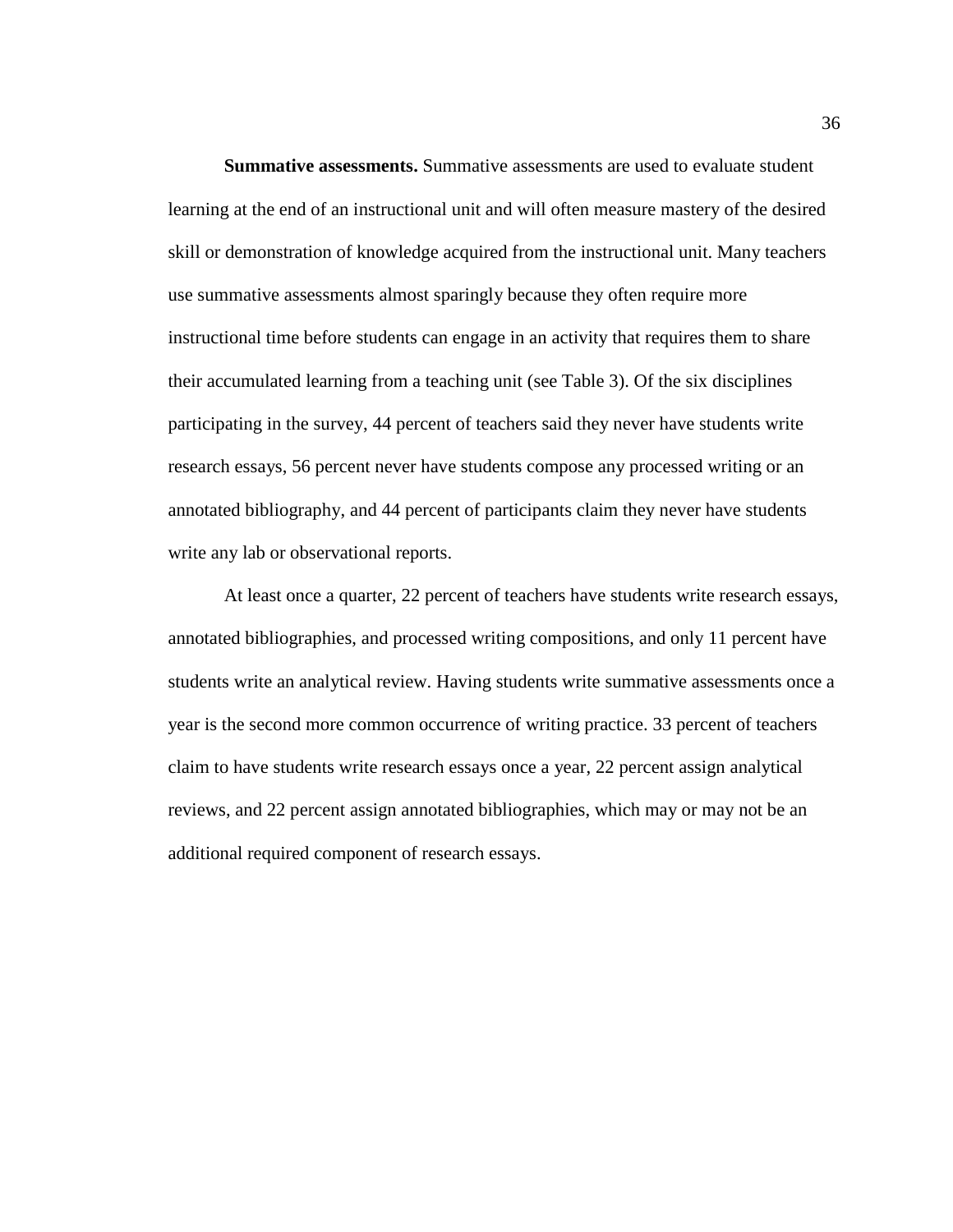**Summative assessments.** Summative assessments are used to evaluate student learning at the end of an instructional unit and will often measure mastery of the desired skill or demonstration of knowledge acquired from the instructional unit. Many teachers use summative assessments almost sparingly because they often require more instructional time before students can engage in an activity that requires them to share their accumulated learning from a teaching unit (see Table 3). Of the six disciplines participating in the survey, 44 percent of teachers said they never have students write research essays, 56 percent never have students compose any processed writing or an annotated bibliography, and 44 percent of participants claim they never have students write any lab or observational reports.

At least once a quarter, 22 percent of teachers have students write research essays, annotated bibliographies, and processed writing compositions, and only 11 percent have students write an analytical review. Having students write summative assessments once a year is the second more common occurrence of writing practice. 33 percent of teachers claim to have students write research essays once a year, 22 percent assign analytical reviews, and 22 percent assign annotated bibliographies, which may or may not be an additional required component of research essays.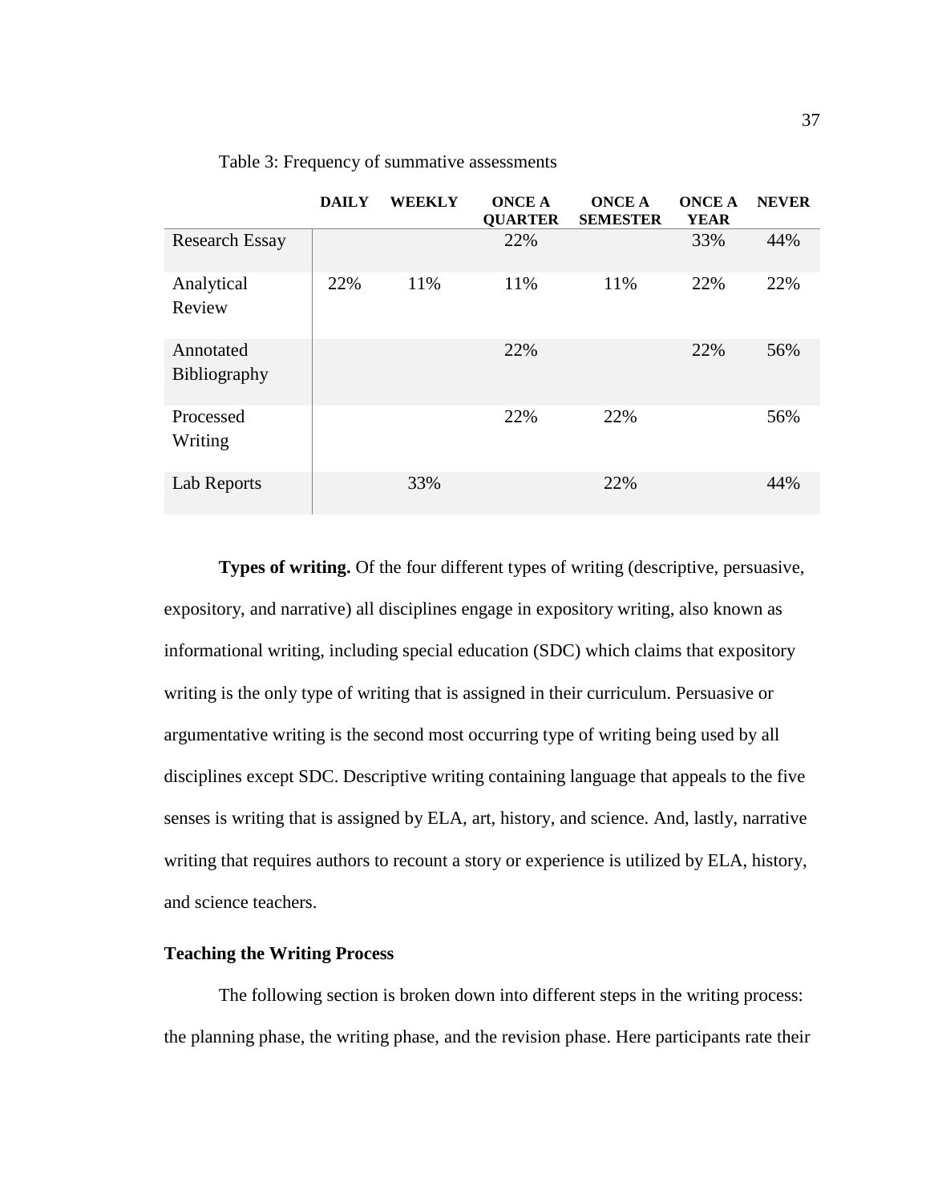Table 3: Frequency of summative assessments

| | DAILY | WEEKLY | ONCE A QUARTER | ONCE A SEMESTER | ONCE A YEAR | NEVER |
|---|---|---|---|---|---|---|
| Research Essay | | | 22% | | 33% | 44% |
| Analytical Review | 22% | 11% | 11% | 11% | 22% | 22% |
| Annotated Bibliography | | | 22% | | 22% | 56% |
| Processed Writing | | | 22% | 22% | | 56% |
| Lab Reports | | 33% | | 22% | | 44% |

**Types of writing.** Of the four different types of writing (descriptive, persuasive, expository, and narrative) all disciplines engage in expository writing, also known as informational writing, including special education (SDC) which claims that expository writing is the only type of writing that is assigned in their curriculum. Persuasive or argumentative writing is the second most occurring type of writing being used by all disciplines except SDC. Descriptive writing containing language that appeals to the five senses is writing that is assigned by ELA, art, history, and science. And, lastly, narrative writing that requires authors to recount a story or experience is utilized by ELA, history, and science teachers.

### Teaching the Writing Process

The following section is broken down into different steps in the writing process: the planning phase, the writing phase, and the revision phase. Here participants rate their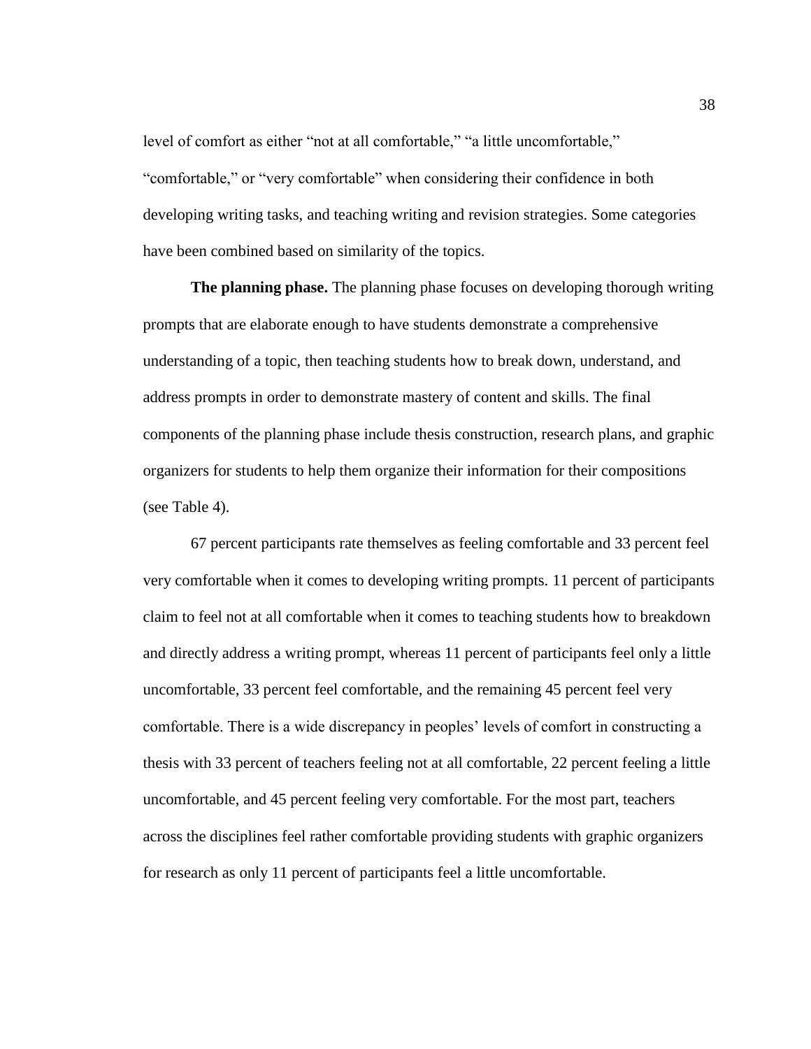level of comfort as either "not at all comfortable," "a little uncomfortable," "comfortable," or "very comfortable" when considering their confidence in both developing writing tasks, and teaching writing and revision strategies. Some categories have been combined based on similarity of the topics.

**The planning phase.** The planning phase focuses on developing thorough writing prompts that are elaborate enough to have students demonstrate a comprehensive understanding of a topic, then teaching students how to break down, understand, and address prompts in order to demonstrate mastery of content and skills. The final components of the planning phase include thesis construction, research plans, and graphic organizers for students to help them organize their information for their compositions (see Table 4).

67 percent participants rate themselves as feeling comfortable and 33 percent feel very comfortable when it comes to developing writing prompts. 11 percent of participants claim to feel not at all comfortable when it comes to teaching students how to breakdown and directly address a writing prompt, whereas 11 percent of participants feel only a little uncomfortable, 33 percent feel comfortable, and the remaining 45 percent feel very comfortable. There is a wide discrepancy in peoples' levels of comfort in constructing a thesis with 33 percent of teachers feeling not at all comfortable, 22 percent feeling a little uncomfortable, and 45 percent feeling very comfortable. For the most part, teachers across the disciplines feel rather comfortable providing students with graphic organizers for research as only 11 percent of participants feel a little uncomfortable.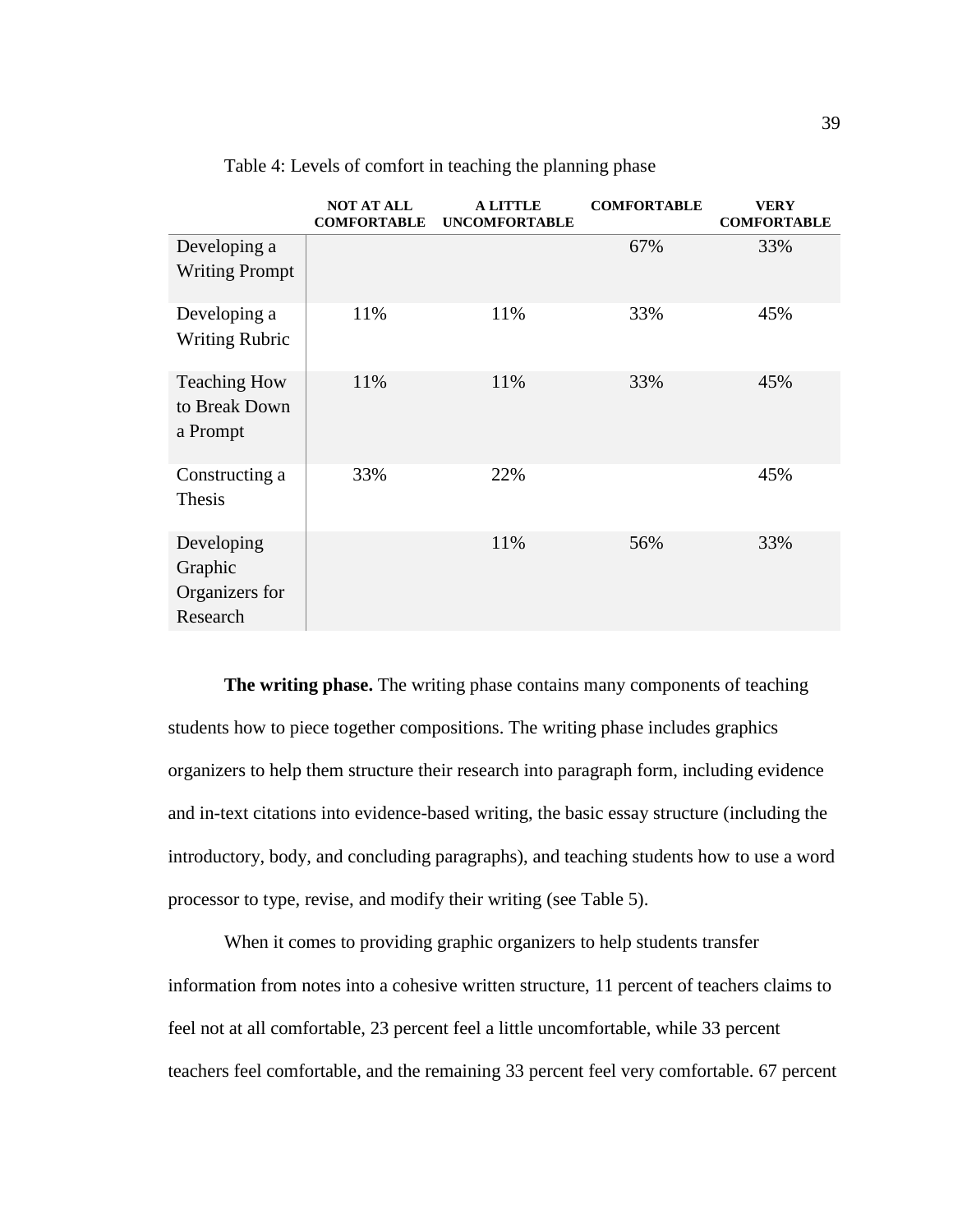Table 4: Levels of comfort in teaching the planning phase

| | NOT AT ALL COMFORTABLE | A LITTLE UNCOMFORTABLE | COMFORTABLE | VERY COMFORTABLE |
|---|---|---|---|---|
| Developing a Writing Prompt | | | 67% | 33% |
| Developing a Writing Rubric | 11% | 11% | 33% | 45% |
| Teaching How to Break Down a Prompt | 11% | 11% | 33% | 45% |
| Constructing a Thesis | 33% | 22% | | 45% |
| Developing Graphic Organizers for Research | | 11% | 56% | 33% |

**The writing phase.** The writing phase contains many components of teaching students how to piece together compositions. The writing phase includes graphics organizers to help them structure their research into paragraph form, including evidence and in-text citations into evidence-based writing, the basic essay structure (including the introductory, body, and concluding paragraphs), and teaching students how to use a word processor to type, revise, and modify their writing (see Table 5).

When it comes to providing graphic organizers to help students transfer information from notes into a cohesive written structure, 11 percent of teachers claims to feel not at all comfortable, 23 percent feel a little uncomfortable, while 33 percent teachers feel comfortable, and the remaining 33 percent feel very comfortable. 67 percent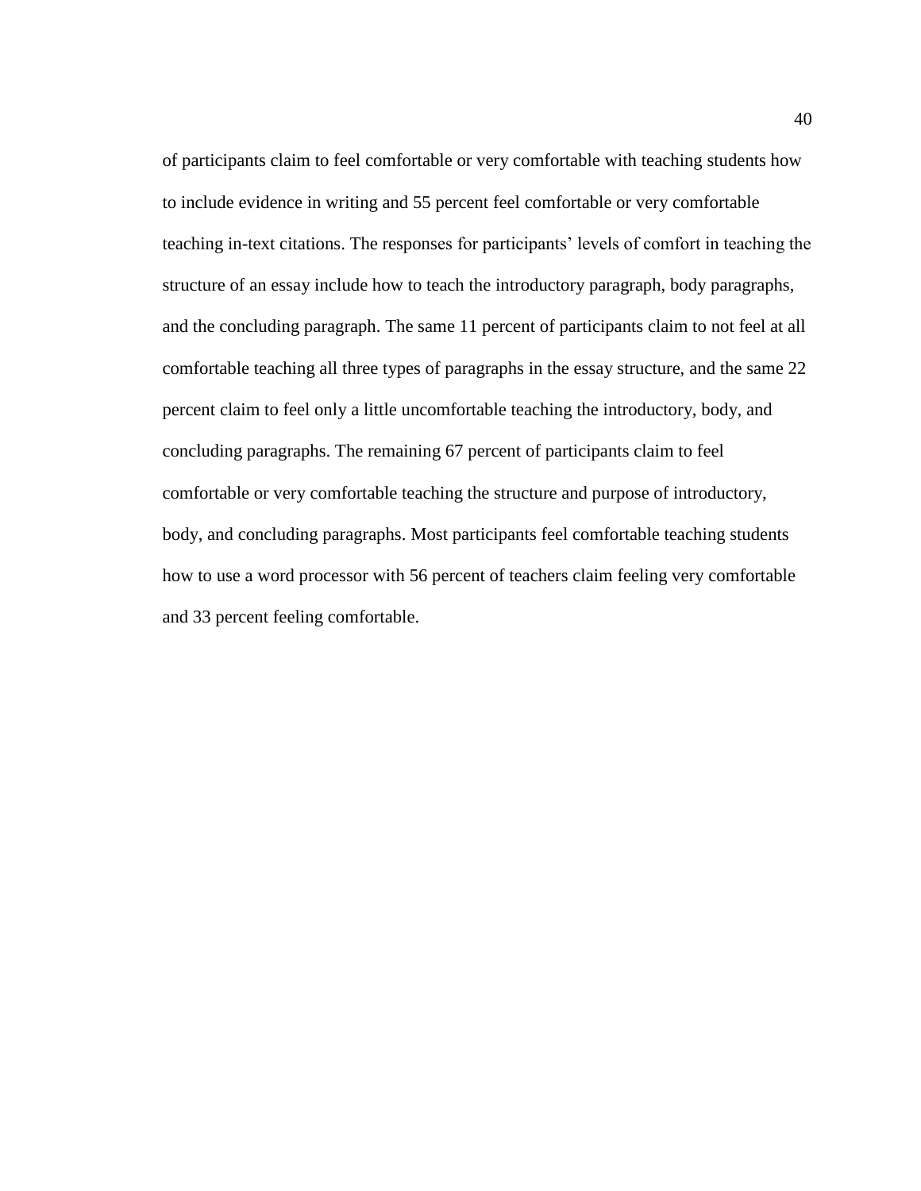of participants claim to feel comfortable or very comfortable with teaching students how to include evidence in writing and 55 percent feel comfortable or very comfortable teaching in-text citations. The responses for participants' levels of comfort in teaching the structure of an essay include how to teach the introductory paragraph, body paragraphs, and the concluding paragraph. The same 11 percent of participants claim to not feel at all comfortable teaching all three types of paragraphs in the essay structure, and the same 22 percent claim to feel only a little uncomfortable teaching the introductory, body, and concluding paragraphs. The remaining 67 percent of participants claim to feel comfortable or very comfortable teaching the structure and purpose of introductory, body, and concluding paragraphs. Most participants feel comfortable teaching students how to use a word processor with 56 percent of teachers claim feeling very comfortable and 33 percent feeling comfortable.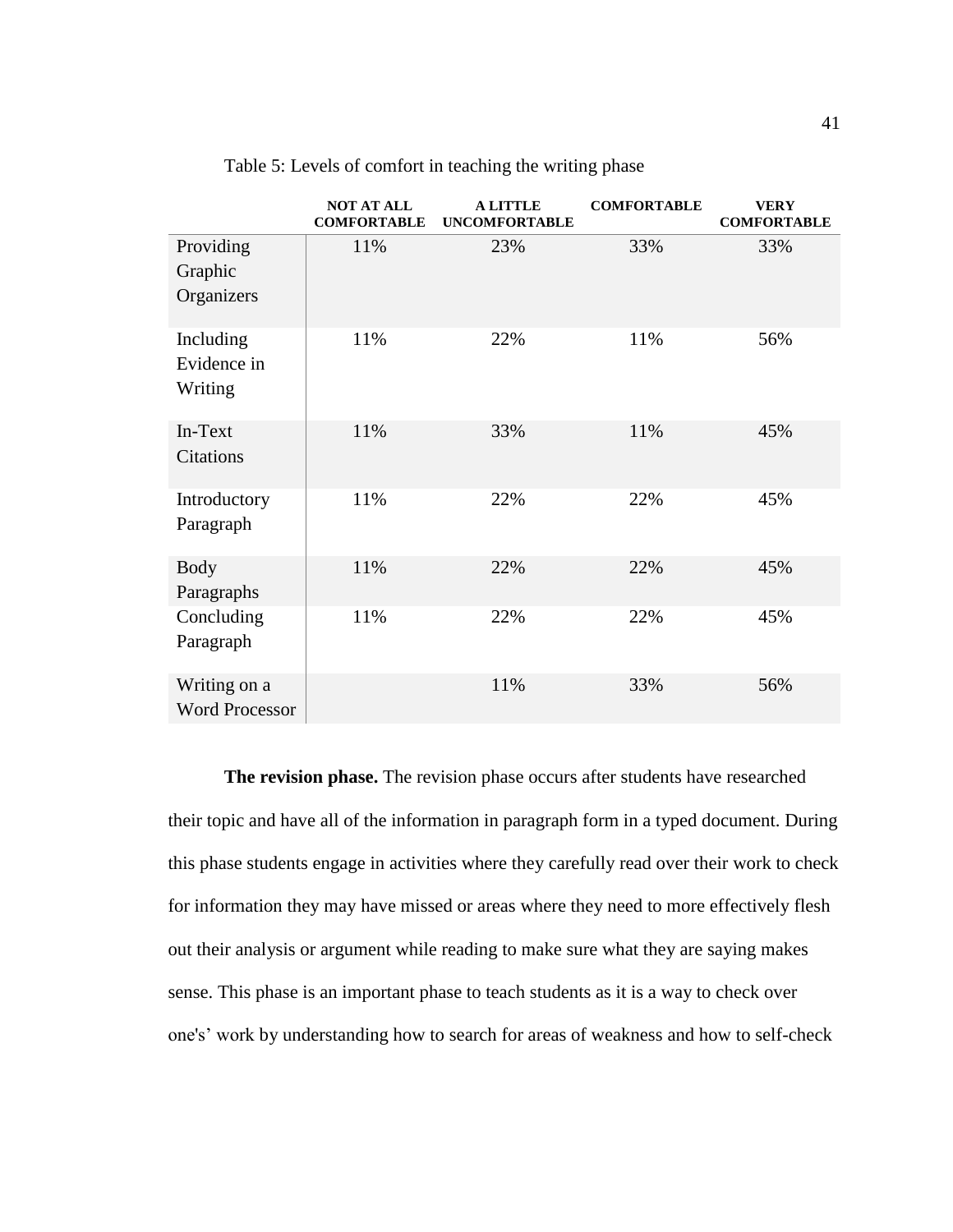Table 5: Levels of comfort in teaching the writing phase

| | NOT AT ALL COMFORTABLE | A LITTLE UNCOMFORTABLE | COMFORTABLE | VERY COMFORTABLE |
|---|---|---|---|---|
| Providing Graphic Organizers | 11% | 23% | 33% | 33% |
| Including Evidence in Writing | 11% | 22% | 11% | 56% |
| In-Text Citations | 11% | 33% | 11% | 45% |
| Introductory Paragraph | 11% | 22% | 22% | 45% |
| Body Paragraphs | 11% | 22% | 22% | 45% |
| Concluding Paragraph | 11% | 22% | 22% | 45% |
| Writing on a Word Processor | | 11% | 33% | 56% |

**The revision phase.** The revision phase occurs after students have researched their topic and have all of the information in paragraph form in a typed document. During this phase students engage in activities where they carefully read over their work to check for information they may have missed or areas where they need to more effectively flesh out their analysis or argument while reading to make sure what they are saying makes sense. This phase is an important phase to teach students as it is a way to check over one's' work by understanding how to search for areas of weakness and how to self-check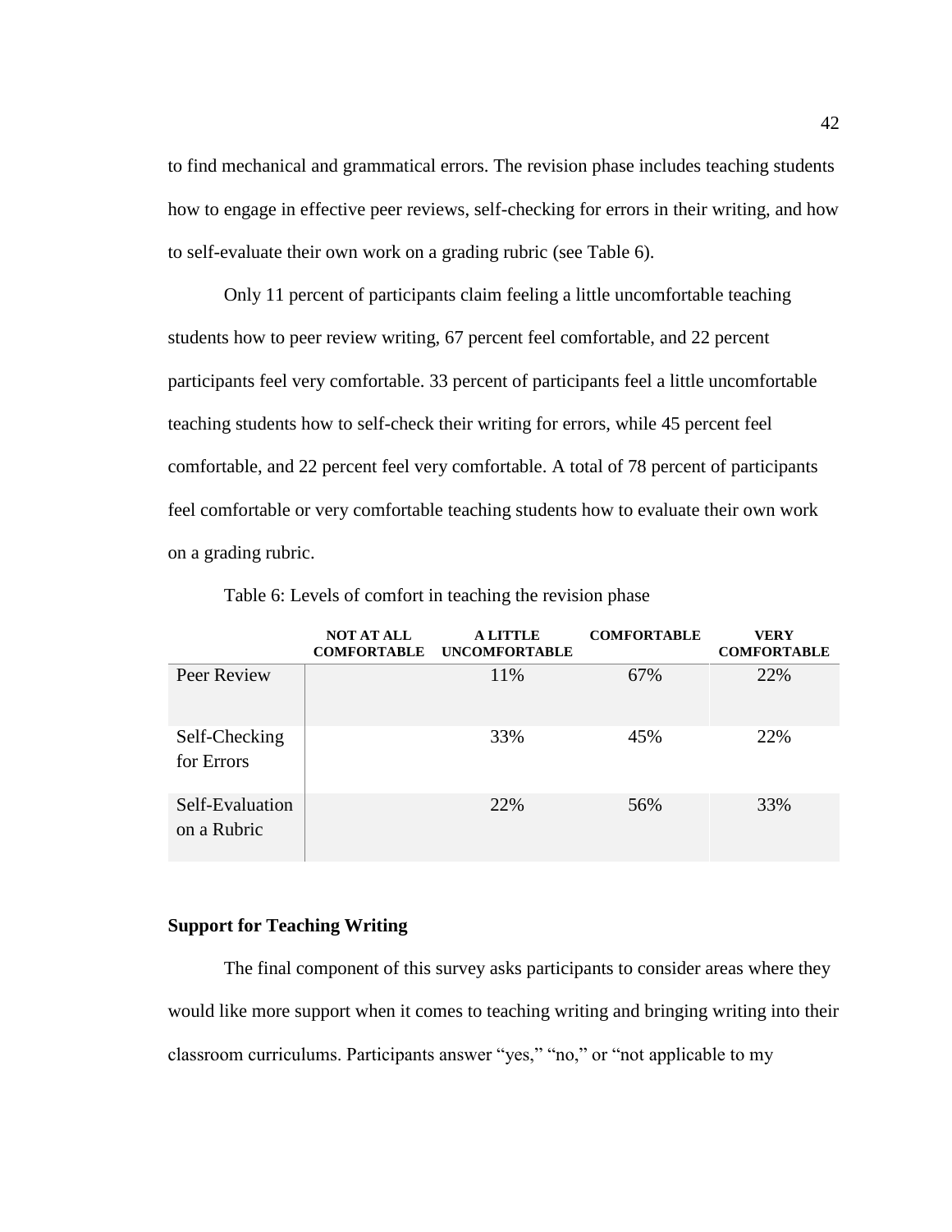to find mechanical and grammatical errors. The revision phase includes teaching students how to engage in effective peer reviews, self-checking for errors in their writing, and how to self-evaluate their own work on a grading rubric (see Table 6).

Only 11 percent of participants claim feeling a little uncomfortable teaching students how to peer review writing, 67 percent feel comfortable, and 22 percent participants feel very comfortable. 33 percent of participants feel a little uncomfortable teaching students how to self-check their writing for errors, while 45 percent feel comfortable, and 22 percent feel very comfortable. A total of 78 percent of participants feel comfortable or very comfortable teaching students how to evaluate their own work on a grading rubric.

Table 6: Levels of comfort in teaching the revision phase

| | NOT AT ALL COMFORTABLE | A LITTLE UNCOMFORTABLE | COMFORTABLE | VERY COMFORTABLE |
|---|---|---|---|---|
| Peer Review | | 11% | 67% | 22% |
| Self-Checking for Errors | | 33% | 45% | 22% |
| Self-Evaluation on a Rubric | | 22% | 56% | 33% |

## Support for Teaching Writing

The final component of this survey asks participants to consider areas where they would like more support when it comes to teaching writing and bringing writing into their classroom curriculums. Participants answer "yes," "no," or "not applicable to my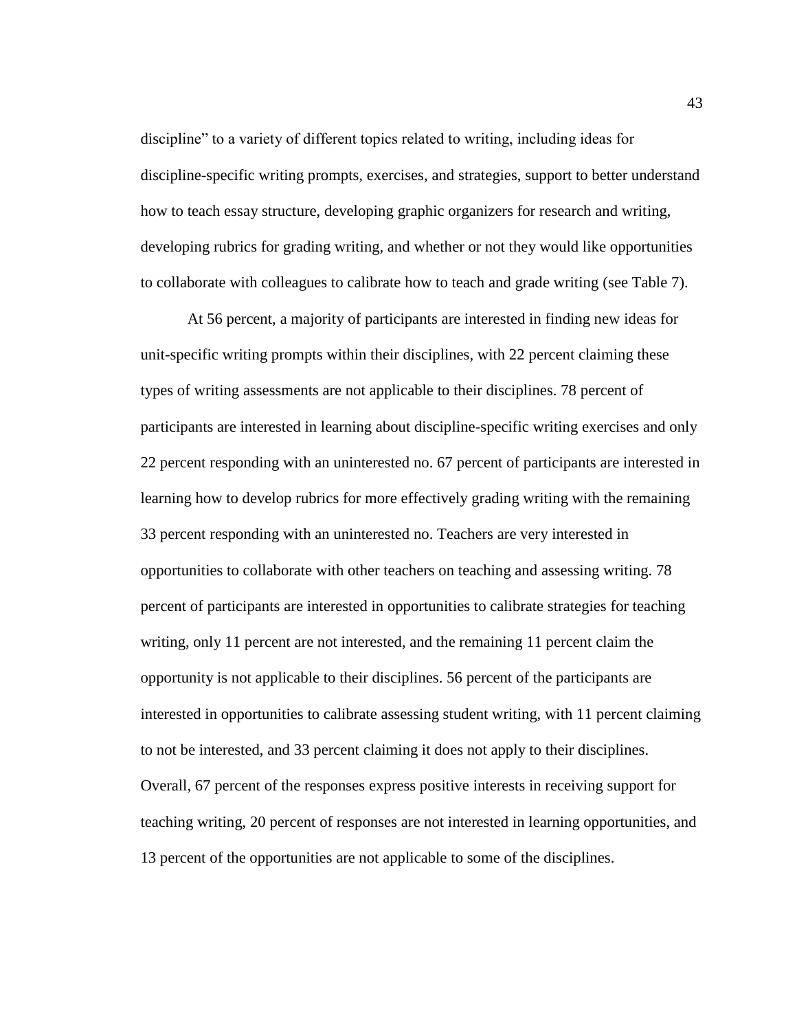discipline" to a variety of different topics related to writing, including ideas for discipline-specific writing prompts, exercises, and strategies, support to better understand how to teach essay structure, developing graphic organizers for research and writing, developing rubrics for grading writing, and whether or not they would like opportunities to collaborate with colleagues to calibrate how to teach and grade writing (see Table 7).

At 56 percent, a majority of participants are interested in finding new ideas for unit-specific writing prompts within their disciplines, with 22 percent claiming these types of writing assessments are not applicable to their disciplines. 78 percent of participants are interested in learning about discipline-specific writing exercises and only 22 percent responding with an uninterested no. 67 percent of participants are interested in learning how to develop rubrics for more effectively grading writing with the remaining 33 percent responding with an uninterested no. Teachers are very interested in opportunities to collaborate with other teachers on teaching and assessing writing. 78 percent of participants are interested in opportunities to calibrate strategies for teaching writing, only 11 percent are not interested, and the remaining 11 percent claim the opportunity is not applicable to their disciplines. 56 percent of the participants are interested in opportunities to calibrate assessing student writing, with 11 percent claiming to not be interested, and 33 percent claiming it does not apply to their disciplines. Overall, 67 percent of the responses express positive interests in receiving support for teaching writing, 20 percent of responses are not interested in learning opportunities, and 13 percent of the opportunities are not applicable to some of the disciplines.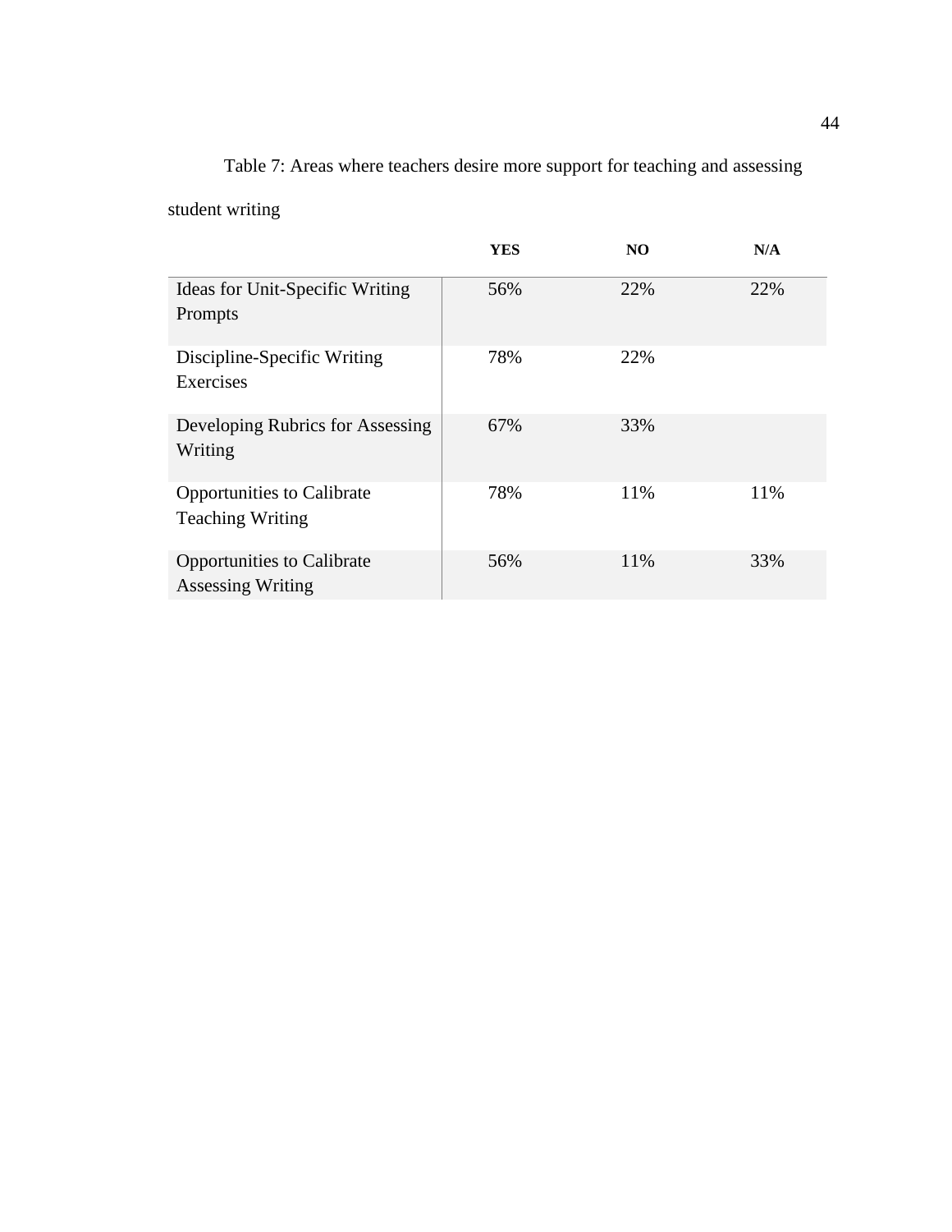Table 7: Areas where teachers desire more support for teaching and assessing student writing

| | YES | NO | N/A |
|---|---|---|---|
| Ideas for Unit-Specific Writing Prompts | 56% | 22% | 22% |
| Discipline-Specific Writing Exercises | 78% | 22% | |
| Developing Rubrics for Assessing Writing | 67% | 33% | |
| Opportunities to Calibrate Teaching Writing | 78% | 11% | 11% |
| Opportunities to Calibrate Assessing Writing | 56% | 11% | 33% |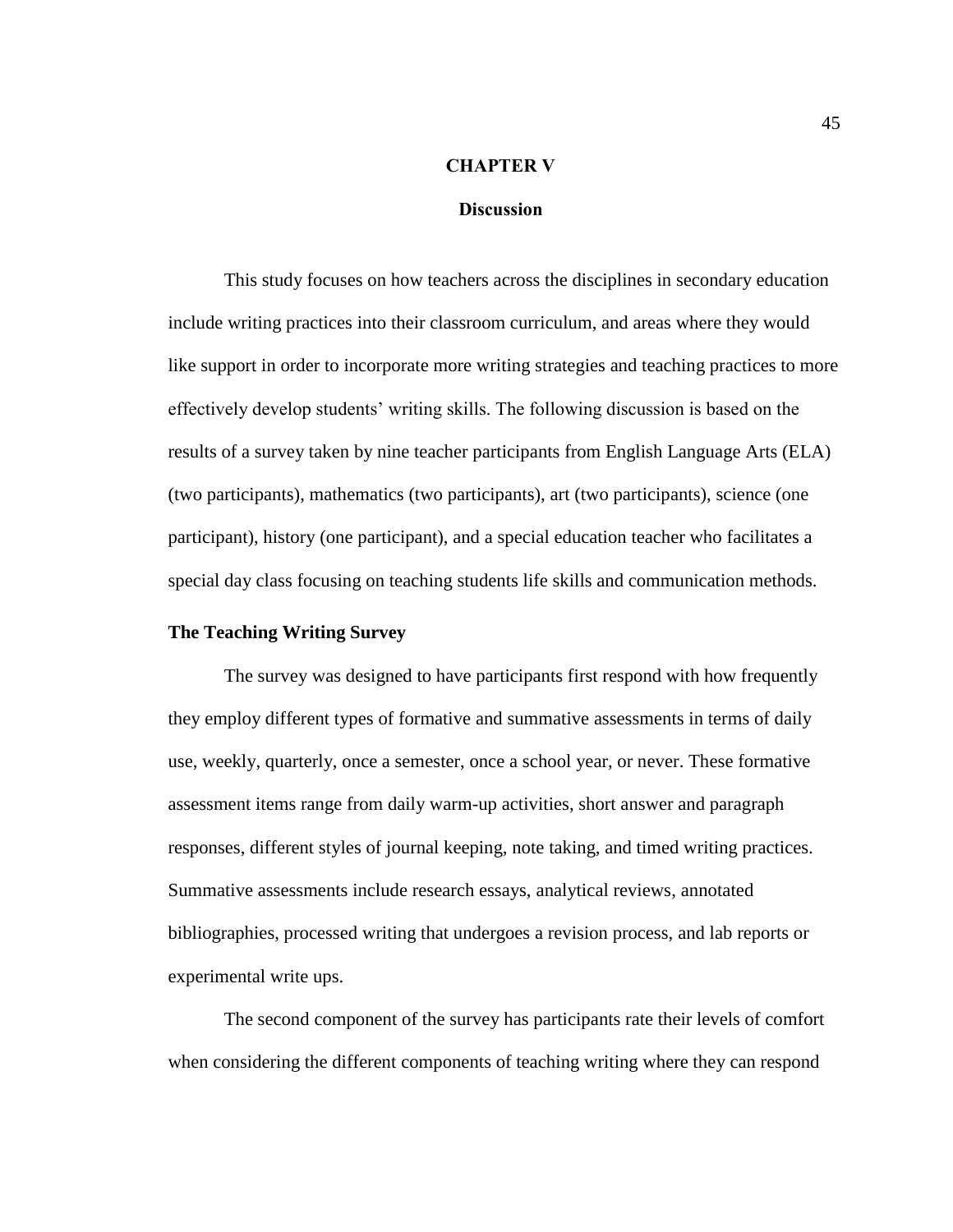# CHAPTER V

## Discussion

This study focuses on how teachers across the disciplines in secondary education include writing practices into their classroom curriculum, and areas where they would like support in order to incorporate more writing strategies and teaching practices to more effectively develop students' writing skills. The following discussion is based on the results of a survey taken by nine teacher participants from English Language Arts (ELA) (two participants), mathematics (two participants), art (two participants), science (one participant), history (one participant), and a special education teacher who facilitates a special day class focusing on teaching students life skills and communication methods.

### The Teaching Writing Survey

The survey was designed to have participants first respond with how frequently they employ different types of formative and summative assessments in terms of daily use, weekly, quarterly, once a semester, once a school year, or never. These formative assessment items range from daily warm-up activities, short answer and paragraph responses, different styles of journal keeping, note taking, and timed writing practices. Summative assessments include research essays, analytical reviews, annotated bibliographies, processed writing that undergoes a revision process, and lab reports or experimental write ups.

The second component of the survey has participants rate their levels of comfort when considering the different components of teaching writing where they can respond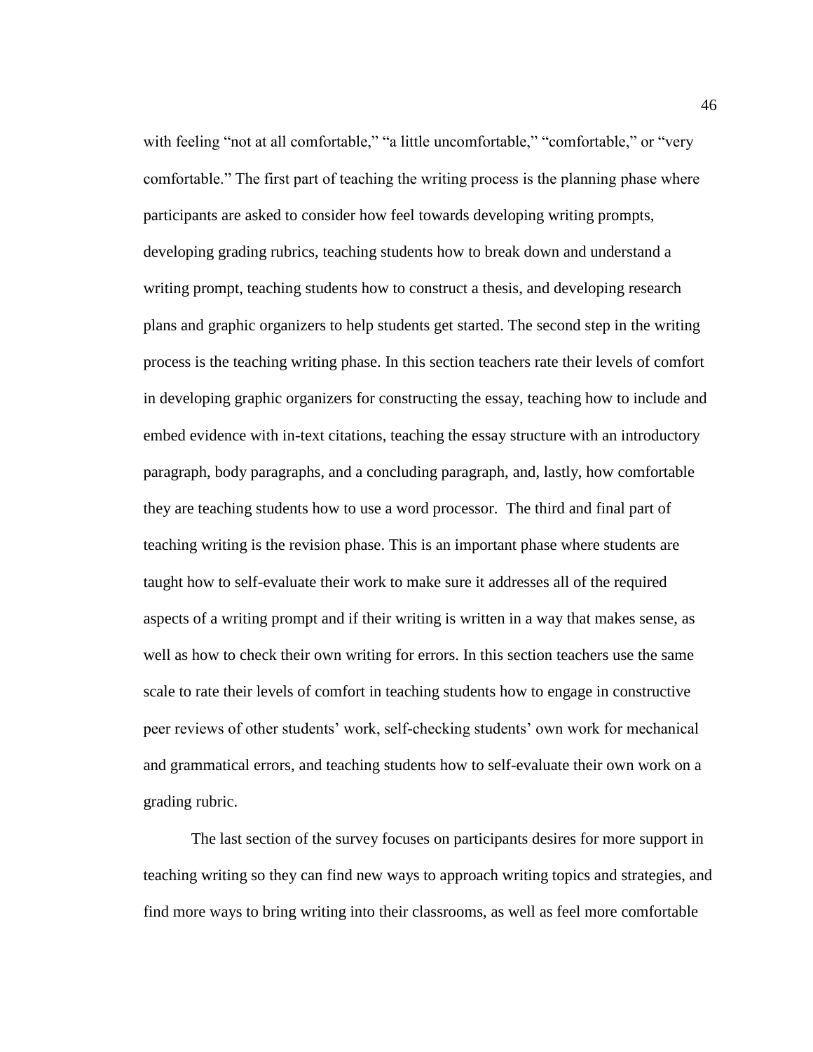with feeling "not at all comfortable," "a little uncomfortable," "comfortable," or "very comfortable." The first part of teaching the writing process is the planning phase where participants are asked to consider how feel towards developing writing prompts, developing grading rubrics, teaching students how to break down and understand a writing prompt, teaching students how to construct a thesis, and developing research plans and graphic organizers to help students get started. The second step in the writing process is the teaching writing phase. In this section teachers rate their levels of comfort in developing graphic organizers for constructing the essay, teaching how to include and embed evidence with in-text citations, teaching the essay structure with an introductory paragraph, body paragraphs, and a concluding paragraph, and, lastly, how comfortable they are teaching students how to use a word processor. The third and final part of teaching writing is the revision phase. This is an important phase where students are taught how to self-evaluate their work to make sure it addresses all of the required aspects of a writing prompt and if their writing is written in a way that makes sense, as well as how to check their own writing for errors. In this section teachers use the same scale to rate their levels of comfort in teaching students how to engage in constructive peer reviews of other students' work, self-checking students' own work for mechanical and grammatical errors, and teaching students how to self-evaluate their own work on a grading rubric.

The last section of the survey focuses on participants desires for more support in teaching writing so they can find new ways to approach writing topics and strategies, and find more ways to bring writing into their classrooms, as well as feel more comfortable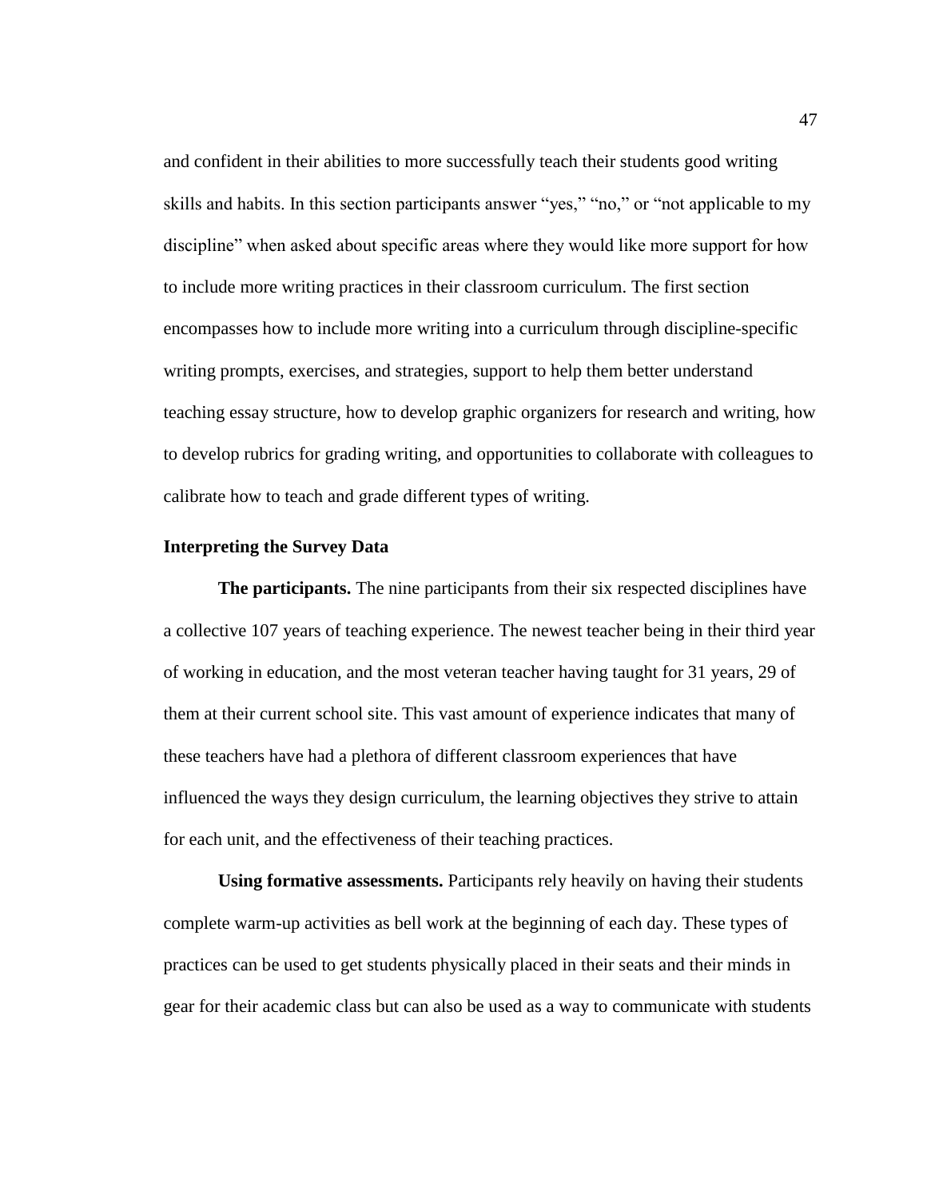and confident in their abilities to more successfully teach their students good writing skills and habits. In this section participants answer "yes," "no," or "not applicable to my discipline" when asked about specific areas where they would like more support for how to include more writing practices in their classroom curriculum. The first section encompasses how to include more writing into a curriculum through discipline-specific writing prompts, exercises, and strategies, support to help them better understand teaching essay structure, how to develop graphic organizers for research and writing, how to develop rubrics for grading writing, and opportunities to collaborate with colleagues to calibrate how to teach and grade different types of writing.

### Interpreting the Survey Data

**The participants.** The nine participants from their six respected disciplines have a collective 107 years of teaching experience. The newest teacher being in their third year of working in education, and the most veteran teacher having taught for 31 years, 29 of them at their current school site. This vast amount of experience indicates that many of these teachers have had a plethora of different classroom experiences that have influenced the ways they design curriculum, the learning objectives they strive to attain for each unit, and the effectiveness of their teaching practices.

**Using formative assessments.** Participants rely heavily on having their students complete warm-up activities as bell work at the beginning of each day. These types of practices can be used to get students physically placed in their seats and their minds in gear for their academic class but can also be used as a way to communicate with students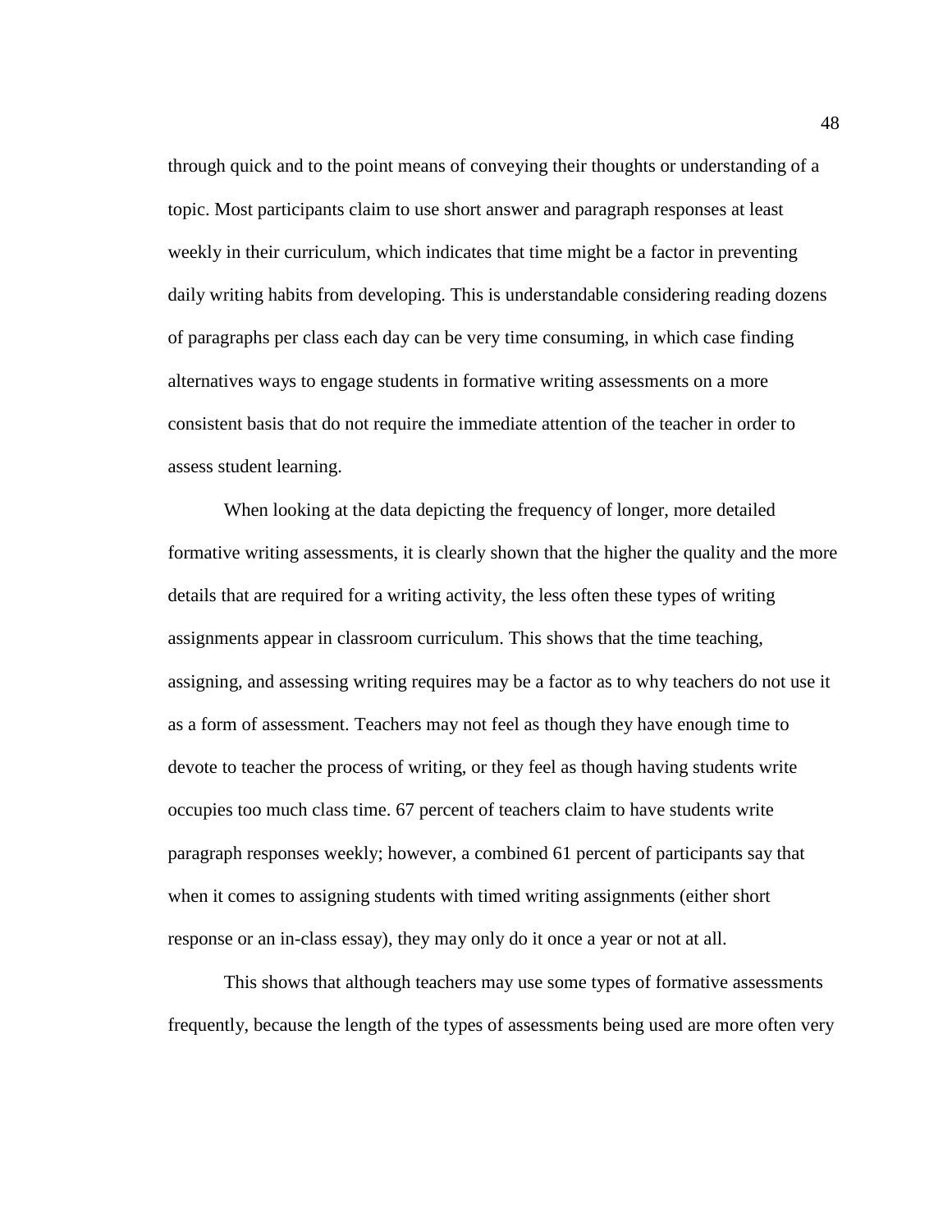through quick and to the point means of conveying their thoughts or understanding of a topic. Most participants claim to use short answer and paragraph responses at least weekly in their curriculum, which indicates that time might be a factor in preventing daily writing habits from developing. This is understandable considering reading dozens of paragraphs per class each day can be very time consuming, in which case finding alternatives ways to engage students in formative writing assessments on a more consistent basis that do not require the immediate attention of the teacher in order to assess student learning.

When looking at the data depicting the frequency of longer, more detailed formative writing assessments, it is clearly shown that the higher the quality and the more details that are required for a writing activity, the less often these types of writing assignments appear in classroom curriculum. This shows that the time teaching, assigning, and assessing writing requires may be a factor as to why teachers do not use it as a form of assessment. Teachers may not feel as though they have enough time to devote to teacher the process of writing, or they feel as though having students write occupies too much class time. 67 percent of teachers claim to have students write paragraph responses weekly; however, a combined 61 percent of participants say that when it comes to assigning students with timed writing assignments (either short response or an in-class essay), they may only do it once a year or not at all.

This shows that although teachers may use some types of formative assessments frequently, because the length of the types of assessments being used are more often very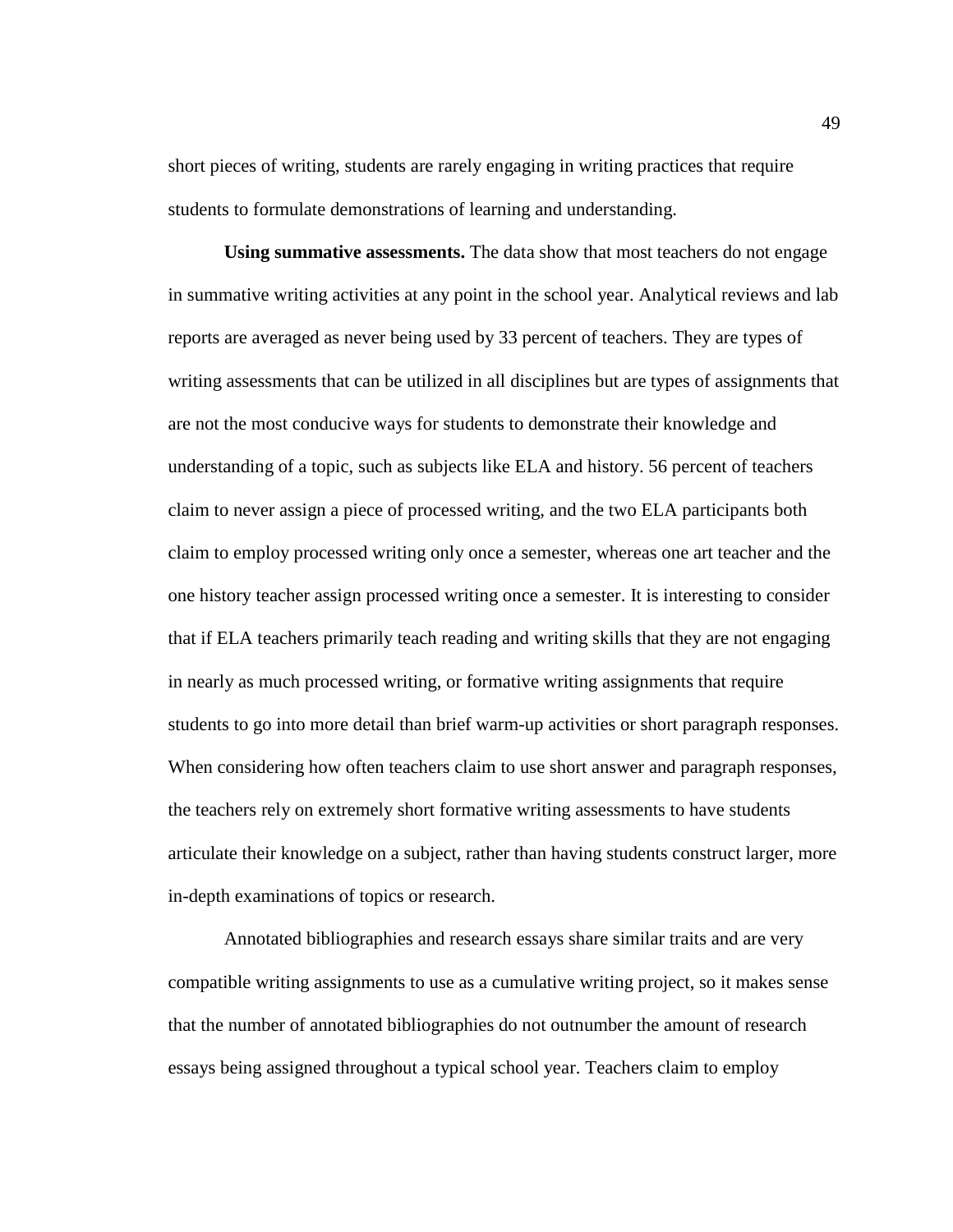short pieces of writing, students are rarely engaging in writing practices that require students to formulate demonstrations of learning and understanding.

**Using summative assessments.** The data show that most teachers do not engage in summative writing activities at any point in the school year. Analytical reviews and lab reports are averaged as never being used by 33 percent of teachers. They are types of writing assessments that can be utilized in all disciplines but are types of assignments that are not the most conducive ways for students to demonstrate their knowledge and understanding of a topic, such as subjects like ELA and history. 56 percent of teachers claim to never assign a piece of processed writing, and the two ELA participants both claim to employ processed writing only once a semester, whereas one art teacher and the one history teacher assign processed writing once a semester. It is interesting to consider that if ELA teachers primarily teach reading and writing skills that they are not engaging in nearly as much processed writing, or formative writing assignments that require students to go into more detail than brief warm-up activities or short paragraph responses. When considering how often teachers claim to use short answer and paragraph responses, the teachers rely on extremely short formative writing assessments to have students articulate their knowledge on a subject, rather than having students construct larger, more in-depth examinations of topics or research.

Annotated bibliographies and research essays share similar traits and are very compatible writing assignments to use as a cumulative writing project, so it makes sense that the number of annotated bibliographies do not outnumber the amount of research essays being assigned throughout a typical school year. Teachers claim to employ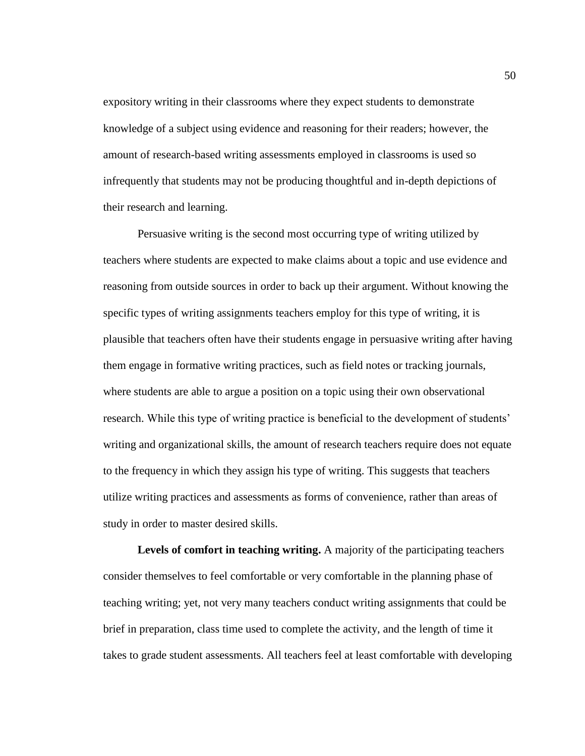expository writing in their classrooms where they expect students to demonstrate knowledge of a subject using evidence and reasoning for their readers; however, the amount of research-based writing assessments employed in classrooms is used so infrequently that students may not be producing thoughtful and in-depth depictions of their research and learning.

Persuasive writing is the second most occurring type of writing utilized by teachers where students are expected to make claims about a topic and use evidence and reasoning from outside sources in order to back up their argument. Without knowing the specific types of writing assignments teachers employ for this type of writing, it is plausible that teachers often have their students engage in persuasive writing after having them engage in formative writing practices, such as field notes or tracking journals, where students are able to argue a position on a topic using their own observational research. While this type of writing practice is beneficial to the development of students' writing and organizational skills, the amount of research teachers require does not equate to the frequency in which they assign his type of writing. This suggests that teachers utilize writing practices and assessments as forms of convenience, rather than areas of study in order to master desired skills.

**Levels of comfort in teaching writing.** A majority of the participating teachers consider themselves to feel comfortable or very comfortable in the planning phase of teaching writing; yet, not very many teachers conduct writing assignments that could be brief in preparation, class time used to complete the activity, and the length of time it takes to grade student assessments. All teachers feel at least comfortable with developing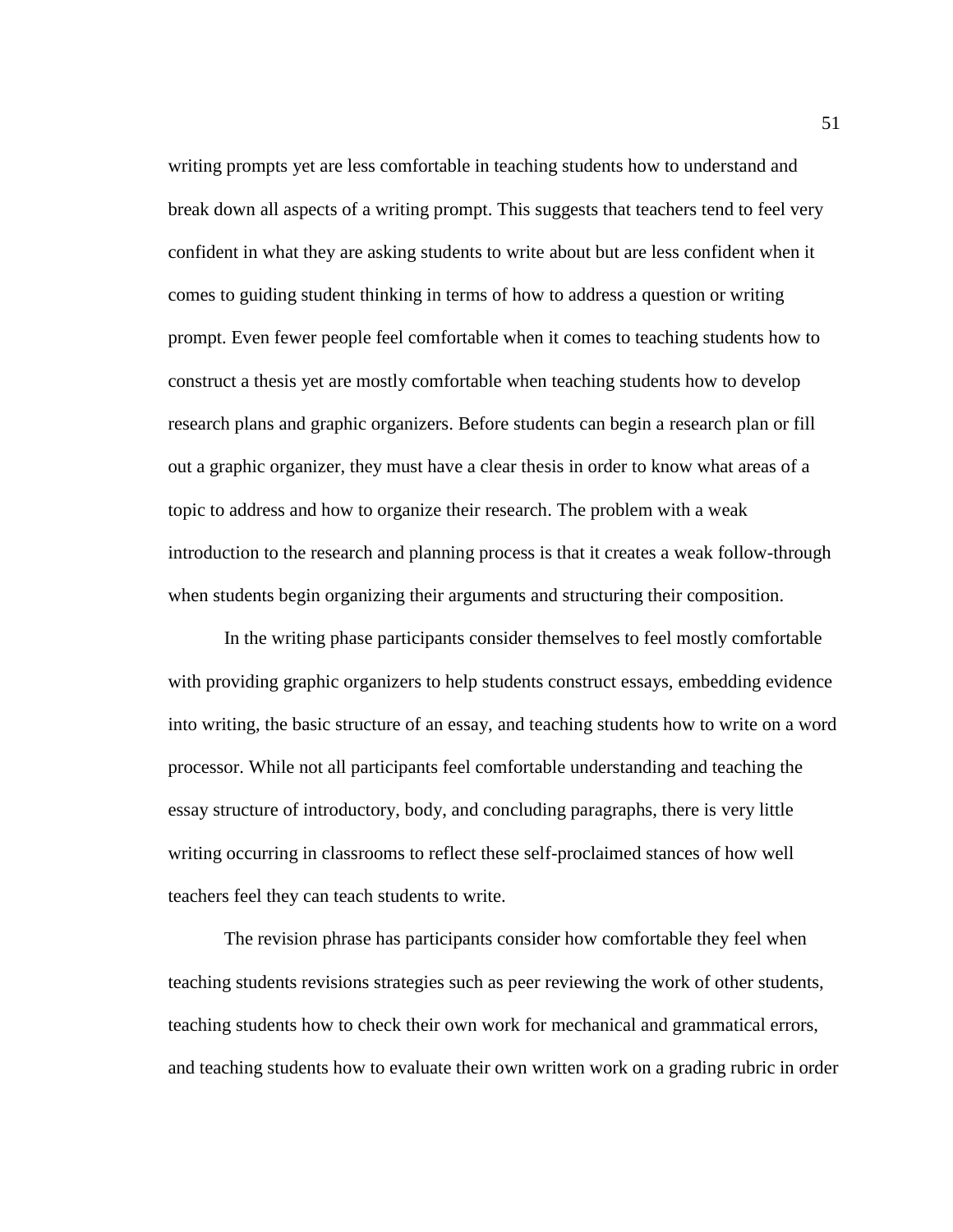writing prompts yet are less comfortable in teaching students how to understand and break down all aspects of a writing prompt. This suggests that teachers tend to feel very confident in what they are asking students to write about but are less confident when it comes to guiding student thinking in terms of how to address a question or writing prompt. Even fewer people feel comfortable when it comes to teaching students how to construct a thesis yet are mostly comfortable when teaching students how to develop research plans and graphic organizers. Before students can begin a research plan or fill out a graphic organizer, they must have a clear thesis in order to know what areas of a topic to address and how to organize their research. The problem with a weak introduction to the research and planning process is that it creates a weak follow-through when students begin organizing their arguments and structuring their composition.

In the writing phase participants consider themselves to feel mostly comfortable with providing graphic organizers to help students construct essays, embedding evidence into writing, the basic structure of an essay, and teaching students how to write on a word processor. While not all participants feel comfortable understanding and teaching the essay structure of introductory, body, and concluding paragraphs, there is very little writing occurring in classrooms to reflect these self-proclaimed stances of how well teachers feel they can teach students to write.

The revision phrase has participants consider how comfortable they feel when teaching students revisions strategies such as peer reviewing the work of other students, teaching students how to check their own work for mechanical and grammatical errors, and teaching students how to evaluate their own written work on a grading rubric in order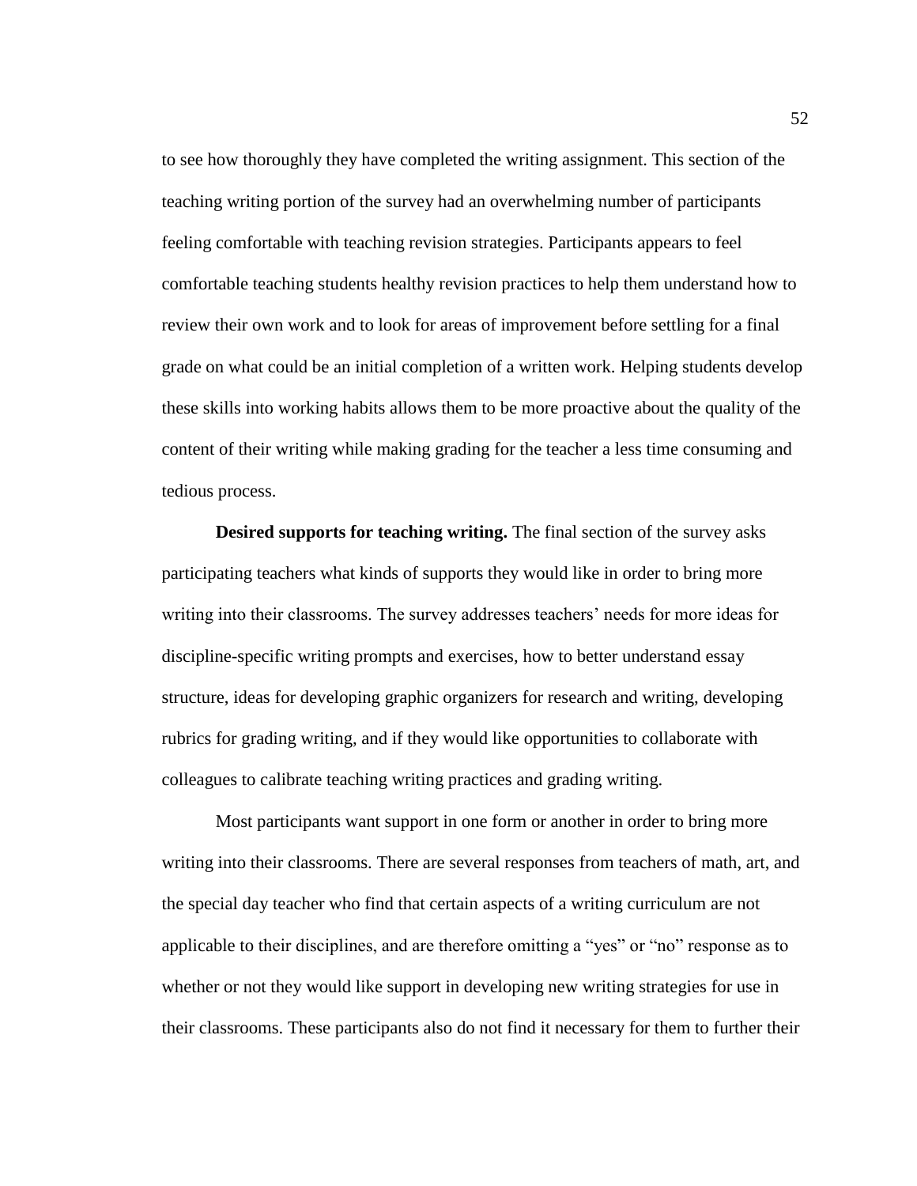to see how thoroughly they have completed the writing assignment. This section of the teaching writing portion of the survey had an overwhelming number of participants feeling comfortable with teaching revision strategies. Participants appears to feel comfortable teaching students healthy revision practices to help them understand how to review their own work and to look for areas of improvement before settling for a final grade on what could be an initial completion of a written work. Helping students develop these skills into working habits allows them to be more proactive about the quality of the content of their writing while making grading for the teacher a less time consuming and tedious process.

**Desired supports for teaching writing.** The final section of the survey asks participating teachers what kinds of supports they would like in order to bring more writing into their classrooms. The survey addresses teachers' needs for more ideas for discipline-specific writing prompts and exercises, how to better understand essay structure, ideas for developing graphic organizers for research and writing, developing rubrics for grading writing, and if they would like opportunities to collaborate with colleagues to calibrate teaching writing practices and grading writing.

Most participants want support in one form or another in order to bring more writing into their classrooms. There are several responses from teachers of math, art, and the special day teacher who find that certain aspects of a writing curriculum are not applicable to their disciplines, and are therefore omitting a "yes" or "no" response as to whether or not they would like support in developing new writing strategies for use in their classrooms. These participants also do not find it necessary for them to further their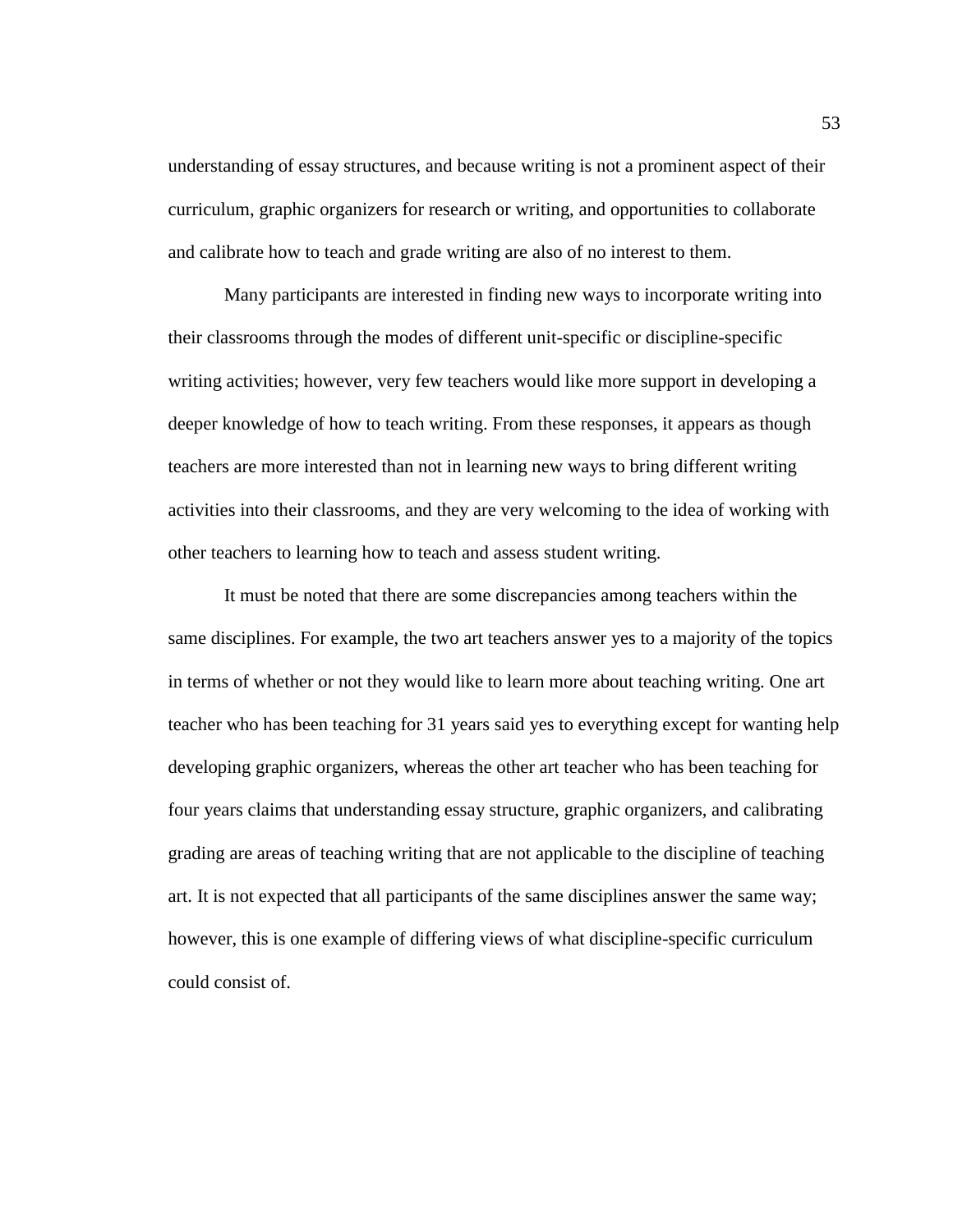understanding of essay structures, and because writing is not a prominent aspect of their curriculum, graphic organizers for research or writing, and opportunities to collaborate and calibrate how to teach and grade writing are also of no interest to them.

Many participants are interested in finding new ways to incorporate writing into their classrooms through the modes of different unit-specific or discipline-specific writing activities; however, very few teachers would like more support in developing a deeper knowledge of how to teach writing. From these responses, it appears as though teachers are more interested than not in learning new ways to bring different writing activities into their classrooms, and they are very welcoming to the idea of working with other teachers to learning how to teach and assess student writing.

It must be noted that there are some discrepancies among teachers within the same disciplines. For example, the two art teachers answer yes to a majority of the topics in terms of whether or not they would like to learn more about teaching writing. One art teacher who has been teaching for 31 years said yes to everything except for wanting help developing graphic organizers, whereas the other art teacher who has been teaching for four years claims that understanding essay structure, graphic organizers, and calibrating grading are areas of teaching writing that are not applicable to the discipline of teaching art. It is not expected that all participants of the same disciplines answer the same way; however, this is one example of differing views of what discipline-specific curriculum could consist of.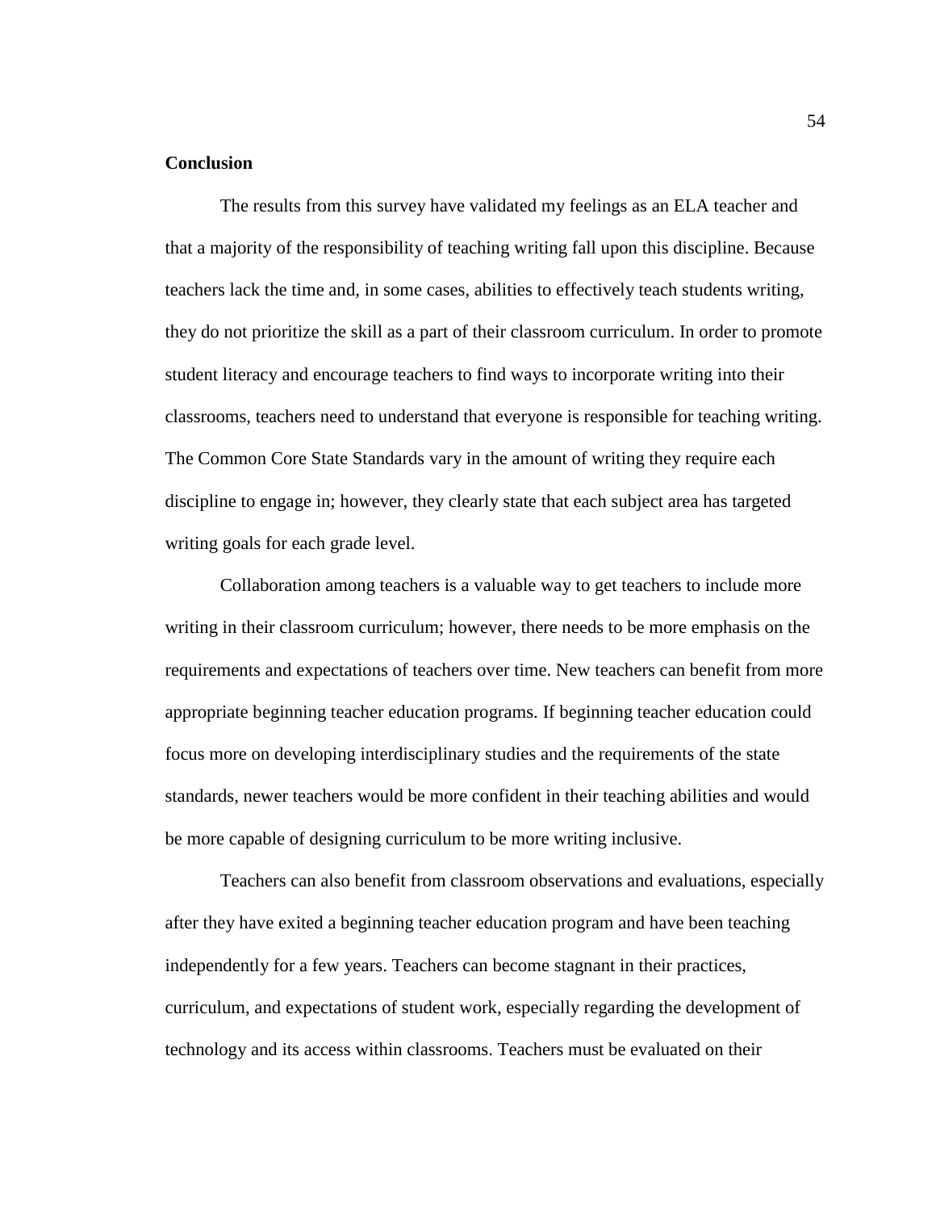**Conclusion**

The results from this survey have validated my feelings as an ELA teacher and that a majority of the responsibility of teaching writing fall upon this discipline. Because teachers lack the time and, in some cases, abilities to effectively teach students writing, they do not prioritize the skill as a part of their classroom curriculum. In order to promote student literacy and encourage teachers to find ways to incorporate writing into their classrooms, teachers need to understand that everyone is responsible for teaching writing. The Common Core State Standards vary in the amount of writing they require each discipline to engage in; however, they clearly state that each subject area has targeted writing goals for each grade level.

Collaboration among teachers is a valuable way to get teachers to include more writing in their classroom curriculum; however, there needs to be more emphasis on the requirements and expectations of teachers over time. New teachers can benefit from more appropriate beginning teacher education programs. If beginning teacher education could focus more on developing interdisciplinary studies and the requirements of the state standards, newer teachers would be more confident in their teaching abilities and would be more capable of designing curriculum to be more writing inclusive.

Teachers can also benefit from classroom observations and evaluations, especially after they have exited a beginning teacher education program and have been teaching independently for a few years. Teachers can become stagnant in their practices, curriculum, and expectations of student work, especially regarding the development of technology and its access within classrooms. Teachers must be evaluated on their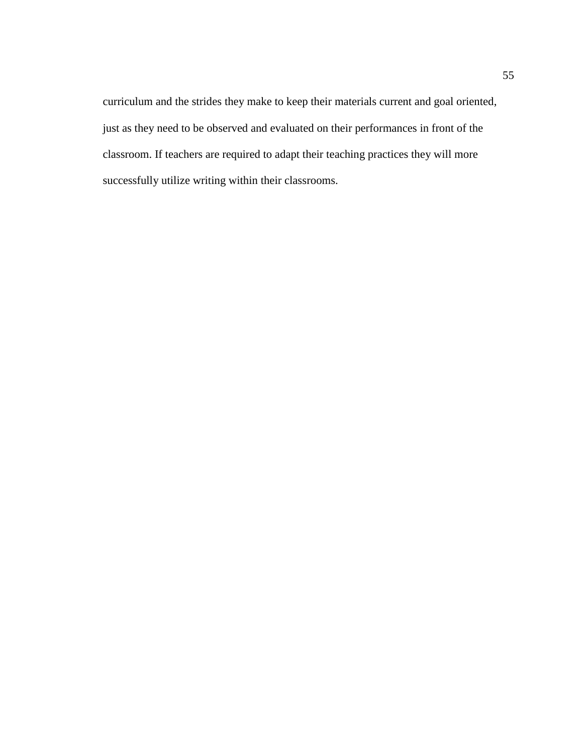curriculum and the strides they make to keep their materials current and goal oriented, just as they need to be observed and evaluated on their performances in front of the classroom. If teachers are required to adapt their teaching practices they will more successfully utilize writing within their classrooms.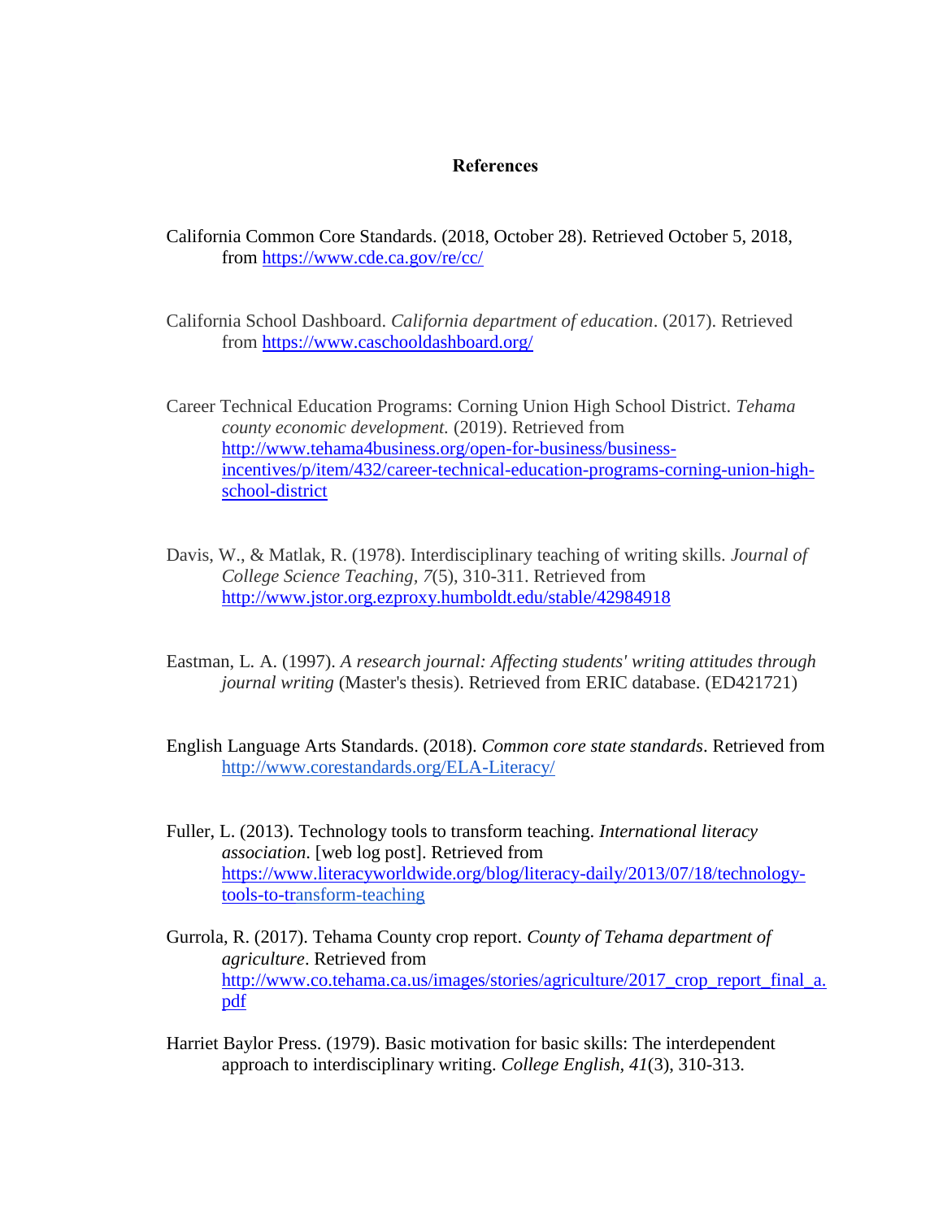# References

California Common Core Standards. (2018, October 28). Retrieved October 5, 2018, from https://www.cde.ca.gov/re/cc/

California School Dashboard. *California department of education*. (2017). Retrieved from https://www.caschooldashboard.org/

Career Technical Education Programs: Corning Union High School District. *Tehama county economic development.* (2019). Retrieved from http://www.tehama4business.org/open-for-business/business-incentives/p/item/432/career-technical-education-programs-corning-union-high-school-district

Davis, W., & Matlak, R. (1978). Interdisciplinary teaching of writing skills. *Journal of College Science Teaching, 7*(5), 310-311. Retrieved from http://www.jstor.org.ezproxy.humboldt.edu/stable/42984918

Eastman, L. A. (1997). *A research journal: Affecting students' writing attitudes through journal writing* (Master's thesis). Retrieved from ERIC database. (ED421721)

English Language Arts Standards. (2018). *Common core state standards*. Retrieved from http://www.corestandards.org/ELA-Literacy/

Fuller, L. (2013). Technology tools to transform teaching. *International literacy association.* [web log post]. Retrieved from https://www.literacyworldwide.org/blog/literacy-daily/2013/07/18/technology-tools-to-transform-teaching

Gurrola, R. (2017). Tehama County crop report. *County of Tehama department of agriculture*. Retrieved from http://www.co.tehama.ca.us/images/stories/agriculture/2017_crop_report_final_a.pdf

Harriet Baylor Press. (1979). Basic motivation for basic skills: The interdependent approach to interdisciplinary writing. *College English, 41*(3), 310-313.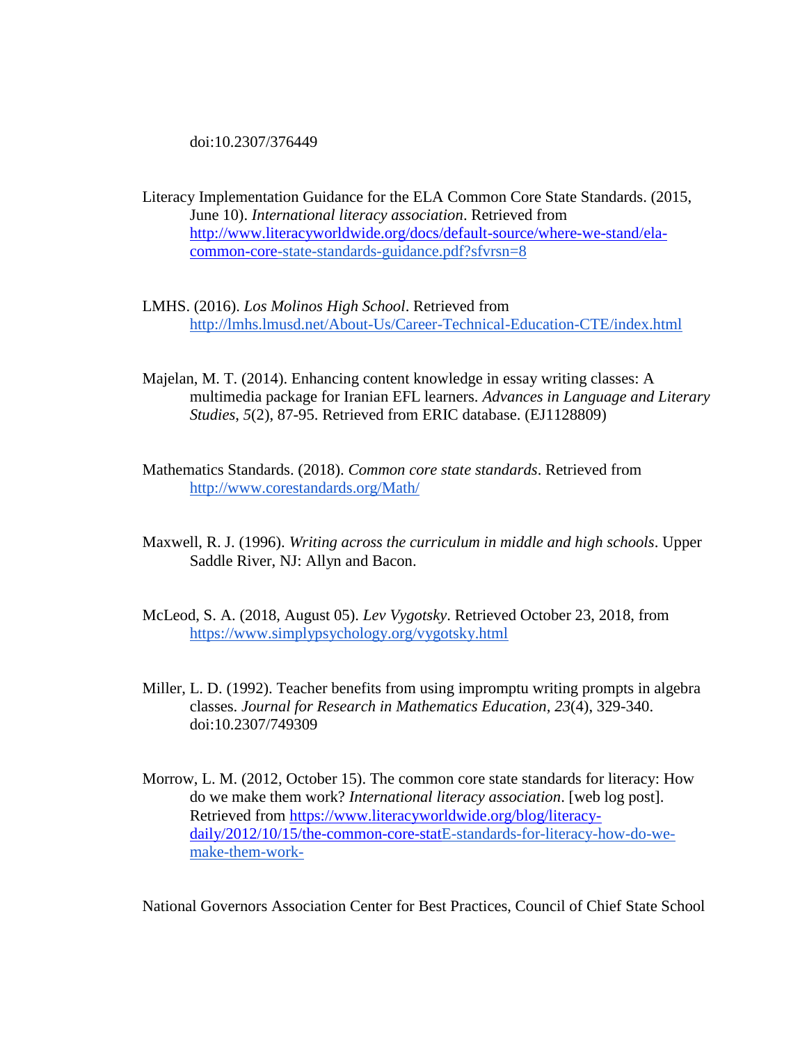doi:10.2307/376449

Literacy Implementation Guidance for the ELA Common Core State Standards. (2015, June 10). *International literacy association*. Retrieved from http://www.literacyworldwide.org/docs/default-source/where-we-stand/ela-common-core-state-standards-guidance.pdf?sfvrsn=8

LMHS. (2016). *Los Molinos High School*. Retrieved from http://lmhs.lmusd.net/About-Us/Career-Technical-Education-CTE/index.html

Majelan, M. T. (2014). Enhancing content knowledge in essay writing classes: A multimedia package for Iranian EFL learners. *Advances in Language and Literary Studies*, *5*(2), 87-95. Retrieved from ERIC database. (EJ1128809)

Mathematics Standards. (2018). *Common core state standards*. Retrieved from http://www.corestandards.org/Math/

Maxwell, R. J. (1996). *Writing across the curriculum in middle and high schools*. Upper Saddle River, NJ: Allyn and Bacon.

McLeod, S. A. (2018, August 05). *Lev Vygotsky*. Retrieved October 23, 2018, from https://www.simplypsychology.org/vygotsky.html

Miller, L. D. (1992). Teacher benefits from using impromptu writing prompts in algebra classes. *Journal for Research in Mathematics Education*, *23*(4), 329-340. doi:10.2307/749309

Morrow, L. M. (2012, October 15). The common core state standards for literacy: How do we make them work? *International literacy association*. [web log post]. Retrieved from https://www.literacyworldwide.org/blog/literacy-daily/2012/10/15/the-common-core-statE-standards-for-literacy-how-do-we-make-them-work-

National Governors Association Center for Best Practices, Council of Chief State School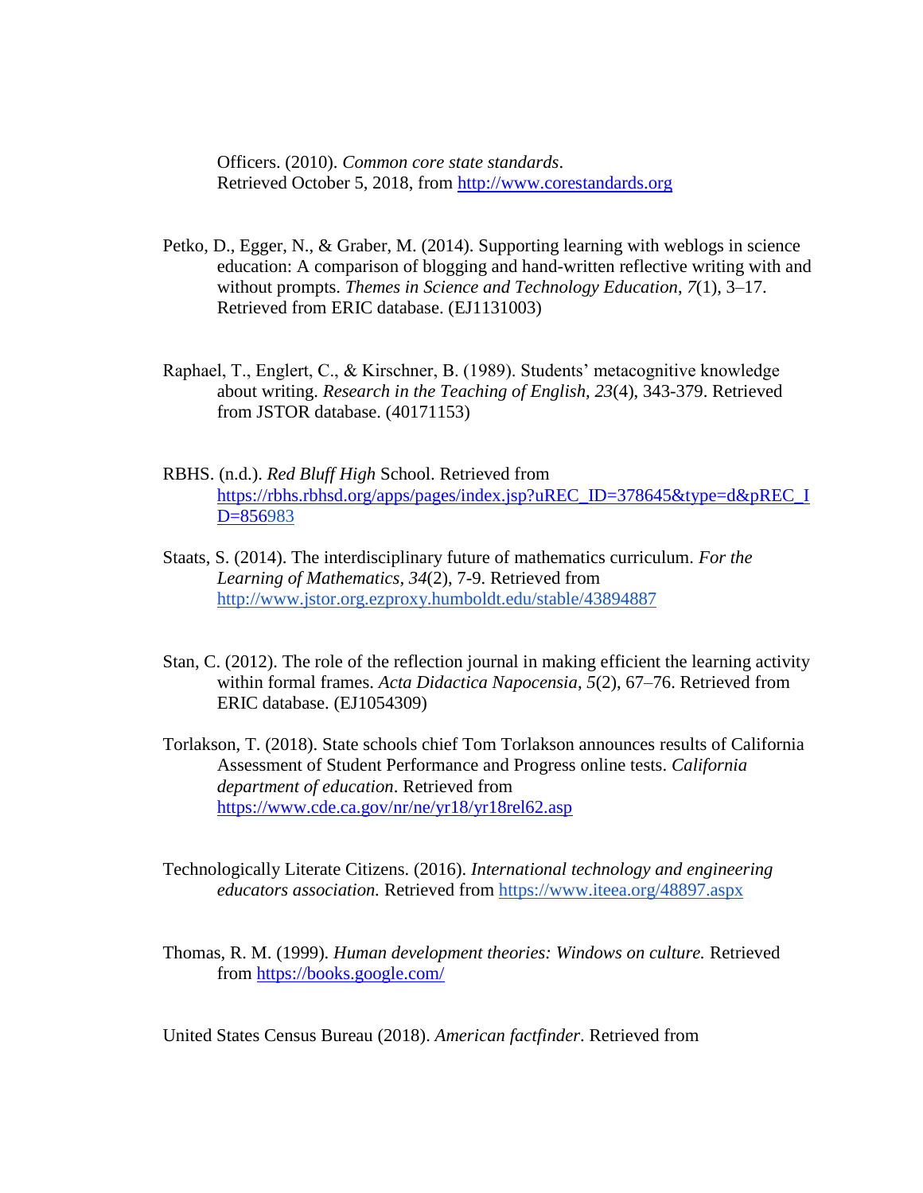Officers. (2010). *Common core state standards*. Retrieved October 5, 2018, from http://www.corestandards.org

Petko, D., Egger, N., & Graber, M. (2014). Supporting learning with weblogs in science education: A comparison of blogging and hand-written reflective writing with and without prompts. *Themes in Science and Technology Education*, *7*(1), 3–17. Retrieved from ERIC database. (EJ1131003)

Raphael, T., Englert, C., & Kirschner, B. (1989). Students' metacognitive knowledge about writing. *Research in the Teaching of English, 23*(4), 343-379. Retrieved from JSTOR database. (40171153)

RBHS. (n.d.). *Red Bluff High* School. Retrieved from https://rbhs.rbhsd.org/apps/pages/index.jsp?uREC_ID=378645&type=d&pREC_ID=856983

Staats, S. (2014). The interdisciplinary future of mathematics curriculum. *For the Learning of Mathematics*, *34*(2), 7-9. Retrieved from http://www.jstor.org.ezproxy.humboldt.edu/stable/43894887

Stan, C. (2012). The role of the reflection journal in making efficient the learning activity within formal frames. *Acta Didactica Napocensia*, *5*(2), 67–76. Retrieved from ERIC database. (EJ1054309)

Torlakson, T. (2018). State schools chief Tom Torlakson announces results of California Assessment of Student Performance and Progress online tests. *California department of education*. Retrieved from https://www.cde.ca.gov/nr/ne/yr18/yr18rel62.asp

Technologically Literate Citizens. (2016). *International technology and engineering educators association.* Retrieved from https://www.iteea.org/48897.aspx

Thomas, R. M. (1999). *Human development theories: Windows on culture.* Retrieved from https://books.google.com/

United States Census Bureau (2018). *American factfinder*. Retrieved from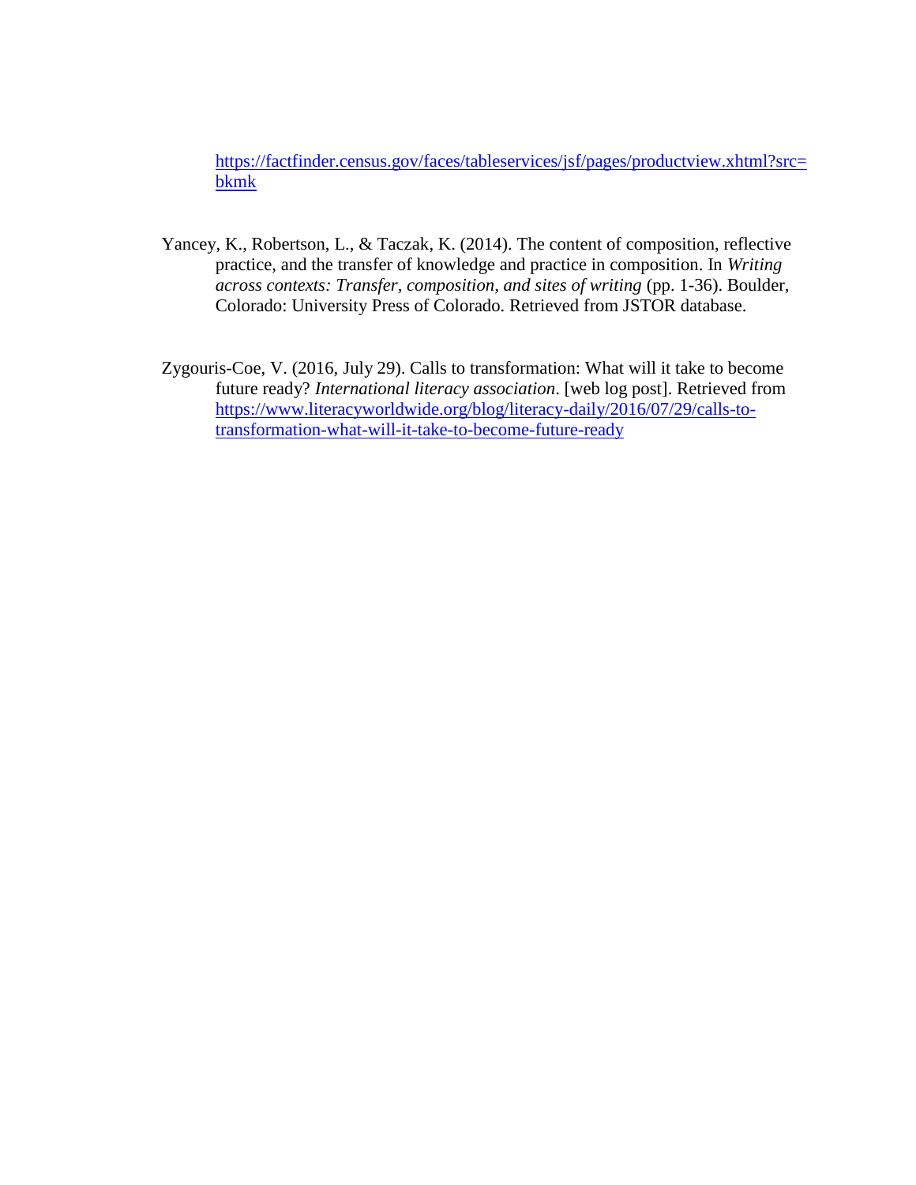https://factfinder.census.gov/faces/tableservices/jsf/pages/productview.xhtml?src=bkmk

Yancey, K., Robertson, L., & Taczak, K. (2014). The content of composition, reflective practice, and the transfer of knowledge and practice in composition. In *Writing across contexts: Transfer, composition, and sites of writing* (pp. 1-36). Boulder, Colorado: University Press of Colorado. Retrieved from JSTOR database.

Zygouris-Coe, V. (2016, July 29). Calls to transformation: What will it take to become future ready? *International literacy association*. [web log post]. Retrieved from https://www.literacyworldwide.org/blog/literacy-daily/2016/07/29/calls-to-transformation-what-will-it-take-to-become-future-ready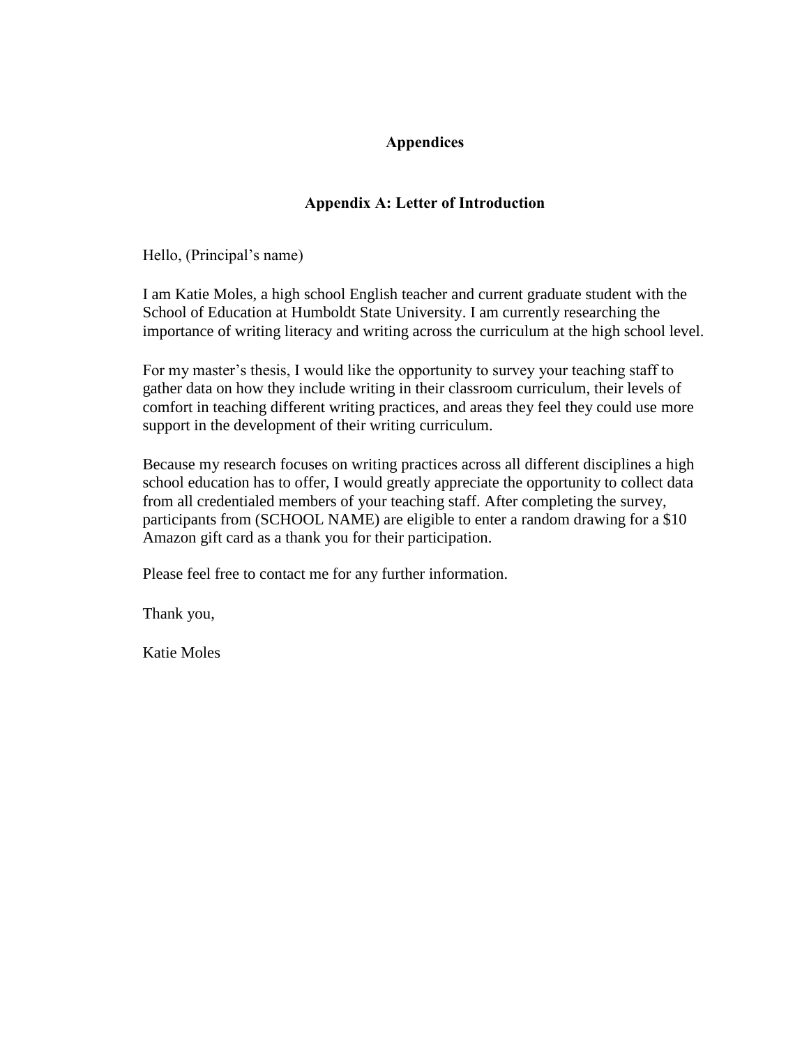# Appendices

## Appendix A: Letter of Introduction

Hello, (Principal's name)

I am Katie Moles, a high school English teacher and current graduate student with the School of Education at Humboldt State University. I am currently researching the importance of writing literacy and writing across the curriculum at the high school level.

For my master's thesis, I would like the opportunity to survey your teaching staff to gather data on how they include writing in their classroom curriculum, their levels of comfort in teaching different writing practices, and areas they feel they could use more support in the development of their writing curriculum.

Because my research focuses on writing practices across all different disciplines a high school education has to offer, I would greatly appreciate the opportunity to collect data from all credentialed members of your teaching staff. After completing the survey, participants from (SCHOOL NAME) are eligible to enter a random drawing for a $10 Amazon gift card as a thank you for their participation.

Please feel free to contact me for any further information.

Thank you,

Katie Moles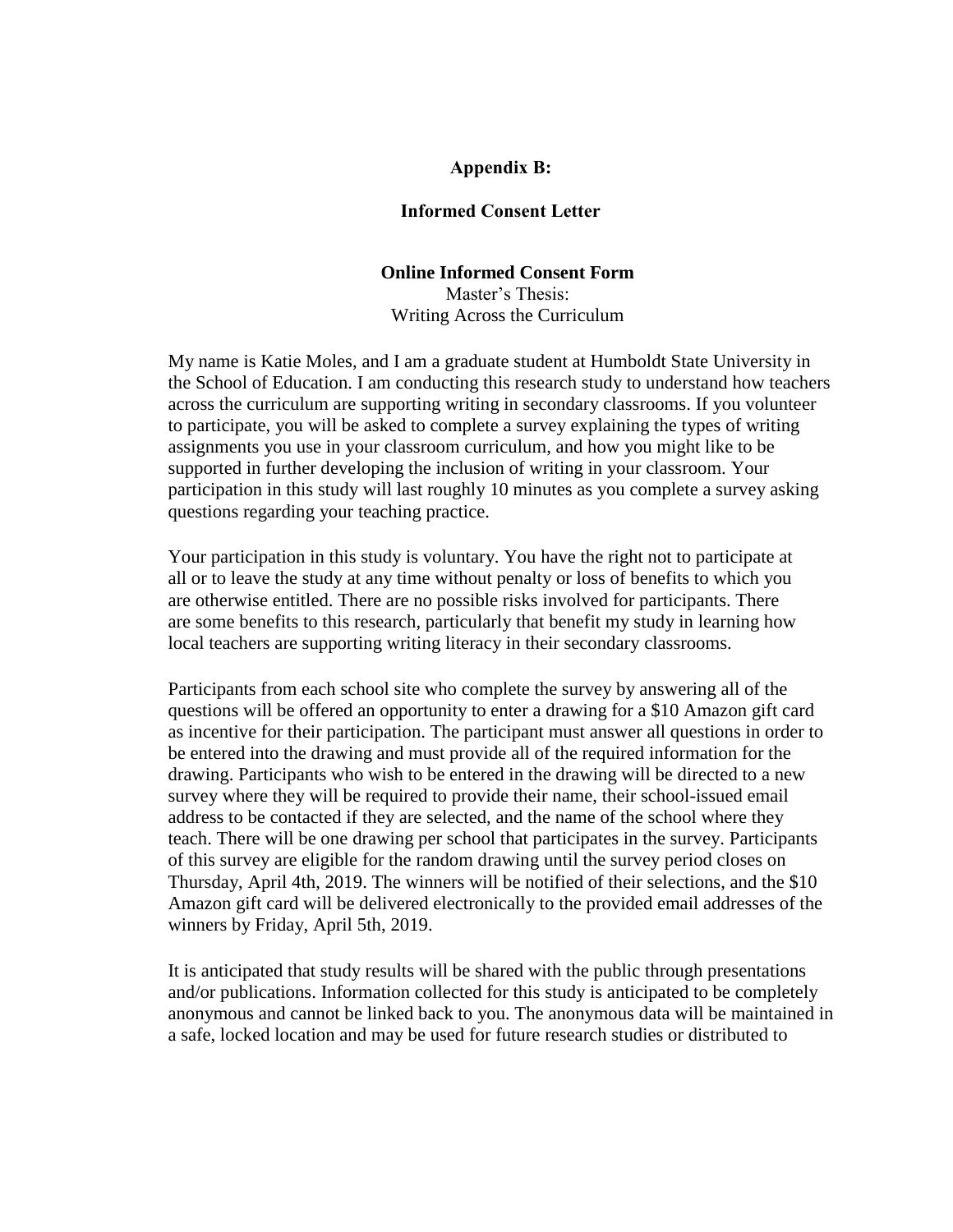**Appendix B:**

**Informed Consent Letter**

**Online Informed Consent Form**

Master's Thesis:
Writing Across the Curriculum

My name is Katie Moles, and I am a graduate student at Humboldt State University in the School of Education. I am conducting this research study to understand how teachers across the curriculum are supporting writing in secondary classrooms. If you volunteer to participate, you will be asked to complete a survey explaining the types of writing assignments you use in your classroom curriculum, and how you might like to be supported in further developing the inclusion of writing in your classroom. Your participation in this study will last roughly 10 minutes as you complete a survey asking questions regarding your teaching practice.

Your participation in this study is voluntary. You have the right not to participate at all or to leave the study at any time without penalty or loss of benefits to which you are otherwise entitled. There are no possible risks involved for participants. There are some benefits to this research, particularly that benefit my study in learning how local teachers are supporting writing literacy in their secondary classrooms.

Participants from each school site who complete the survey by answering all of the questions will be offered an opportunity to enter a drawing for a $10 Amazon gift card as incentive for their participation. The participant must answer all questions in order to be entered into the drawing and must provide all of the required information for the drawing. Participants who wish to be entered in the drawing will be directed to a new survey where they will be required to provide their name, their school-issued email address to be contacted if they are selected, and the name of the school where they teach. There will be one drawing per school that participates in the survey. Participants of this survey are eligible for the random drawing until the survey period closes on Thursday, April 4th, 2019. The winners will be notified of their selections, and the $10 Amazon gift card will be delivered electronically to the provided email addresses of the winners by Friday, April 5th, 2019.

It is anticipated that study results will be shared with the public through presentations and/or publications. Information collected for this study is anticipated to be completely anonymous and cannot be linked back to you. The anonymous data will be maintained in a safe, locked location and may be used for future research studies or distributed to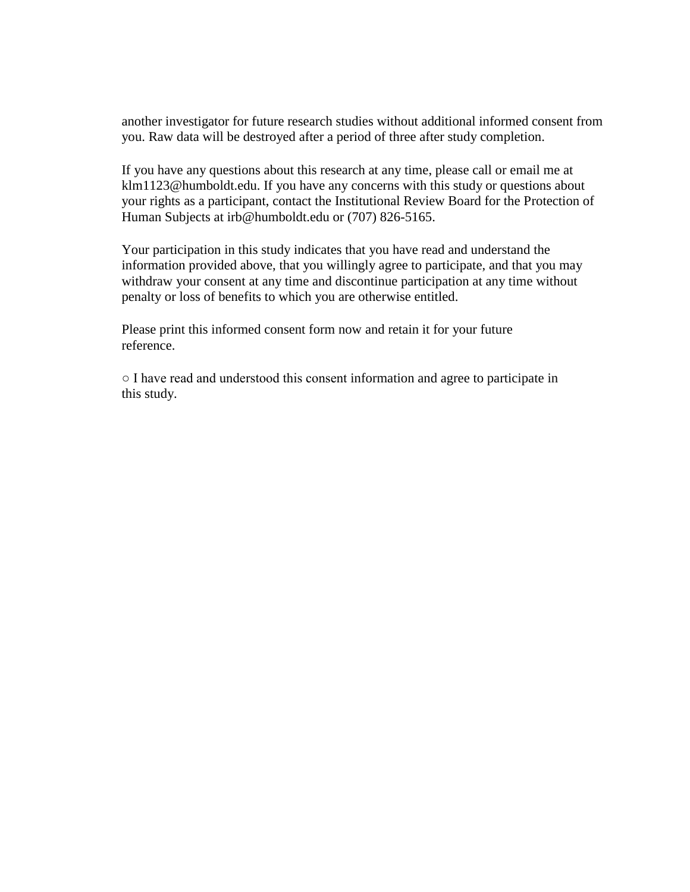another investigator for future research studies without additional informed consent from you. Raw data will be destroyed after a period of three after study completion.

If you have any questions about this research at any time, please call or email me at klm1123@humboldt.edu. If you have any concerns with this study or questions about your rights as a participant, contact the Institutional Review Board for the Protection of Human Subjects at irb@humboldt.edu or (707) 826-5165.

Your participation in this study indicates that you have read and understand the information provided above, that you willingly agree to participate, and that you may withdraw your consent at any time and discontinue participation at any time without penalty or loss of benefits to which you are otherwise entitled.

Please print this informed consent form now and retain it for your future reference.

○ I have read and understood this consent information and agree to participate in this study.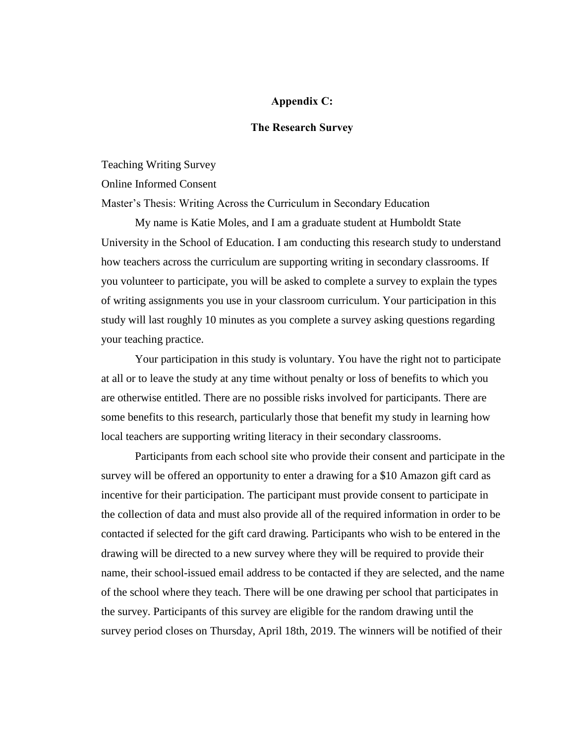## Appendix C:

## The Research Survey

Teaching Writing Survey

Online Informed Consent

Master's Thesis: Writing Across the Curriculum in Secondary Education

My name is Katie Moles, and I am a graduate student at Humboldt State University in the School of Education. I am conducting this research study to understand how teachers across the curriculum are supporting writing in secondary classrooms. If you volunteer to participate, you will be asked to complete a survey to explain the types of writing assignments you use in your classroom curriculum. Your participation in this study will last roughly 10 minutes as you complete a survey asking questions regarding your teaching practice.

Your participation in this study is voluntary. You have the right not to participate at all or to leave the study at any time without penalty or loss of benefits to which you are otherwise entitled. There are no possible risks involved for participants. There are some benefits to this research, particularly those that benefit my study in learning how local teachers are supporting writing literacy in their secondary classrooms.

Participants from each school site who provide their consent and participate in the survey will be offered an opportunity to enter a drawing for a $10 Amazon gift card as incentive for their participation. The participant must provide consent to participate in the collection of data and must also provide all of the required information in order to be contacted if selected for the gift card drawing. Participants who wish to be entered in the drawing will be directed to a new survey where they will be required to provide their name, their school-issued email address to be contacted if they are selected, and the name of the school where they teach. There will be one drawing per school that participates in the survey. Participants of this survey are eligible for the random drawing until the survey period closes on Thursday, April 18th, 2019. The winners will be notified of their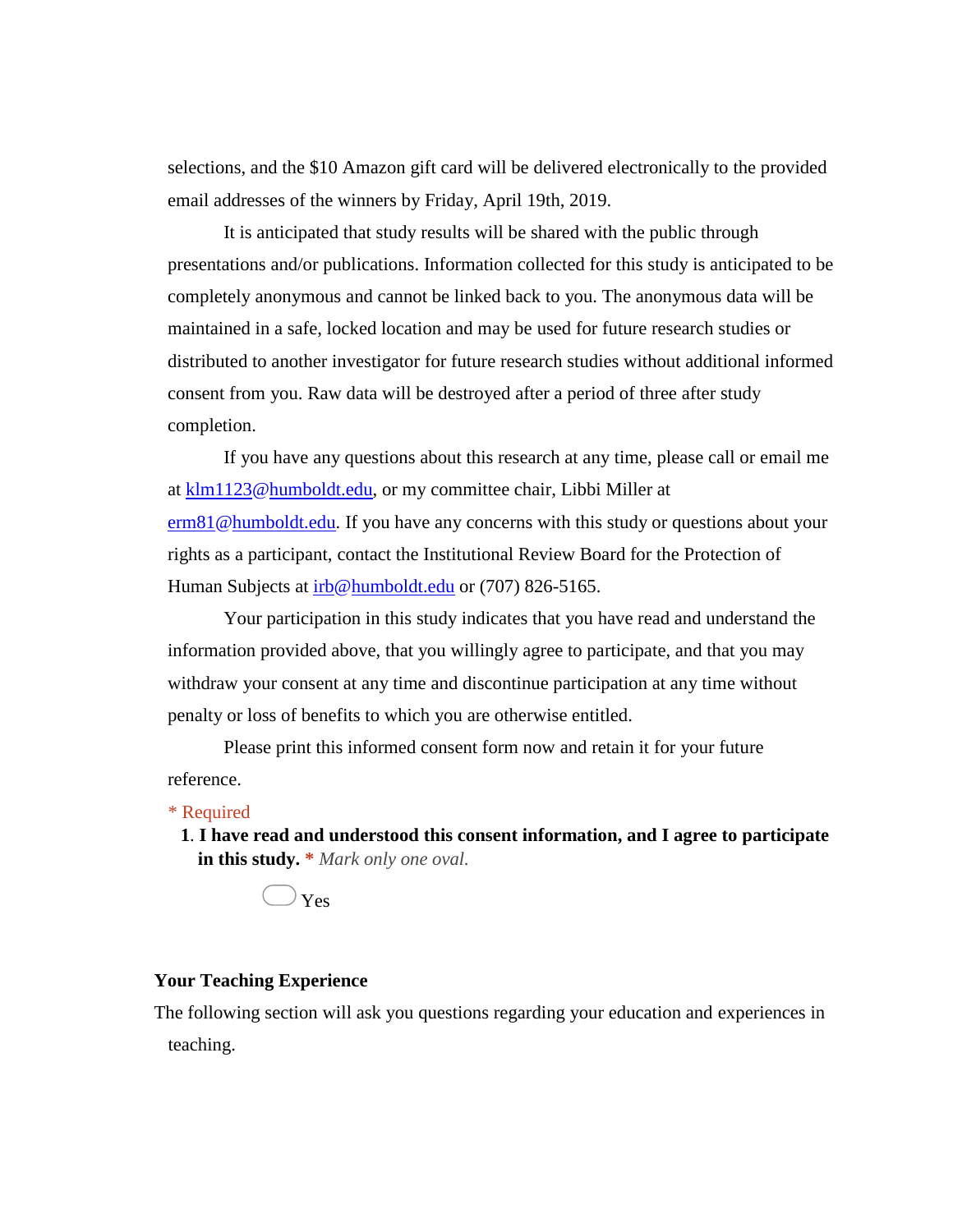selections, and the $10 Amazon gift card will be delivered electronically to the provided email addresses of the winners by Friday, April 19th, 2019.

It is anticipated that study results will be shared with the public through presentations and/or publications. Information collected for this study is anticipated to be completely anonymous and cannot be linked back to you. The anonymous data will be maintained in a safe, locked location and may be used for future research studies or distributed to another investigator for future research studies without additional informed consent from you. Raw data will be destroyed after a period of three after study completion.

If you have any questions about this research at any time, please call or email me at klm1123@humboldt.edu, or my committee chair, Libbi Miller at erm81@humboldt.edu. If you have any concerns with this study or questions about your rights as a participant, contact the Institutional Review Board for the Protection of Human Subjects at irb@humboldt.edu or (707) 826-5165.

Your participation in this study indicates that you have read and understand the information provided above, that you willingly agree to participate, and that you may withdraw your consent at any time and discontinue participation at any time without penalty or loss of benefits to which you are otherwise entitled.

Please print this informed consent form now and retain it for your future reference.

* Required

1. **I have read and understood this consent information, and I agree to participate in this study.** * *Mark only one oval.*

   ◯ Yes

**Your Teaching Experience**

The following section will ask you questions regarding your education and experiences in teaching.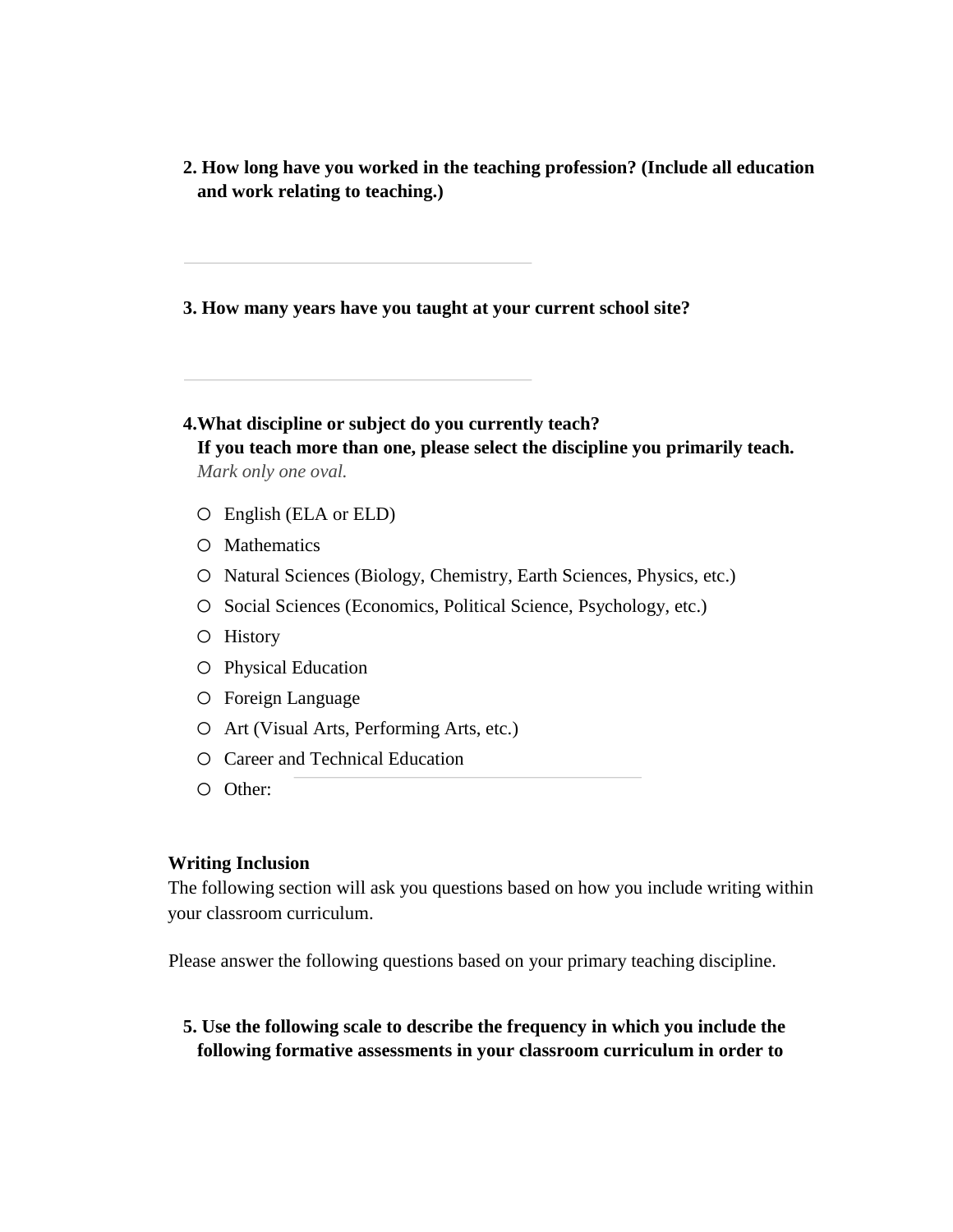**2. How long have you worked in the teaching profession? (Include all education and work relating to teaching.)**

\_\_\_\_\_\_\_\_\_\_\_\_\_\_\_\_\_\_\_\_\_\_\_\_\_\_\_\_\_\_\_\_

**3. How many years have you taught at your current school site?**

\_\_\_\_\_\_\_\_\_\_\_\_\_\_\_\_\_\_\_\_\_\_\_\_\_\_\_\_\_\_\_\_

**4.What discipline or subject do you currently teach?**
**If you teach more than one, please select the discipline you primarily teach.**
*Mark only one oval.*

- ○ English (ELA or ELD)
- ○ Mathematics
- ○ Natural Sciences (Biology, Chemistry, Earth Sciences, Physics, etc.)
- ○ Social Sciences (Economics, Political Science, Psychology, etc.)
- ○ History
- ○ Physical Education
- ○ Foreign Language
- ○ Art (Visual Arts, Performing Arts, etc.)
- ○ Career and Technical Education
- ○ Other: \_\_\_\_\_\_\_\_\_\_\_\_\_\_\_\_\_\_\_\_\_\_\_\_\_\_\_\_\_\_\_\_

**Writing Inclusion**

The following section will ask you questions based on how you include writing within your classroom curriculum.

Please answer the following questions based on your primary teaching discipline.

**5. Use the following scale to describe the frequency in which you include the following formative assessments in your classroom curriculum in order to**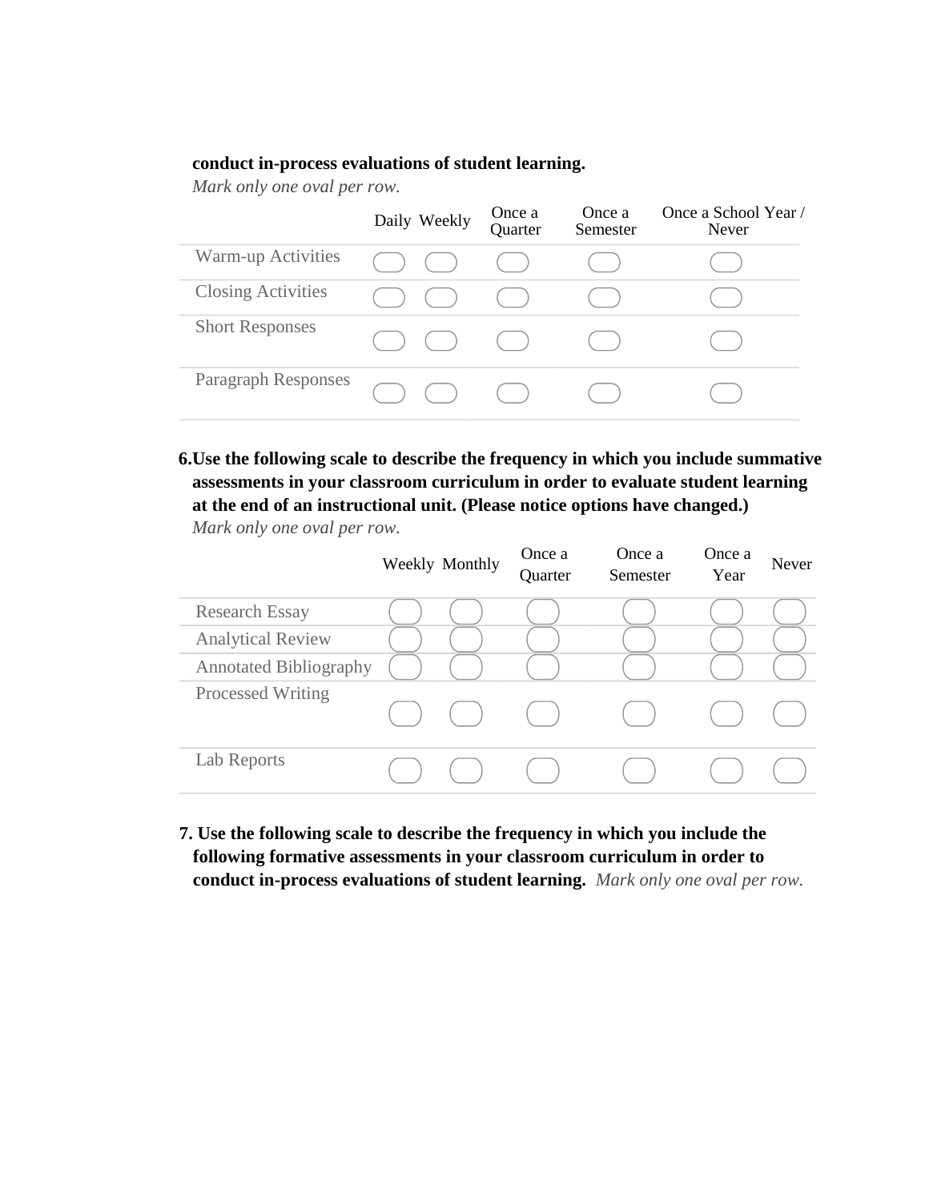**conduct in-process evaluations of student learning.**
*Mark only only one oval per row.*

|  | Daily | Weekly | Once a Quarter | Once a Semester | Once a School Year / Never |
|---|---|---|---|---|---|
| Warm-up Activities | ⬭ | ⬭ | ⬭ | ⬭ | ⬭ |
| Closing Activities | ⬭ | ⬭ | ⬭ | ⬭ | ⬭ |
| Short Responses | ⬭ | ⬭ | ⬭ | ⬭ | ⬭ |
| Paragraph Responses | ⬭ | ⬭ | ⬭ | ⬭ | ⬭ |

**6. Use the following scale to describe the frequency in which you include summative assessments in your classroom curriculum in order to evaluate student learning at the end of an instructional unit. (Please notice options have changed.)**
*Mark only one oval per row.*

|  | Weekly | Monthly | Once a Quarter | Once a Semester | Once a Year | Never |
|---|---|---|---|---|---|---|
| Research Essay | ⬭ | ⬭ | ⬭ | ⬭ | ⬭ | ⬭ |
| Analytical Review | ⬭ | ⬭ | ⬭ | ⬭ | ⬭ | ⬭ |
| Annotated Bibliography | ⬭ | ⬭ | ⬭ | ⬭ | ⬭ | ⬭ |
| Processed Writing | ⬭ | ⬭ | ⬭ | ⬭ | ⬭ | ⬭ |
| Lab Reports | ⬭ | ⬭ | ⬭ | ⬭ | ⬭ | ⬭ |

**7. Use the following scale to describe the frequency in which you include the following formative assessments in your classroom curriculum in order to conduct in-process evaluations of student learning.** *Mark only one oval per row.*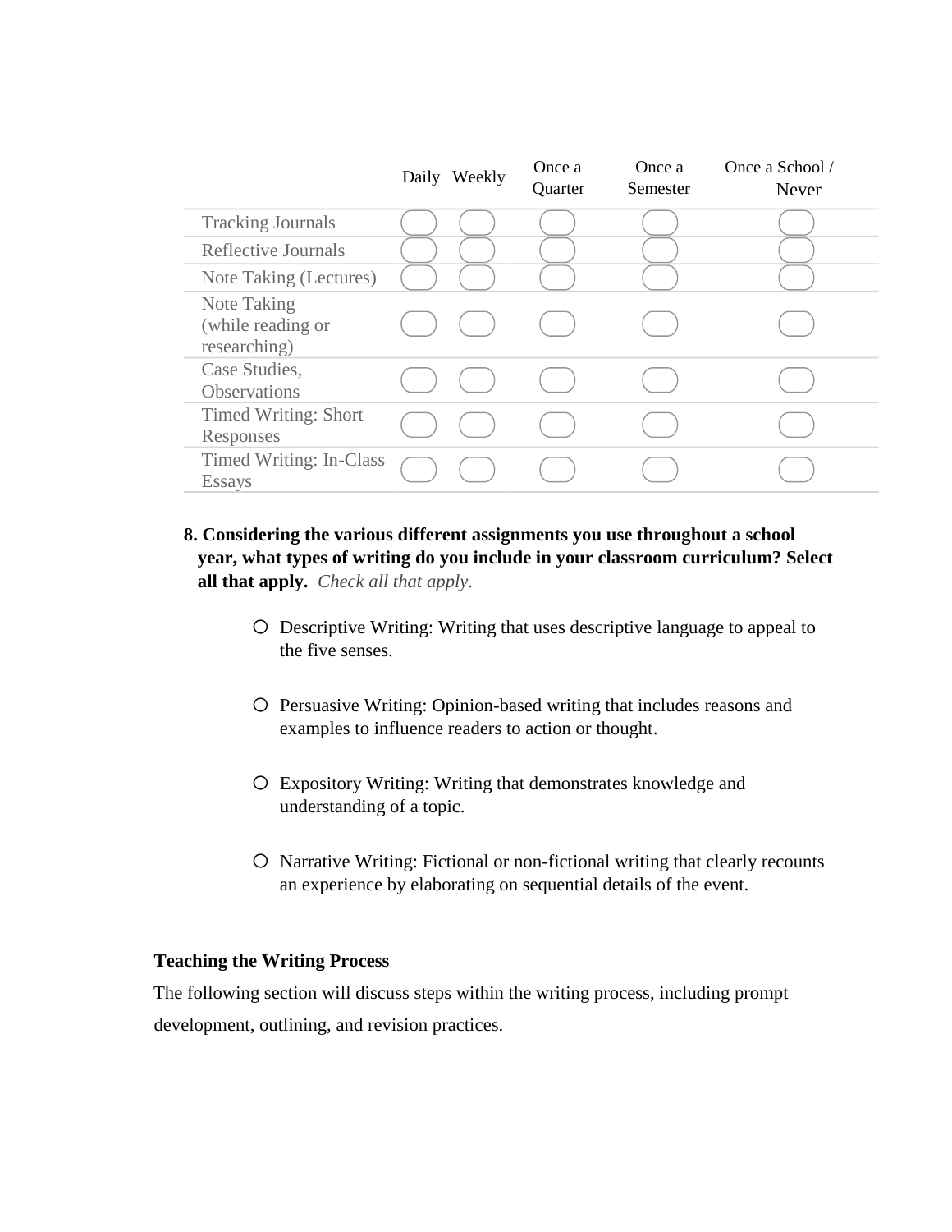| | Daily | Weekly | Once a Quarter | Once a Semester | Once a School / Never |
|---|---|---|---|---|---|
| Tracking Journals | | | | | |
| Reflective Journals | | | | | |
| Note Taking (Lectures) | | | | | |
| Note Taking (while reading or researching) | | | | | |
| Case Studies, Observations | | | | | |
| Timed Writing: Short Responses | | | | | |
| Timed Writing: In-Class Essays | | | | | |

**8. Considering the various different assignments you use throughout a school year, what types of writing do you include in your classroom curriculum? Select all that apply.** *Check all that apply.*

- Descriptive Writing: Writing that uses descriptive language to appeal to the five senses.
- Persuasive Writing: Opinion-based writing that includes reasons and examples to influence readers to action or thought.
- Expository Writing: Writing that demonstrates knowledge and understanding of a topic.
- Narrative Writing: Fictional or non-fictional writing that clearly recounts an experience by elaborating on sequential details of the event.

**Teaching the Writing Process**

The following section will discuss steps within the writing process, including prompt development, outlining, and revision practices.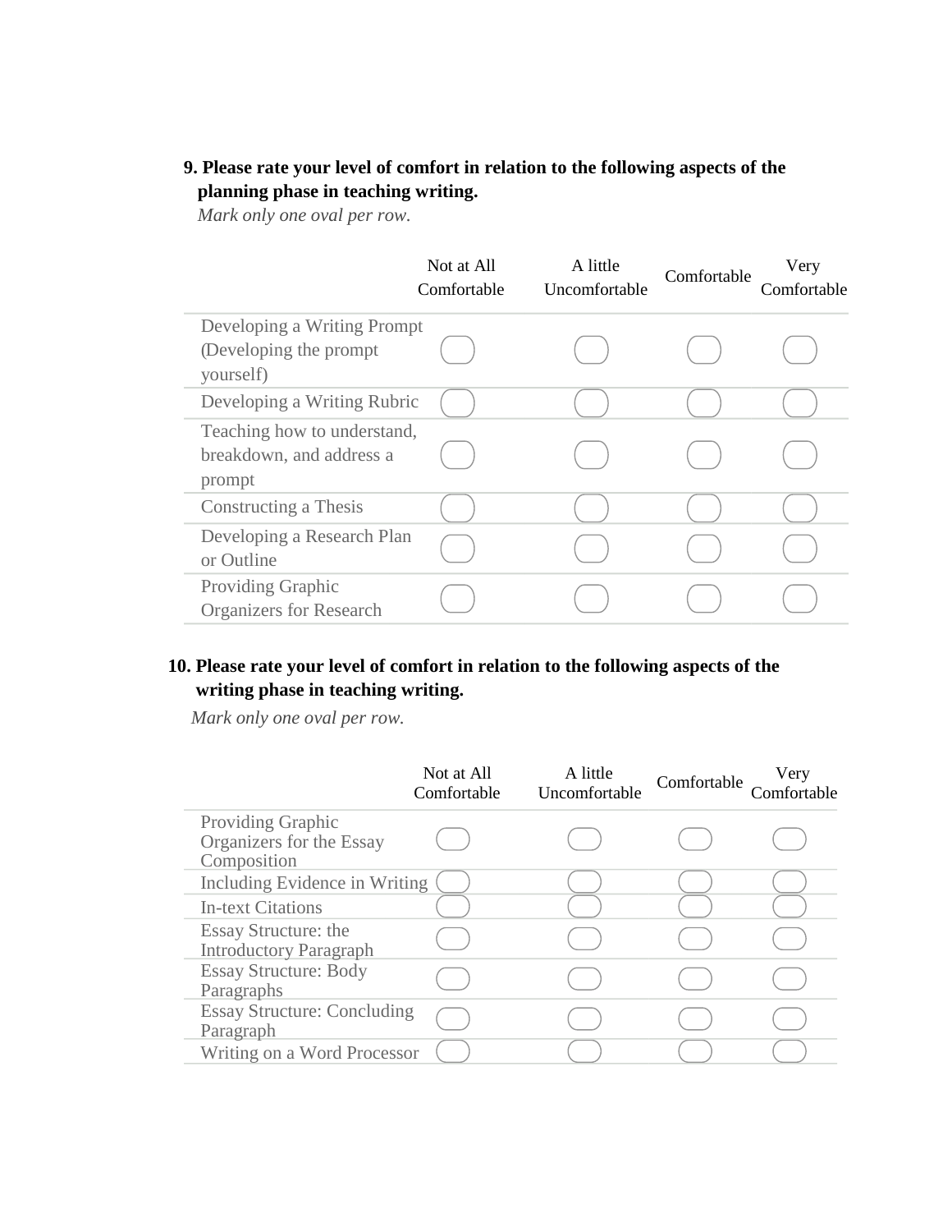**9. Please rate your level of comfort in relation to the following aspects of the planning phase in teaching writing.**

*Mark only one oval per row.*

| | Not at All Comfortable | A little Uncomfortable | Comfortable | Very Comfortable |
|---|---|---|---|---|
| Developing a Writing Prompt (Developing the prompt yourself) | ⬭ | ⬭ | ⬭ | ⬭ |
| Developing a Writing Rubric | ⬭ | ⬭ | ⬭ | ⬭ |
| Teaching how to understand, breakdown, and address a prompt | ⬭ | ⬭ | ⬭ | ⬭ |
| Constructing a Thesis | ⬭ | ⬭ | ⬭ | ⬭ |
| Developing a Research Plan or Outline | ⬭ | ⬭ | ⬭ | ⬭ |
| Providing Graphic Organizers for Research | ⬭ | ⬭ | ⬭ | ⬭ |

**10. Please rate your level of comfort in relation to the following aspects of the writing phase in teaching writing.**

*Mark only one oval per row.*

| | Not at All Comfortable | A little Uncomfortable | Comfortable | Very Comfortable |
|---|---|---|---|---|
| Providing Graphic Organizers for the Essay Composition | ⬭ | ⬭ | ⬭ | ⬭ |
| Including Evidence in Writing | ⬭ | ⬭ | ⬭ | ⬭ |
| In-text Citations | ⬭ | ⬭ | ⬭ | ⬭ |
| Essay Structure: the Introductory Paragraph | ⬭ | ⬭ | ⬭ | ⬭ |
| Essay Structure: Body Paragraphs | ⬭ | ⬭ | ⬭ | ⬭ |
| Essay Structure: Concluding Paragraph | ⬭ | ⬭ | ⬭ | ⬭ |
| Writing on a Word Processor | ⬭ | ⬭ | ⬭ | ⬭ |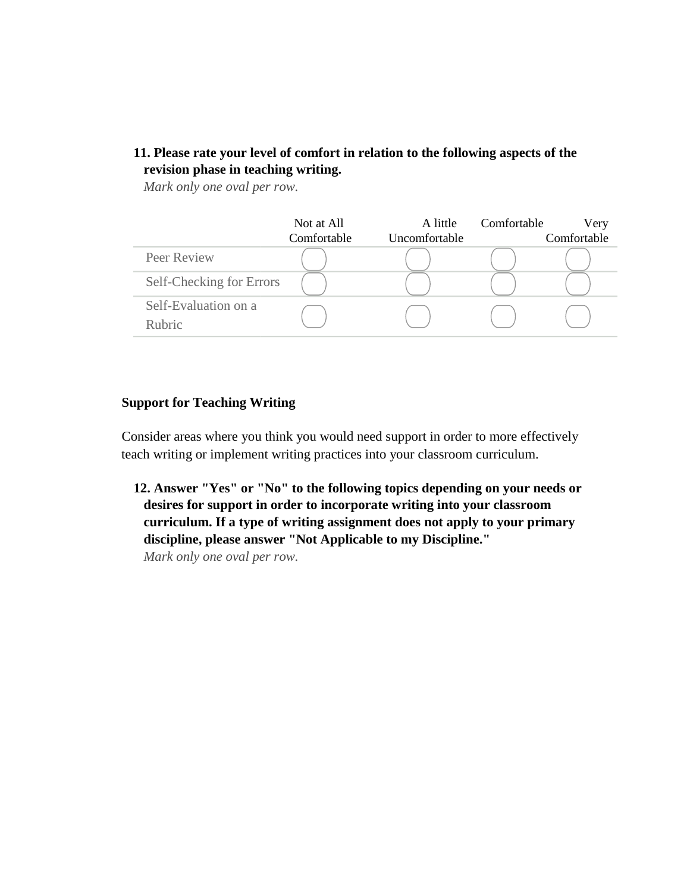**11. Please rate your level of comfort in relation to the following aspects of the revision phase in teaching writing.**
*Mark only one oval per row.*

| | Not at All Comfortable | A little Uncomfortable | Comfortable | Very Comfortable |
|---|---|---|---|---|
| Peer Review | ◯ | ◯ | ◯ | ◯ |
| Self-Checking for Errors | ◯ | ◯ | ◯ | ◯ |
| Self-Evaluation on a Rubric | ◯ | ◯ | ◯ | ◯ |

**Support for Teaching Writing**

Consider areas where you think you would need support in order to more effectively teach writing or implement writing practices into your classroom curriculum.

**12. Answer "Yes" or "No" to the following topics depending on your needs or desires for support in order to incorporate writing into your classroom curriculum. If a type of writing assignment does not apply to your primary discipline, please answer "Not Applicable to my Discipline."**
*Mark only one oval per row.*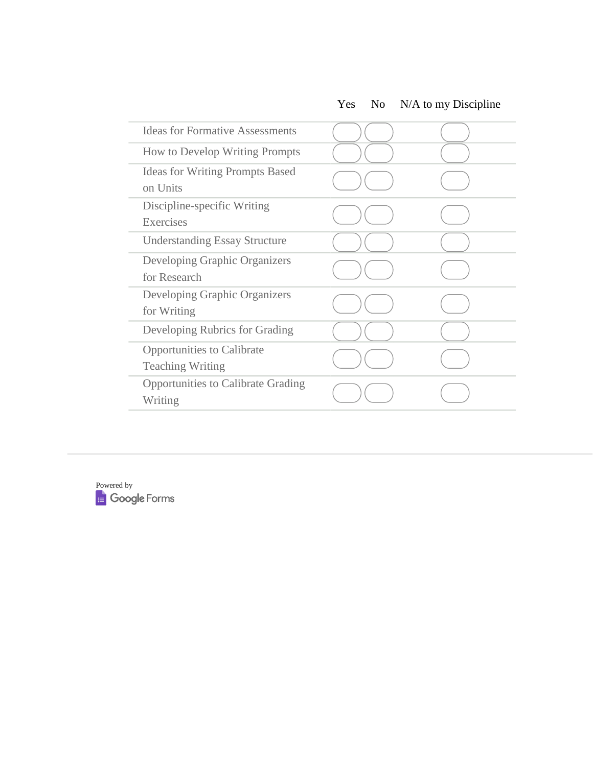| | Yes | No | N/A to my Discipline |
|---|---|---|---|
| Ideas for Formative Assessments | | | |
| How to Develop Writing Prompts | | | |
| Ideas for Writing Prompts Based on Units | | | |
| Discipline-specific Writing Exercises | | | |
| Understanding Essay Structure | | | |
| Developing Graphic Organizers for Research | | | |
| Developing Graphic Organizers for Writing | | | |
| Developing Rubrics for Grading | | | |
| Opportunities to Calibrate Teaching Writing | | | |
| Opportunities to Calibrate Grading Writing | | | |

Powered by Google Forms